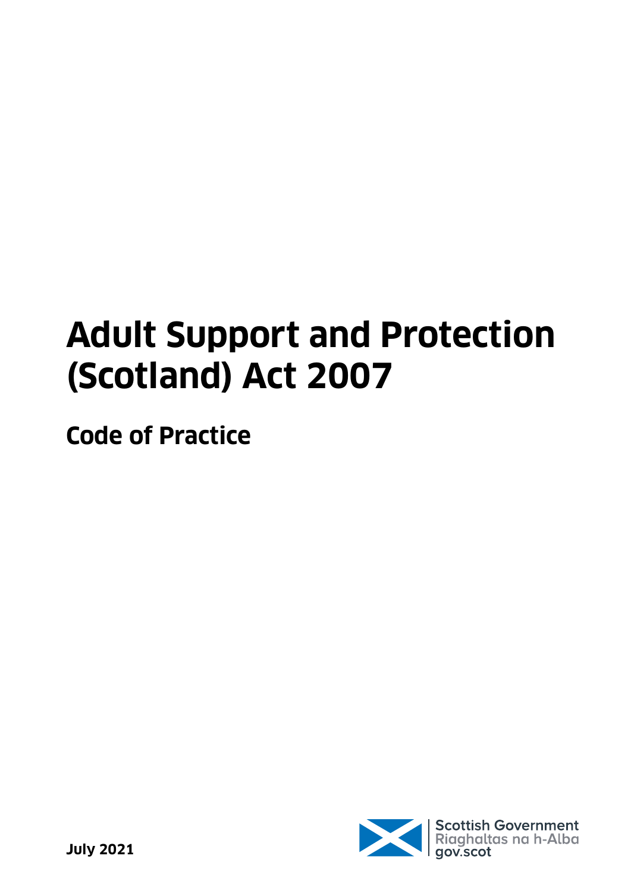# Adult Support and Protection (Scotland) Act 2007

## Code of Practice

**July 2021**

Scottish Government
Riaghaltas na h-Alba
gov.scot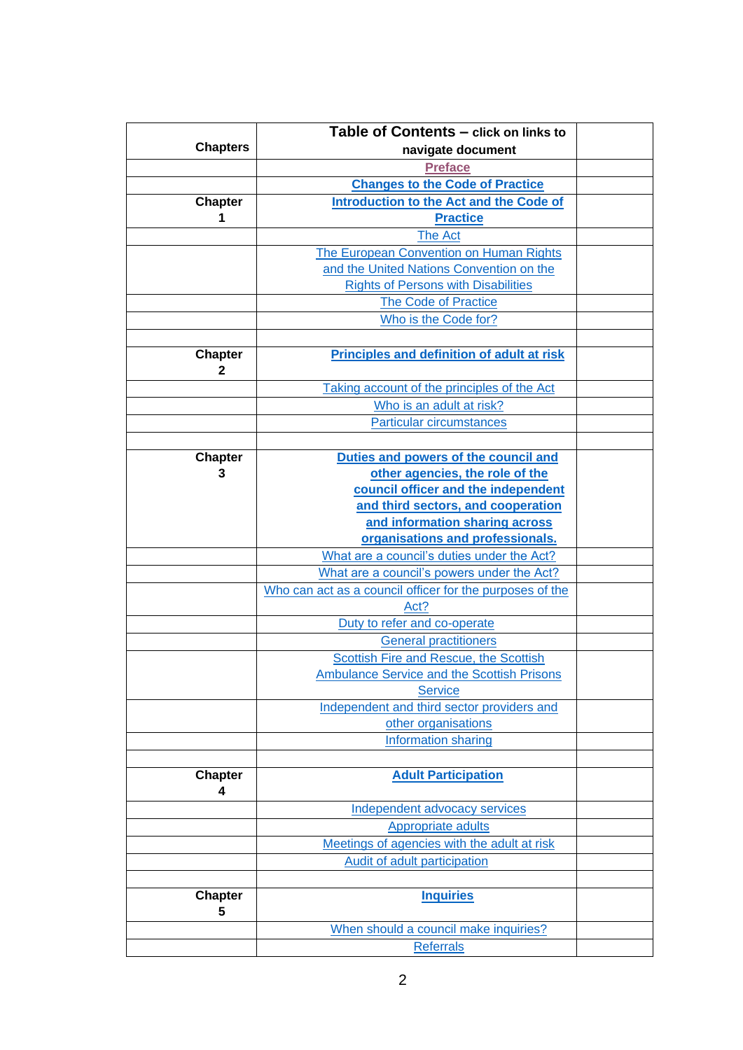| Chapters | Table of Contents – click on links to navigate document | |
|---|---|---|
| | **Preface** | |
| | **Changes to the Code of Practice** | |
| Chapter 1 | **Introduction to the Act and the Code of Practice** | |
| | The Act | |
| | The European Convention on Human Rights and the United Nations Convention on the Rights of Persons with Disabilities | |
| | The Code of Practice | |
| | Who is the Code for? | |
| | | |
| Chapter 2 | **Principles and definition of adult at risk** | |
| | Taking account of the principles of the Act | |
| | Who is an adult at risk? | |
| | Particular circumstances | |
| | | |
| Chapter 3 | **Duties and powers of the council and other agencies, the role of the council officer and the independent and third sectors, and cooperation and information sharing across organisations and professionals.** | |
| | What are a council's duties under the Act? | |
| | What are a council's powers under the Act? | |
| | Who can act as a council officer for the purposes of the Act? | |
| | Duty to refer and co-operate | |
| | General practitioners | |
| | Scottish Fire and Rescue, the Scottish Ambulance Service and the Scottish Prisons Service | |
| | Independent and third sector providers and other organisations | |
| | Information sharing | |
| | | |
| Chapter 4 | **Adult Participation** | |
| | Independent advocacy services | |
| | Appropriate adults | |
| | Meetings of agencies with the adult at risk | |
| | Audit of adult participation | |
| | | |
| Chapter 5 | **Inquiries** | |
| | When should a council make inquiries? | |
| | Referrals | |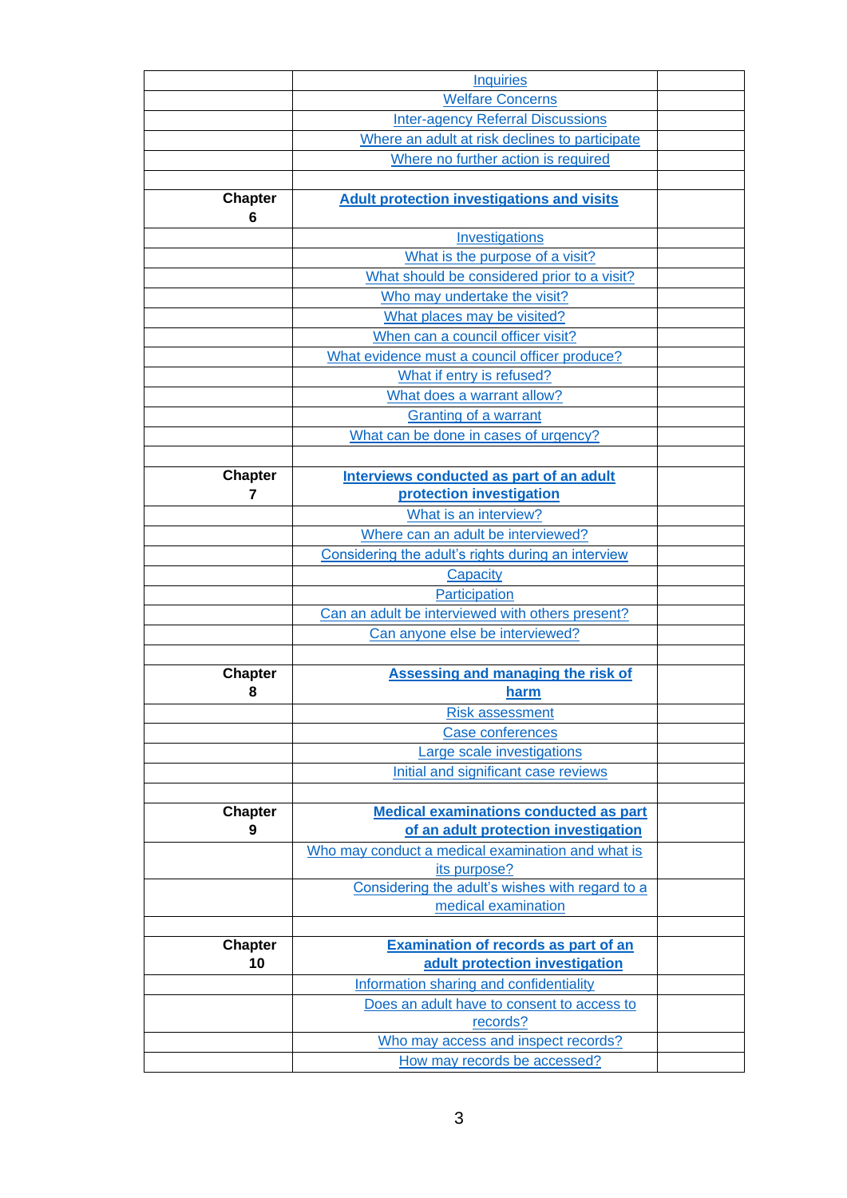| | | |
|---|---|---|
| | Inquiries | |
| | Welfare Concerns | |
| | Inter-agency Referral Discussions | |
| | Where an adult at risk declines to participate | |
| | Where no further action is required | |
| | | |
| **Chapter 6** | **Adult protection investigations and visits** | |
| | Investigations | |
| | What is the purpose of a visit? | |
| | What should be considered prior to a visit? | |
| | Who may undertake the visit? | |
| | What places may be visited? | |
| | When can a council officer visit? | |
| | What evidence must a council officer produce? | |
| | What if entry is refused? | |
| | What does a warrant allow? | |
| | Granting of a warrant | |
| | What can be done in cases of urgency? | |
| | | |
| **Chapter 7** | **Interviews conducted as part of an adult protection investigation** | |
| | What is an interview? | |
| | Where can an adult be interviewed? | |
| | Considering the adult's rights during an interview | |
| | Capacity | |
| | Participation | |
| | Can an adult be interviewed with others present? | |
| | Can anyone else be interviewed? | |
| | | |
| **Chapter 8** | **Assessing and managing the risk of harm** | |
| | Risk assessment | |
| | Case conferences | |
| | Large scale investigations | |
| | Initial and significant case reviews | |
| | | |
| **Chapter 9** | **Medical examinations conducted as part of an adult protection investigation** | |
| | Who may conduct a medical examination and what is its purpose? | |
| | Considering the adult's wishes with regard to a medical examination | |
| | | |
| **Chapter 10** | **Examination of records as part of an adult protection investigation** | |
| | Information sharing and confidentiality | |
| | Does an adult have to consent to access to records? | |
| | Who may access and inspect records? | |
| | How may records be accessed? | |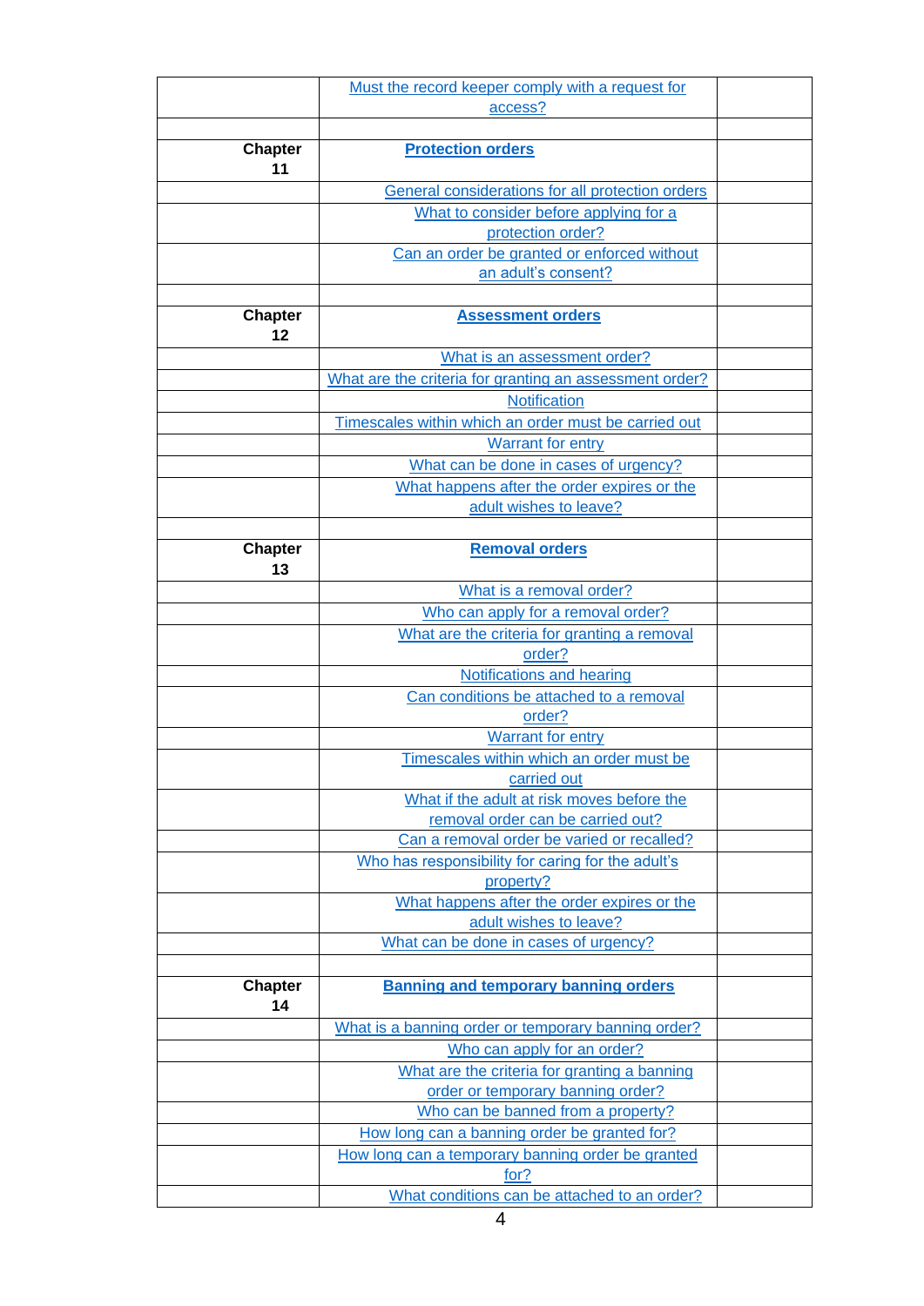|  |  |  |
|---|---|---|
|  | Must the record keeper comply with a request for access? |  |
|  |  |  |
| **Chapter 11** | **Protection orders** |  |
|  | General considerations for all protection orders |  |
|  | What to consider before applying for a protection order? |  |
|  | Can an order be granted or enforced without an adult's consent? |  |
|  |  |  |
| **Chapter 12** | **Assessment orders** |  |
|  | What is an assessment order? |  |
|  | What are the criteria for granting an assessment order? |  |
|  | Notification |  |
|  | Timescales within which an order must be carried out |  |
|  | Warrant for entry |  |
|  | What can be done in cases of urgency? |  |
|  | What happens after the order expires or the adult wishes to leave? |  |
|  |  |  |
| **Chapter 13** | **Removal orders** |  |
|  | What is a removal order? |  |
|  | Who can apply for a removal order? |  |
|  | What are the criteria for granting a removal order? |  |
|  | Notifications and hearing |  |
|  | Can conditions be attached to a removal order? |  |
|  | Warrant for entry |  |
|  | Timescales within which order must be carried out |  |
|  | What if the adult at risk moves before the removal order can be carried out? |  |
|  | Can a removal order be varied or recalled? |  |
|  | Who has responsibility for caring for the adult's property? |  |
|  | What happens after the order expires or the adult wishes to leave? |  |
|  | What can be done in cases of urgency? |  |
|  |  |  |
| **Chapter 14** | **Banning and temporary banning orders** |  |
|  | What is a banning order or temporary banning order? |  |
|  | Who can apply for an order? |  |
|  | What are the criteria for granting a banning order or temporary banning order? |  |
|  | Who can be banned from a property? |  |
|  | How long can a banning order be granted for? |  |
|  | How long can a temporary banning order be granted for? |  |
|  | What conditions can be attached to an order? |  |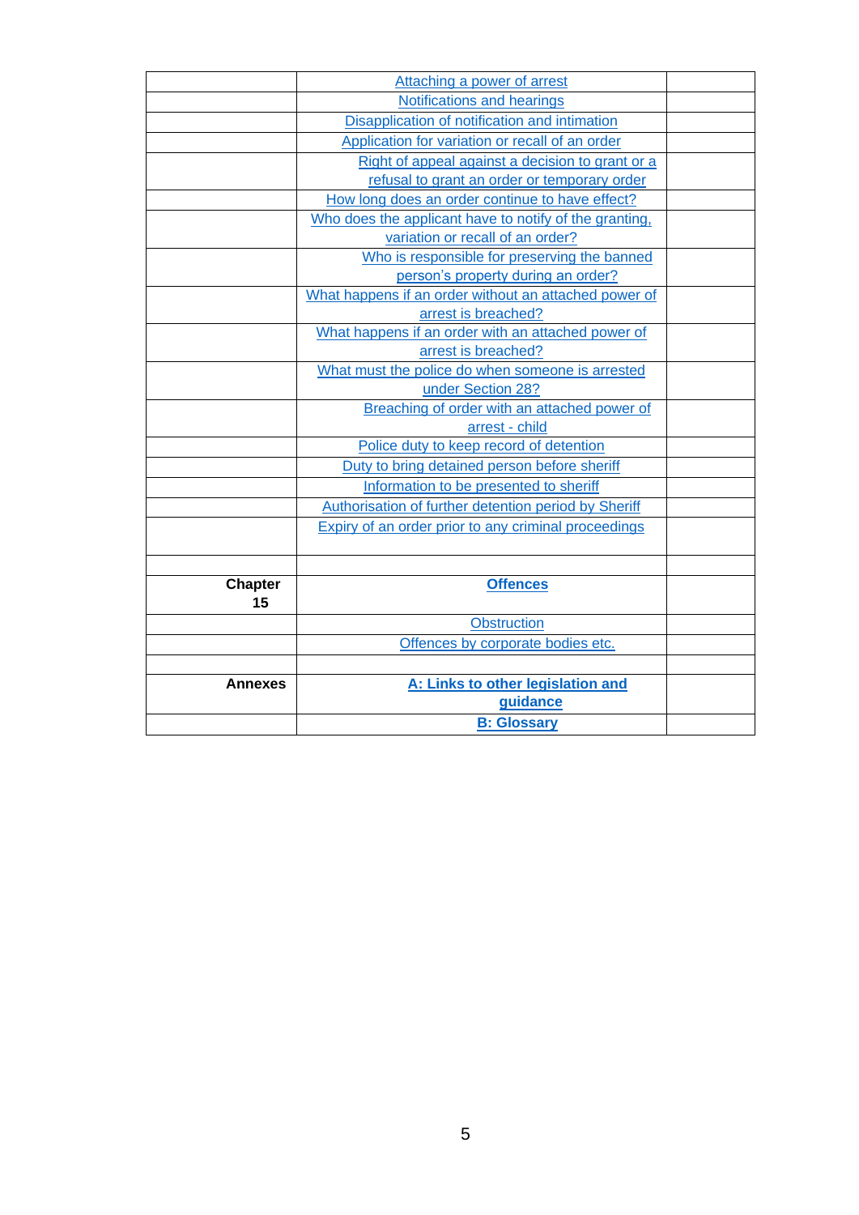| | | |
|---|---|---|
| | Attaching a power of arrest | |
| | Notifications and hearings | |
| | Disapplication of notification and intimation | |
| | Application for variation or recall of an order | |
| | Right of appeal against a decision to grant or a refusal to grant an order or temporary order | |
| | How long does an order continue to have effect? | |
| | Who does the applicant have to notify of the granting, variation or recall of an order? | |
| | Who is responsible for preserving the banned person's property during an order? | |
| | What happens if an order without an attached power of arrest is breached? | |
| | What happens if an order with an attached power of arrest is breached? | |
| | What must the police do when someone is arrested under Section 28? | |
| | Breaching of order with an attached power of arrest - child | |
| | Police duty to keep record of detention | |
| | Duty to bring detained person before sheriff | |
| | Information to be presented to sheriff | |
| | Authorisation of further detention period by Sheriff | |
| | Expiry of an order prior to any criminal proceedings | |
| | | |
| **Chapter 15** | **Offences** | |
| | Obstruction | |
| | Offences by corporate bodies etc. | |
| | | |
| **Annexes** | **A: Links to other legislation and guidance** | |
| | **B: Glossary** | |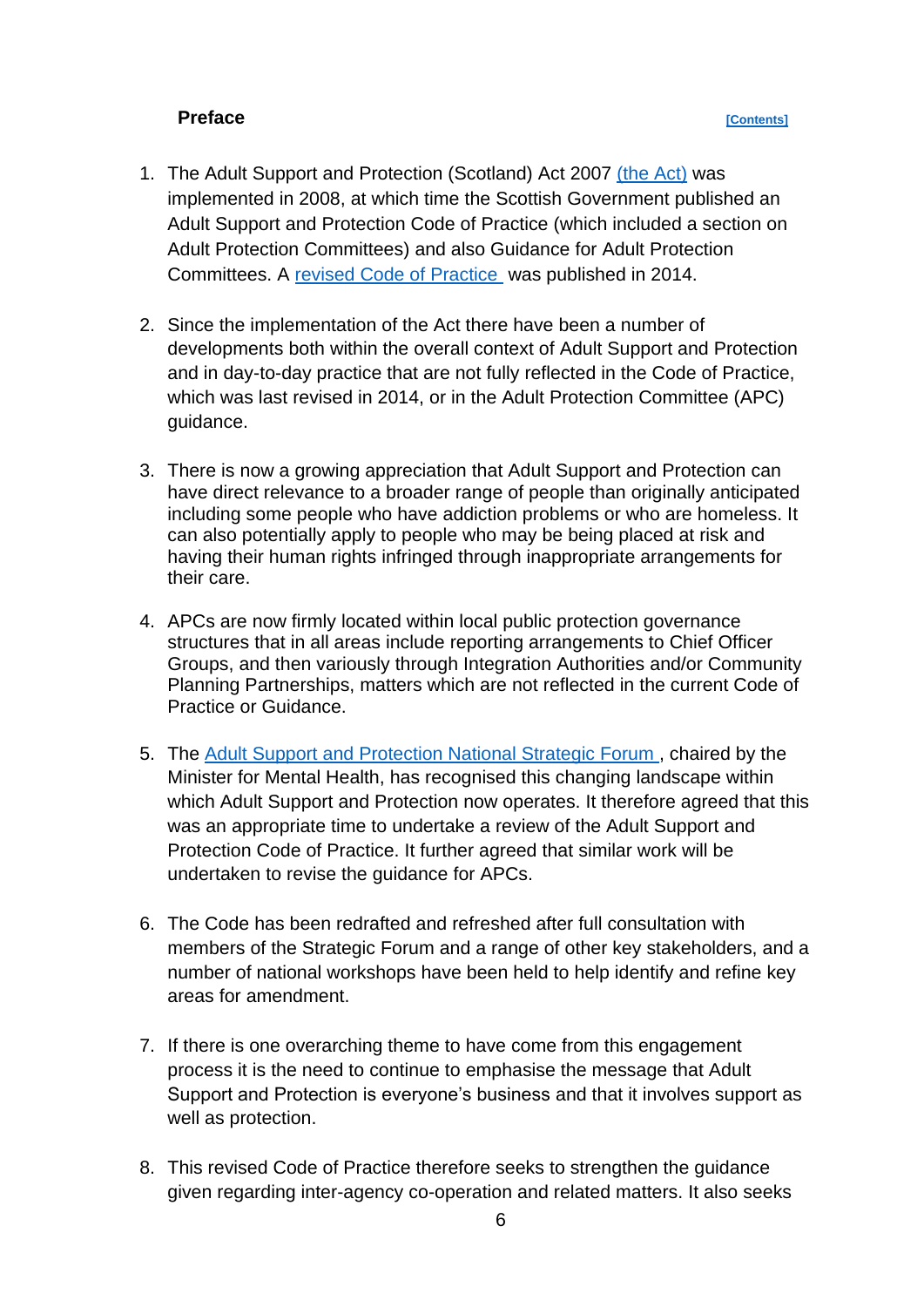## Preface

[Contents]

1. The Adult Support and Protection (Scotland) Act 2007 (the Act) was implemented in 2008, at which time the Scottish Government published an Adult Support and Protection Code of Practice (which included a section on Adult Protection Committees) and also Guidance for Adult Protection Committees. A revised Code of Practice was published in 2014.

2. Since the implementation of the Act there have been a number of developments both within the overall context of Adult Support and Protection and in day-to-day practice that are not fully reflected in the Code of Practice, which was last revised in 2014, or in the Adult Protection Committee (APC) guidance.

3. There is now a growing appreciation that Adult Support and Protection can have direct relevance to a broader range of people than originally anticipated including some people who have addiction problems or who are homeless. It can also potentially apply to people who may be being placed at risk and having their human rights infringed through inappropriate arrangements for their care.

4. APCs are now firmly located within local public protection governance structures that in all areas include reporting arrangements to Chief Officer Groups, and then variously through Integration Authorities and/or Community Planning Partnerships, matters which are not reflected in the current Code of Practice or Guidance.

5. The Adult Support and Protection National Strategic Forum, chaired by the Minister for Mental Health, has recognised this changing landscape within which Adult Support and Protection now operates. It therefore agreed that this was an appropriate time to undertake a review of the Adult Support and Protection Code of Practice. It further agreed that similar work will be undertaken to revise the guidance for APCs.

6. The Code has been redrafted and refreshed after full consultation with members of the Strategic Forum and a range of other key stakeholders, and a number of national workshops have been held to help identify and refine key areas for amendment.

7. If there is one overarching theme to have come from this engagement process it is the need to continue to emphasise the message that Adult Support and Protection is everyone's business and that it involves support as well as protection.

8. This revised Code of Practice therefore seeks to strengthen the guidance given regarding inter-agency co-operation and related matters. It also seeks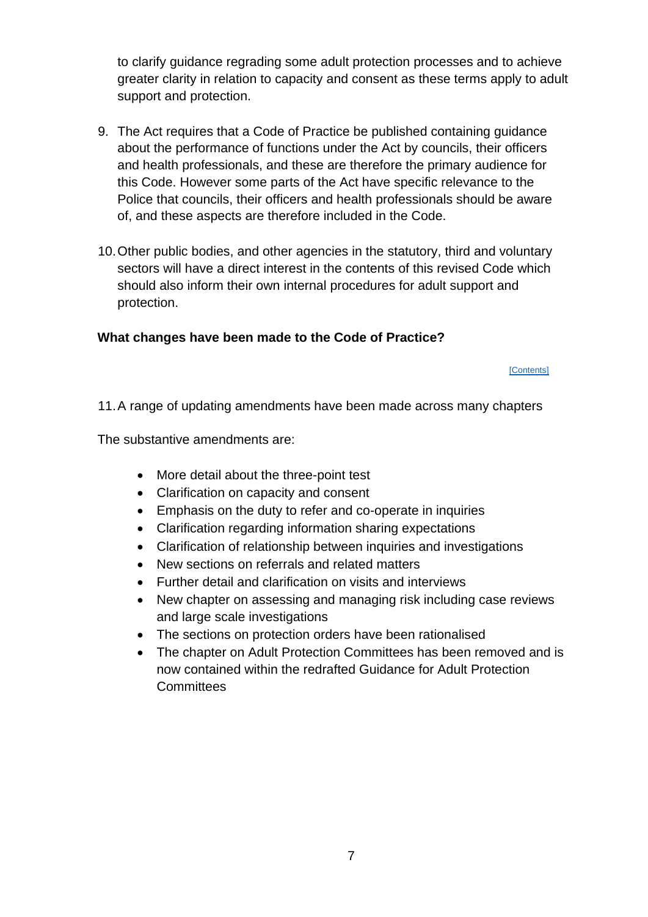to clarify guidance regrading some adult protection processes and to achieve greater clarity in relation to capacity and consent as these terms apply to adult support and protection.

9. The Act requires that a Code of Practice be published containing guidance about the performance of functions under the Act by councils, their officers and health professionals, and these are therefore the primary audience for this Code. However some parts of the Act have specific relevance to the Police that councils, their officers and health professionals should be aware of, and these aspects are therefore included in the Code.

10. Other public bodies, and other agencies in the statutory, third and voluntary sectors will have a direct interest in the contents of this revised Code which should also inform their own internal procedures for adult support and protection.

**What changes have been made to the Code of Practice?**

[Contents]

11. A range of updating amendments have been made across many chapters

The substantive amendments are:

- More detail about the three-point test
- Clarification on capacity and consent
- Emphasis on the duty to refer and co-operate in inquiries
- Clarification regarding information sharing expectations
- Clarification of relationship between inquiries and investigations
- New sections on referrals and related matters
- Further detail and clarification on visits and interviews
- New chapter on assessing and managing risk including case reviews and large scale investigations
- The sections on protection orders have been rationalised
- The chapter on Adult Protection Committees has been removed and is now contained within the redrafted Guidance for Adult Protection Committees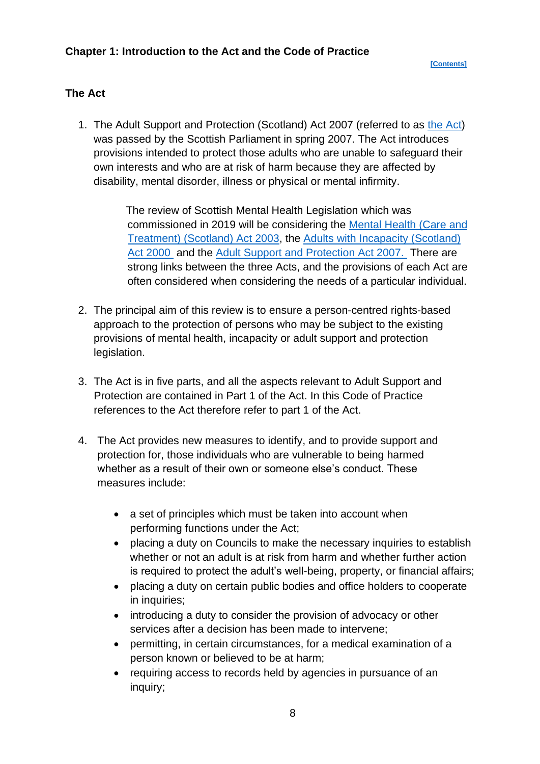## Chapter 1: Introduction to the Act and the Code of Practice

[Contents]

### The Act

1. The Adult Support and Protection (Scotland) Act 2007 (referred to as the Act) was passed by the Scottish Parliament in spring 2007. The Act introduces provisions intended to protect those adults who are unable to safeguard their own interests and who are at risk of harm because they are affected by disability, mental disorder, illness or physical or mental infirmity.

   The review of Scottish Mental Health Legislation which was commissioned in 2019 will be considering the Mental Health (Care and Treatment) (Scotland) Act 2003, the Adults with Incapacity (Scotland) Act 2000 and the Adult Support and Protection Act 2007. There are strong links between the three Acts, and the provisions of each Act are often considered when considering the needs of a particular individual.

2. The principal aim of this review is to ensure a person-centred rights-based approach to the protection of persons who may be subject to the existing provisions of mental health, incapacity or adult support and protection legislation.

3. The Act is in five parts, and all the aspects relevant to Adult Support and Protection are contained in Part 1 of the Act. In this Code of Practice references to the Act therefore refer to part 1 of the Act.

4. The Act provides new measures to identify, and to provide support and protection for, those individuals who are vulnerable to being harmed whether as a result of their own or someone else's conduct. These measures include:

   - a set of principles which must be taken into account when performing functions under the Act;
   - placing a duty on Councils to make the necessary inquiries to establish whether or not an adult is at risk from harm and whether further action is required to protect the adult's well-being, property, or financial affairs;
   - placing a duty on certain public bodies and office holders to cooperate in inquiries;
   - introducing a duty to consider the provision of advocacy or other services after a decision has been made to intervene;
   - permitting, in certain circumstances, for a medical examination of a person known or believed to be at harm;
   - requiring access to records held by agencies in pursuance of an inquiry;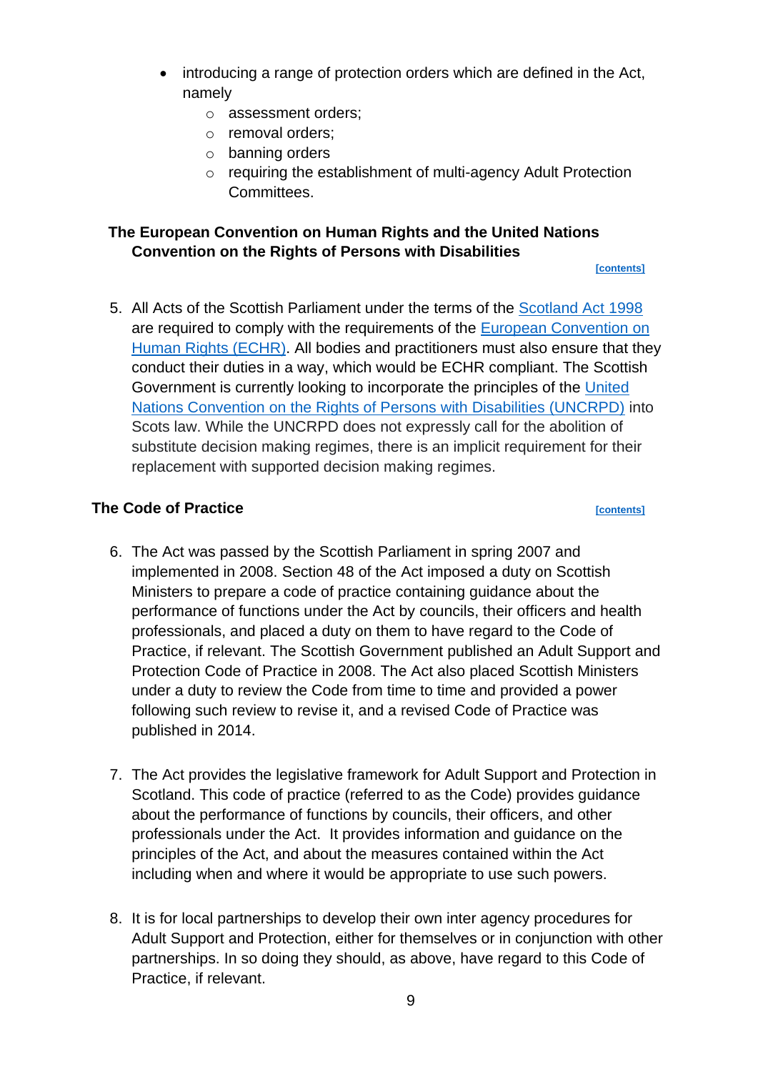- introducing a range of protection orders which are defined in the Act, namely
    - assessment orders;
    - removal orders;
    - banning orders
    - requiring the establishment of multi-agency Adult Protection Committees.

### The European Convention on Human Rights and the United Nations Convention on the Rights of Persons with Disabilities

[contents]

5. All Acts of the Scottish Parliament under the terms of the Scotland Act 1998 are required to comply with the requirements of the European Convention on Human Rights (ECHR). All bodies and practitioners must also ensure that they conduct their duties in a way, which would be ECHR compliant. The Scottish Government is currently looking to incorporate the principles of the United Nations Convention on the Rights of Persons with Disabilities (UNCRPD) into Scots law. While the UNCRPD does not expressly call for the abolition of substitute decision making regimes, there is an implicit requirement for their replacement with supported decision making regimes.

### The Code of Practice

[contents]

6. The Act was passed by the Scottish Parliament in spring 2007 and implemented in 2008. Section 48 of the Act imposed a duty on Scottish Ministers to prepare a code of practice containing guidance about the performance of functions under the Act by councils, their officers and health professionals, and placed a duty on them to have regard to the Code of Practice, if relevant. The Scottish Government published an Adult Support and Protection Code of Practice in 2008. The Act also placed Scottish Ministers under a duty to review the Code from time to time and provided a power following such review to revise it, and a revised Code of Practice was published in 2014.

7. The Act provides the legislative framework for Adult Support and Protection in Scotland. This code of practice (referred to as the Code) provides guidance about the performance of functions by councils, their officers, and other professionals under the Act. It provides information and guidance on the principles of the Act, and about the measures contained within the Act including when and where it would be appropriate to use such powers.

8. It is for local partnerships to develop their own inter agency procedures for Adult Support and Protection, either for themselves or in conjunction with other partnerships. In so doing they should, as above, have regard to this Code of Practice, if relevant.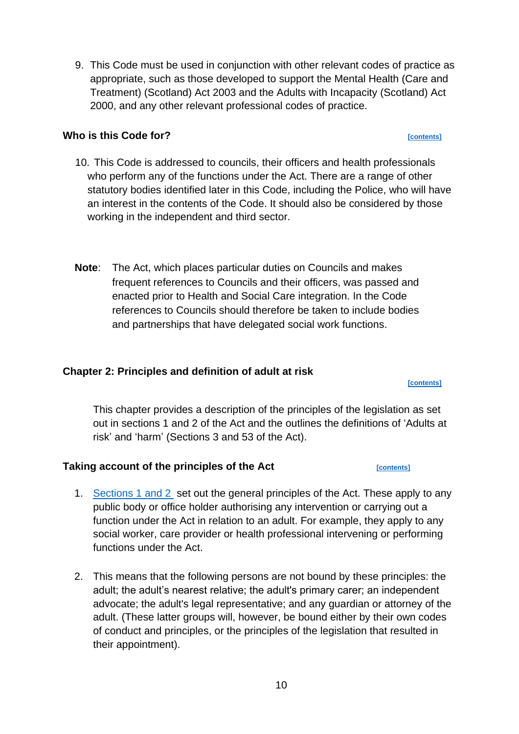9. This Code must be used in conjunction with other relevant codes of practice as appropriate, such as those developed to support the Mental Health (Care and Treatment) (Scotland) Act 2003 and the Adults with Incapacity (Scotland) Act 2000, and any other relevant professional codes of practice.

### Who is this Code for?

[contents]

10. This Code is addressed to councils, their officers and health professionals who perform any of the functions under the Act. There are a range of other statutory bodies identified later in this Code, including the Police, who will have an interest in the contents of the Code. It should also be considered by those working in the independent and third sector.

**Note**: The Act, which places particular duties on Councils and makes frequent references to Councils and their officers, was passed and enacted prior to Health and Social Care integration. In the Code references to Councils should therefore be taken to include bodies and partnerships that have delegated social work functions.

## Chapter 2: Principles and definition of adult at risk

[contents]

This chapter provides a description of the principles of the legislation as set out in sections 1 and 2 of the Act and the outlines the definitions of 'Adults at risk' and 'harm' (Sections 3 and 53 of the Act).

### Taking account of the principles of the Act

[contents]

1. Sections 1 and 2 set out the general principles of the Act. These apply to any public body or office holder authorising any intervention or carrying out a function under the Act in relation to an adult. For example, they apply to any social worker, care provider or health professional intervening or performing functions under the Act.

2. This means that the following persons are not bound by these principles: the adult; the adult's nearest relative; the adult's primary carer; an independent advocate; the adult's legal representative; and any guardian or attorney of the adult. (These latter groups will, however, be bound either by their own codes of conduct and principles, or the principles of the legislation that resulted in their appointment).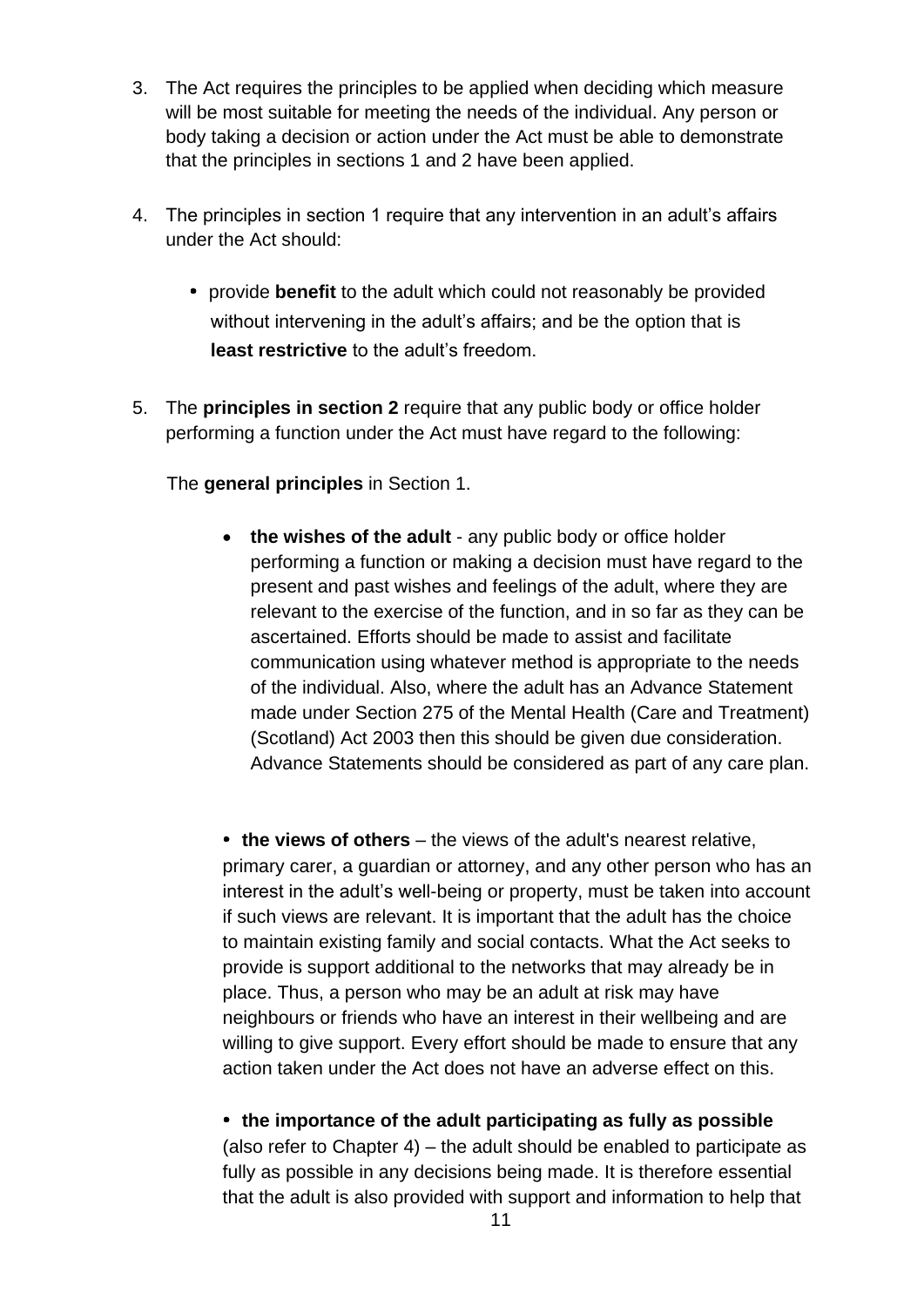3. The Act requires the principles to be applied when deciding which measure will be most suitable for meeting the needs of the individual. Any person or body taking a decision or action under the Act must be able to demonstrate that the principles in sections 1 and 2 have been applied.

4. The principles in section 1 require that any intervention in an adult's affairs under the Act should:

   - provide **benefit** to the adult which could not reasonably be provided without intervening in the adult's affairs; and be the option that is **least restrictive** to the adult's freedom.

5. The **principles in section 2** require that any public body or office holder performing a function under the Act must have regard to the following:

   The **general principles** in Section 1.

   - **the wishes of the adult** - any public body or office holder performing a function or making a decision must have regard to the present and past wishes and feelings of the adult, where they are relevant to the exercise of the function, and in so far as they can be ascertained. Efforts should be made to assist and facilitate communication using whatever method is appropriate to the needs of the individual. Also, where the adult has an Advance Statement made under Section 275 of the Mental Health (Care and Treatment) (Scotland) Act 2003 then this should be given due consideration. Advance Statements should be considered as part of any care plan.

   - **the views of others** – the views of the adult's nearest relative, primary carer, a guardian or attorney, and any other person who has an interest in the adult's well-being or property, must be taken into account if such views are relevant. It is important that the adult has the choice to maintain existing family and social contacts. What the Act seeks to provide is support additional to the networks that may already be in place. Thus, a person who may be an adult at risk may have neighbours or friends who have an interest in their wellbeing and are willing to give support. Every effort should be made to ensure that any action taken under the Act does not have an adverse effect on this.

   - **the importance of the adult participating as fully as possible** (also refer to Chapter 4) – the adult should be enabled to participate as fully as possible in any decisions being made. It is therefore essential that the adult is also provided with support and information to help that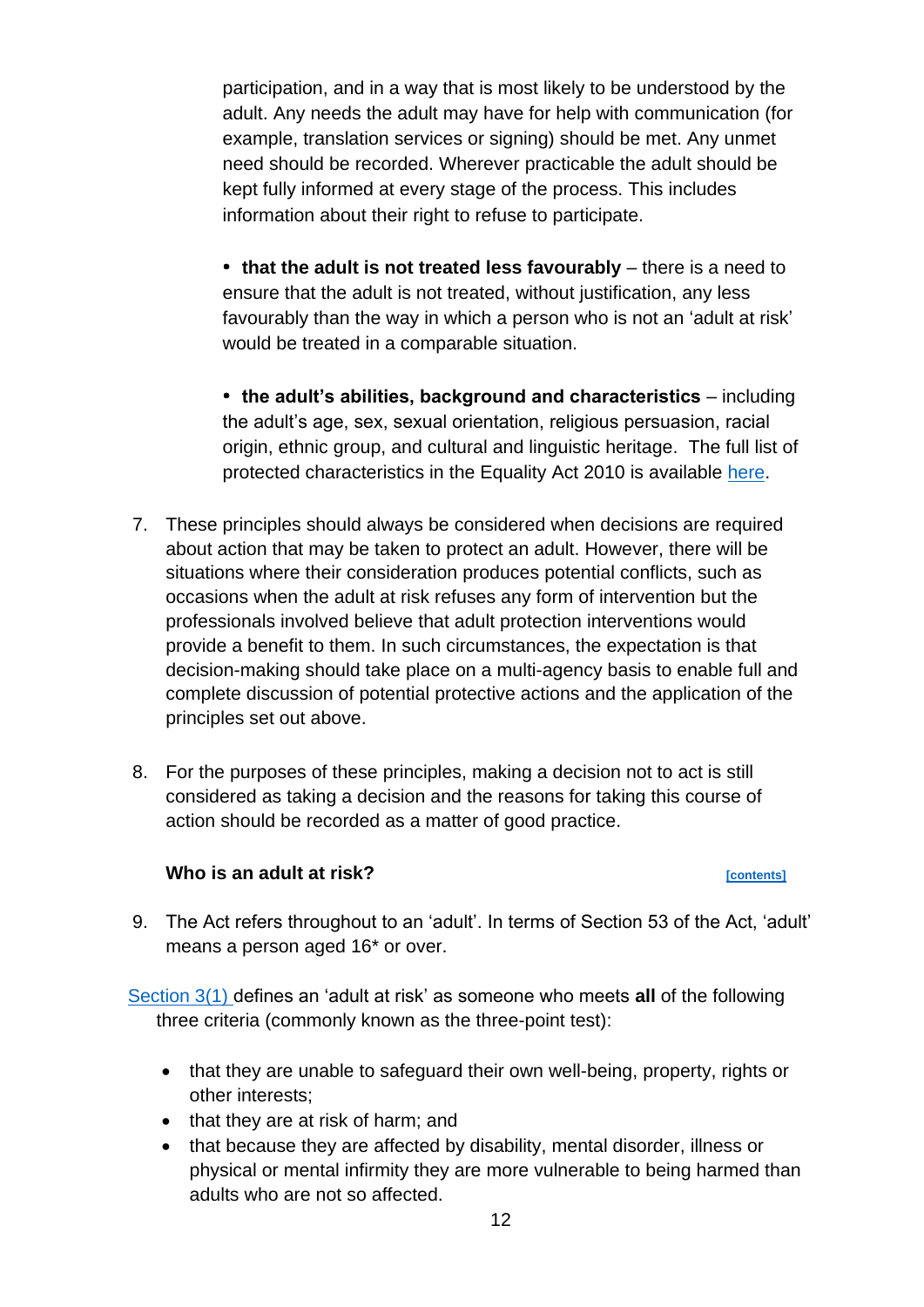participation, and in a way that is most likely to be understood by the adult. Any needs the adult may have for help with communication (for example, translation services or signing) should be met. Any unmet need should be recorded. Wherever practicable the adult should be kept fully informed at every stage of the process. This includes information about their right to refuse to participate.

- **that the adult is not treated less favourably** – there is a need to ensure that the adult is not treated, without justification, any less favourably than the way in which a person who is not an 'adult at risk' would be treated in a comparable situation.

- **the adult's abilities, background and characteristics** – including the adult's age, sex, sexual orientation, religious persuasion, racial origin, ethnic group, and cultural and linguistic heritage. The full list of protected characteristics in the Equality Act 2010 is available here.

7. These principles should always be considered when decisions are required about action that may be taken to protect an adult. However, there will be situations where their consideration produces potential conflicts, such as occasions when the adult at risk refuses any form of intervention but the professionals involved believe that adult protection interventions would provide a benefit to them. In such circumstances, the expectation is that decision-making should take place on a multi-agency basis to enable full and complete discussion of potential protective actions and the application of the principles set out above.

8. For the purposes of these principles, making a decision not to act is still considered as taking a decision and the reasons for taking this course of action should be recorded as a matter of good practice.

### Who is an adult at risk?

[contents]

9. The Act refers throughout to an 'adult'. In terms of Section 53 of the Act, 'adult' means a person aged 16* or over.

Section 3(1) defines an 'adult at risk' as someone who meets **all** of the following three criteria (commonly known as the three-point test):

- that they are unable to safeguard their own well-being, property, rights or other interests;
- that they are at risk of harm; and
- that because they are affected by disability, mental disorder, illness or physical or mental infirmity they are more vulnerable to being harmed than adults who are not so affected.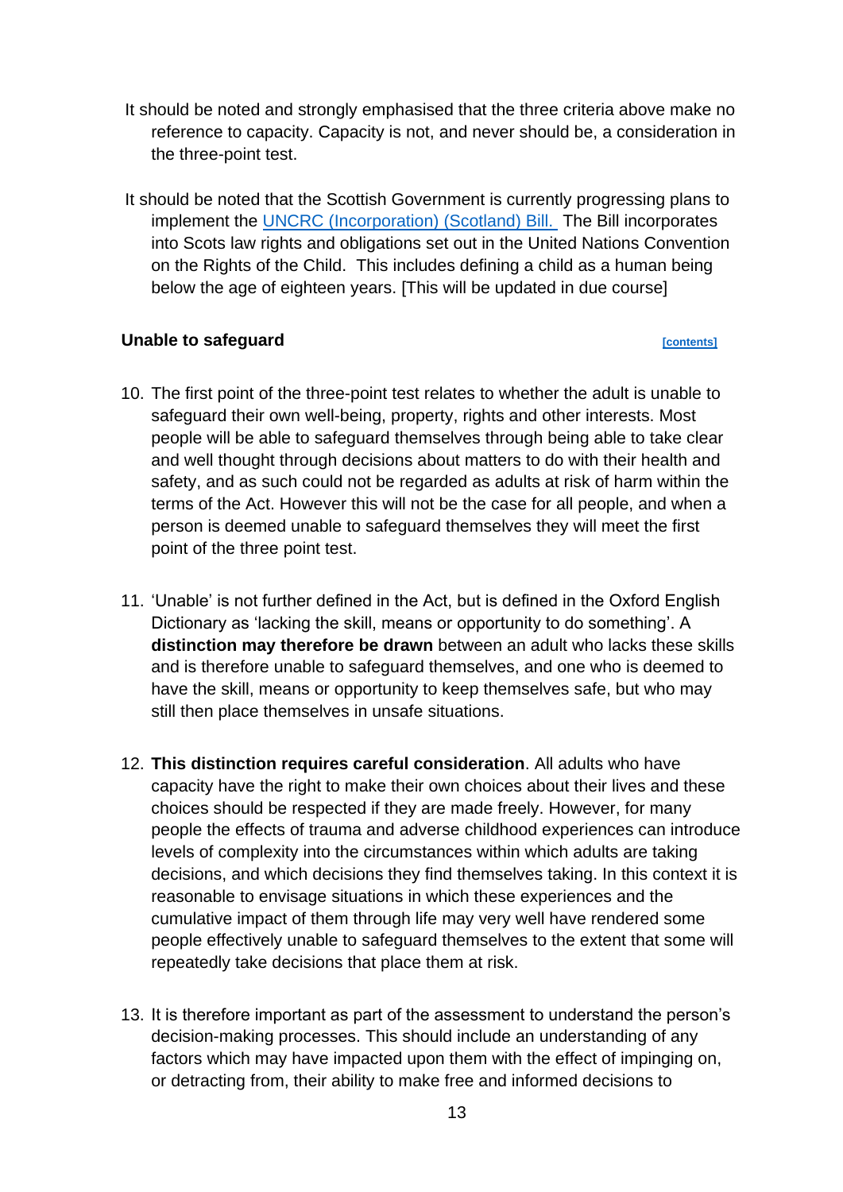It should be noted and strongly emphasised that the three criteria above make no reference to capacity. Capacity is not, and never should be, a consideration in the three-point test.

It should be noted that the Scottish Government is currently progressing plans to implement the [UNCRC (Incorporation) (Scotland) Bill.](#) The Bill incorporates into Scots law rights and obligations set out in the United Nations Convention on the Rights of the Child. This includes defining a child as a human being below the age of eighteen years. [This will be updated in due course]

### Unable to safeguard

[contents]

10. The first point of the three-point test relates to whether the adult is unable to safeguard their own well-being, property, rights and other interests. Most people will be able to safeguard themselves through being able to take clear and well thought through decisions about matters to do with their health and safety, and as such could not be regarded as adults at risk of harm within the terms of the Act. However this will not be the case for all people, and when a person is deemed unable to safeguard themselves they will meet the first point of the three point test.

11. 'Unable' is not further defined in the Act, but is defined in the Oxford English Dictionary as 'lacking the skill, means or opportunity to do something'. A **distinction may therefore be drawn** between an adult who lacks these skills and is therefore unable to safeguard themselves, and one who is deemed to have the skill, means or opportunity to keep themselves safe, but who may still then place themselves in unsafe situations.

12. **This distinction requires careful consideration**. All adults who have capacity have the right to make their own choices about their lives and these choices should be respected if they are made freely. However, for many people the effects of trauma and adverse childhood experiences can introduce levels of complexity into the circumstances within which adults are taking decisions, and which decisions they find themselves taking. In this context it is reasonable to envisage situations in which these experiences and the cumulative impact of them through life may very well have rendered some people effectively unable to safeguard themselves to the extent that some will repeatedly take decisions that place them at risk.

13. It is therefore important as part of the assessment to understand the person's decision-making processes. This should include an understanding of any factors which may have impacted upon them with the effect of impinging on, or detracting from, their ability to make free and informed decisions to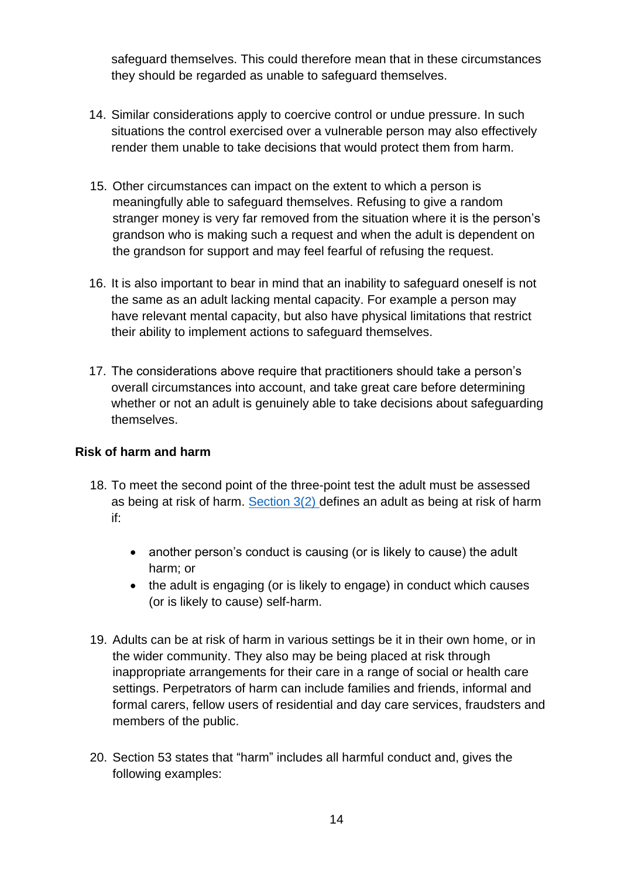safeguard themselves. This could therefore mean that in these circumstances they should be regarded as unable to safeguard themselves.

14. Similar considerations apply to coercive control or undue pressure. In such situations the control exercised over a vulnerable person may also effectively render them unable to take decisions that would protect them from harm.

15. Other circumstances can impact on the extent to which a person is meaningfully able to safeguard themselves. Refusing to give a random stranger money is very far removed from the situation where it is the person's grandson who is making such a request and when the adult is dependent on the grandson for support and may feel fearful of refusing the request.

16. It is also important to bear in mind that an inability to safeguard oneself is not the same as an adult lacking mental capacity. For example a person may have relevant mental capacity, but also have physical limitations that restrict their ability to implement actions to safeguard themselves.

17. The considerations above require that practitioners should take a person's overall circumstances into account, and take great care before determining whether or not an adult is genuinely able to take decisions about safeguarding themselves.

**Risk of harm and harm**

18. To meet the second point of the three-point test the adult must be assessed as being at risk of harm. Section 3(2) defines an adult as being at risk of harm if:

    - another person's conduct is causing (or is likely to cause) the adult harm; or
    - the adult is engaging (or is likely to engage) in conduct which causes (or is likely to cause) self-harm.

19. Adults can be at risk of harm in various settings be it in their own home, or in the wider community. They also may be being placed at risk through inappropriate arrangements for their care in a range of social or health care settings. Perpetrators of harm can include families and friends, informal and formal carers, fellow users of residential and day care services, fraudsters and members of the public.

20. Section 53 states that "harm" includes all harmful conduct and, gives the following examples: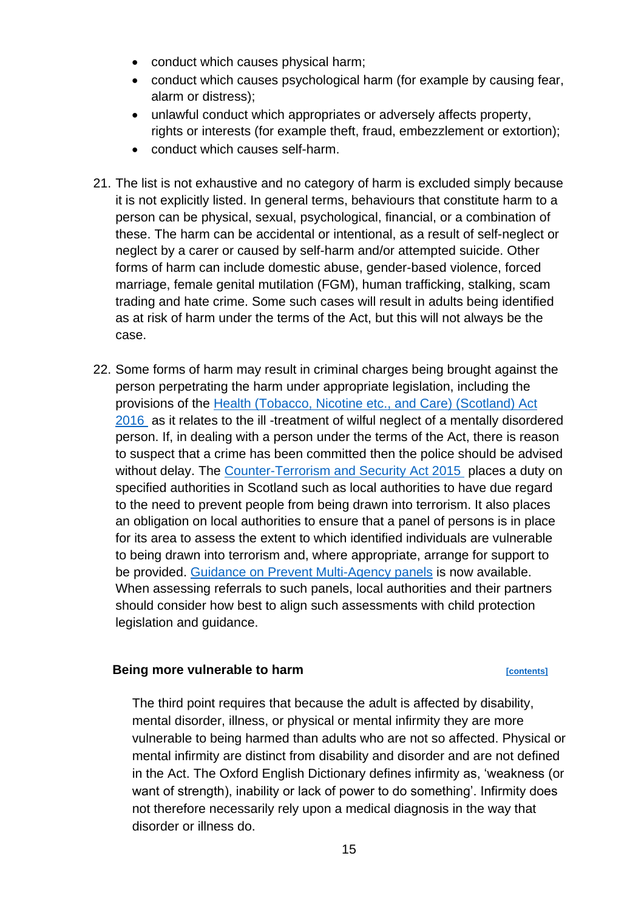- conduct which causes physical harm;
- conduct which causes psychological harm (for example by causing fear, alarm or distress);
- unlawful conduct which appropriates or adversely affects property, rights or interests (for example theft, fraud, embezzlement or extortion);
- conduct which causes self-harm.

21. The list is not exhaustive and no category of harm is excluded simply because it is not explicitly listed. In general terms, behaviours that constitute harm to a person can be physical, sexual, psychological, financial, or a combination of these. The harm can be accidental or intentional, as a result of self-neglect or neglect by a carer or caused by self-harm and/or attempted suicide. Other forms of harm can include domestic abuse, gender-based violence, forced marriage, female genital mutilation (FGM), human trafficking, stalking, scam trading and hate crime. Some such cases will result in adults being identified as at risk of harm under the terms of the Act, but this will not always be the case.

22. Some forms of harm may result in criminal charges being brought against the person perpetrating the harm under appropriate legislation, including the provisions of the Health (Tobacco, Nicotine etc., and Care) (Scotland) Act 2016 as it relates to the ill -treatment of wilful neglect of a mentally disordered person. If, in dealing with a person under the terms of the Act, there is reason to suspect that a crime has been committed then the police should be advised without delay. The Counter-Terrorism and Security Act 2015 places a duty on specified authorities in Scotland such as local authorities to have due regard to the need to prevent people from being drawn into terrorism. It also places an obligation on local authorities to ensure that a panel of persons is in place for its area to assess the extent to which identified individuals are vulnerable to being drawn into terrorism and, where appropriate, arrange for support to be provided. Guidance on Prevent Multi-Agency panels is now available. When assessing referrals to such panels, local authorities and their partners should consider how best to align such assessments with child protection legislation and guidance.

### Being more vulnerable to harm

[contents]

The third point requires that because the adult is affected by disability, mental disorder, illness, or physical or mental infirmity they are more vulnerable to being harmed than adults who are not so affected. Physical or mental infirmity are distinct from disability and disorder and are not defined in the Act. The Oxford English Dictionary defines infirmity as, 'weakness (or want of strength), inability or lack of power to do something'. Infirmity does not therefore necessarily rely upon a medical diagnosis in the way that disorder or illness do.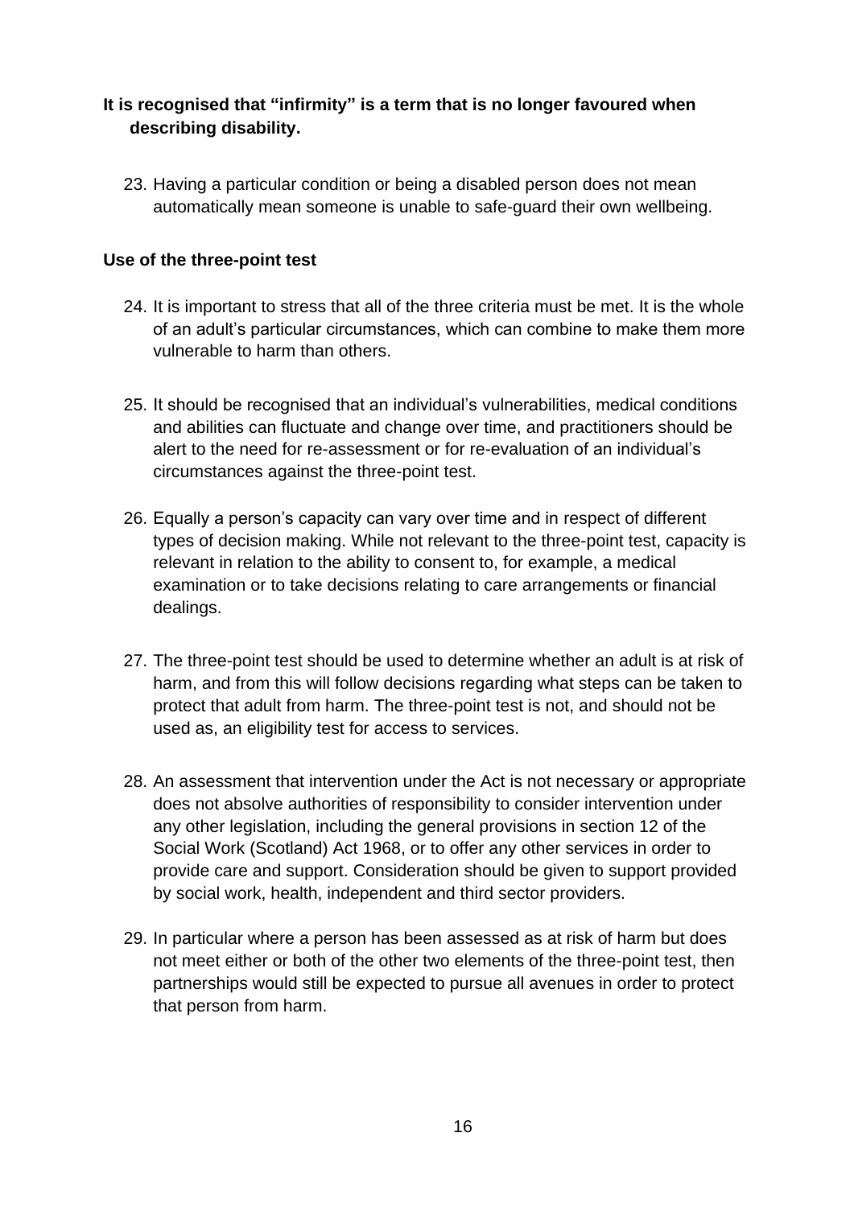**It is recognised that "infirmity" is a term that is no longer favoured when describing disability.**

23. Having a particular condition or being a disabled person does not mean automatically mean someone is unable to safe-guard their own wellbeing.

**Use of the three-point test**

24. It is important to stress that all of the three criteria must be met. It is the whole of an adult's particular circumstances, which can combine to make them more vulnerable to harm than others.

25. It should be recognised that an individual's vulnerabilities, medical conditions and abilities can fluctuate and change over time, and practitioners should be alert to the need for re-assessment or for re-evaluation of an individual's circumstances against the three-point test.

26. Equally a person's capacity can vary over time and in respect of different types of decision making. While not relevant to the three-point test, capacity is relevant in relation to the ability to consent to, for example, a medical examination or to take decisions relating to care arrangements or financial dealings.

27. The three-point test should be used to determine whether an adult is at risk of harm, and from this will follow decisions regarding what steps can be taken to protect that adult from harm. The three-point test is not, and should not be used as, an eligibility test for access to services.

28. An assessment that intervention under the Act is not necessary or appropriate does not absolve authorities of responsibility to consider intervention under any other legislation, including the general provisions in section 12 of the Social Work (Scotland) Act 1968, or to offer any other services in order to provide care and support. Consideration should be given to support provided by social work, health, independent and third sector providers.

29. In particular where a person has been assessed as at risk of harm but does not meet either or both of the other two elements of the three-point test, then partnerships would still be expected to pursue all avenues in order to protect that person from harm.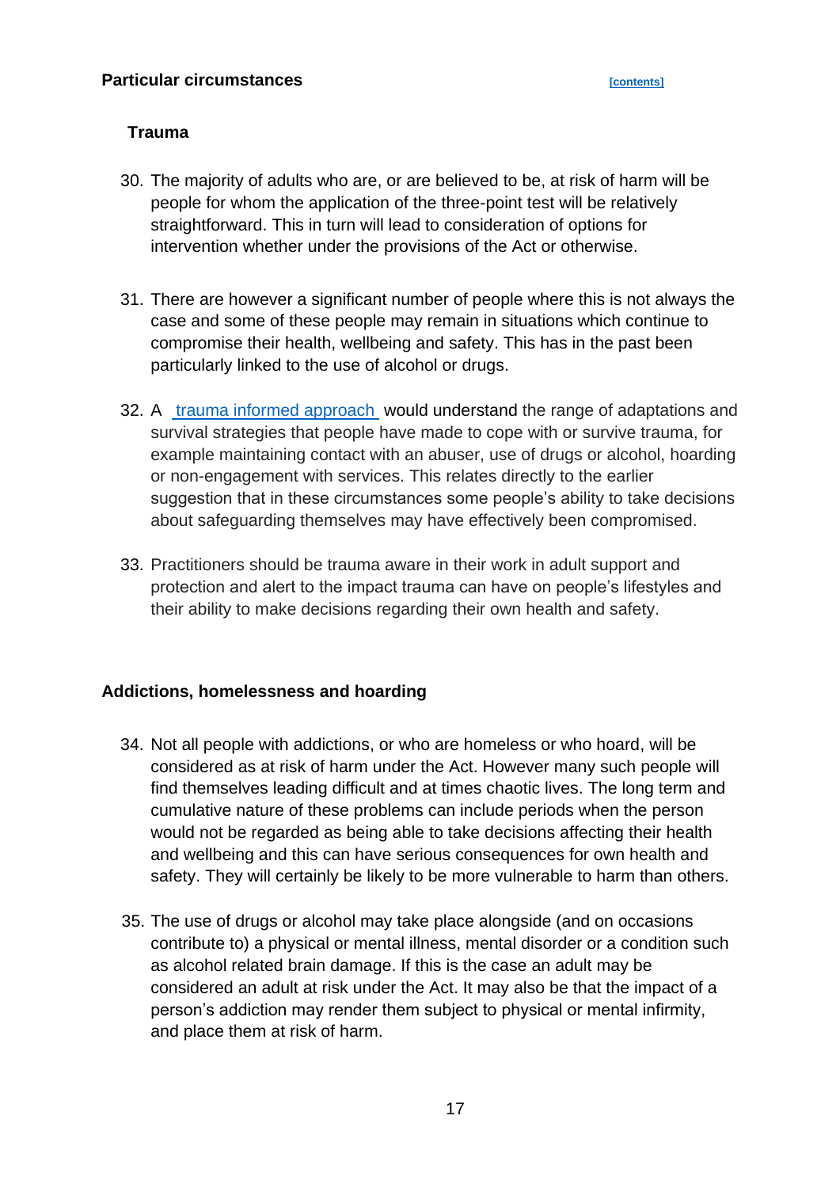## Particular circumstances

[contents]

### Trauma

30. The majority of adults who are, or are believed to be, at risk of harm will be people for whom the application of the three-point test will be relatively straightforward. This in turn will lead to consideration of options for intervention whether under the provisions of the Act or otherwise.

31. There are however a significant number of people where this is not always the case and some of these people may remain in situations which continue to compromise their health, wellbeing and safety. This has in the past been particularly linked to the use of alcohol or drugs.

32. A trauma informed approach would understand the range of adaptations and survival strategies that people have made to cope with or survive trauma, for example maintaining contact with an abuser, use of drugs or alcohol, hoarding or non-engagement with services. This relates directly to the earlier suggestion that in these circumstances some people's ability to take decisions about safeguarding themselves may have effectively been compromised.

33. Practitioners should be trauma aware in their work in adult support and protection and alert to the impact trauma can have on people's lifestyles and their ability to make decisions regarding their own health and safety.

### Addictions, homelessness and hoarding

34. Not all people with addictions, or who are homeless or who hoard, will be considered as at risk of harm under the Act. However many such people will find themselves leading difficult and at times chaotic lives. The long term and cumulative nature of these problems can include periods when the person would not be regarded as being able to take decisions affecting their health and wellbeing and this can have serious consequences for own health and safety. They will certainly be likely to be more vulnerable to harm than others.

35. The use of drugs or alcohol may take place alongside (and on occasions contribute to) a physical or mental illness, mental disorder or a condition such as alcohol related brain damage. If this is the case an adult may be considered an adult at risk under the Act. It may also be that the impact of a person's addiction may render them subject to physical or mental infirmity, and place them at risk of harm.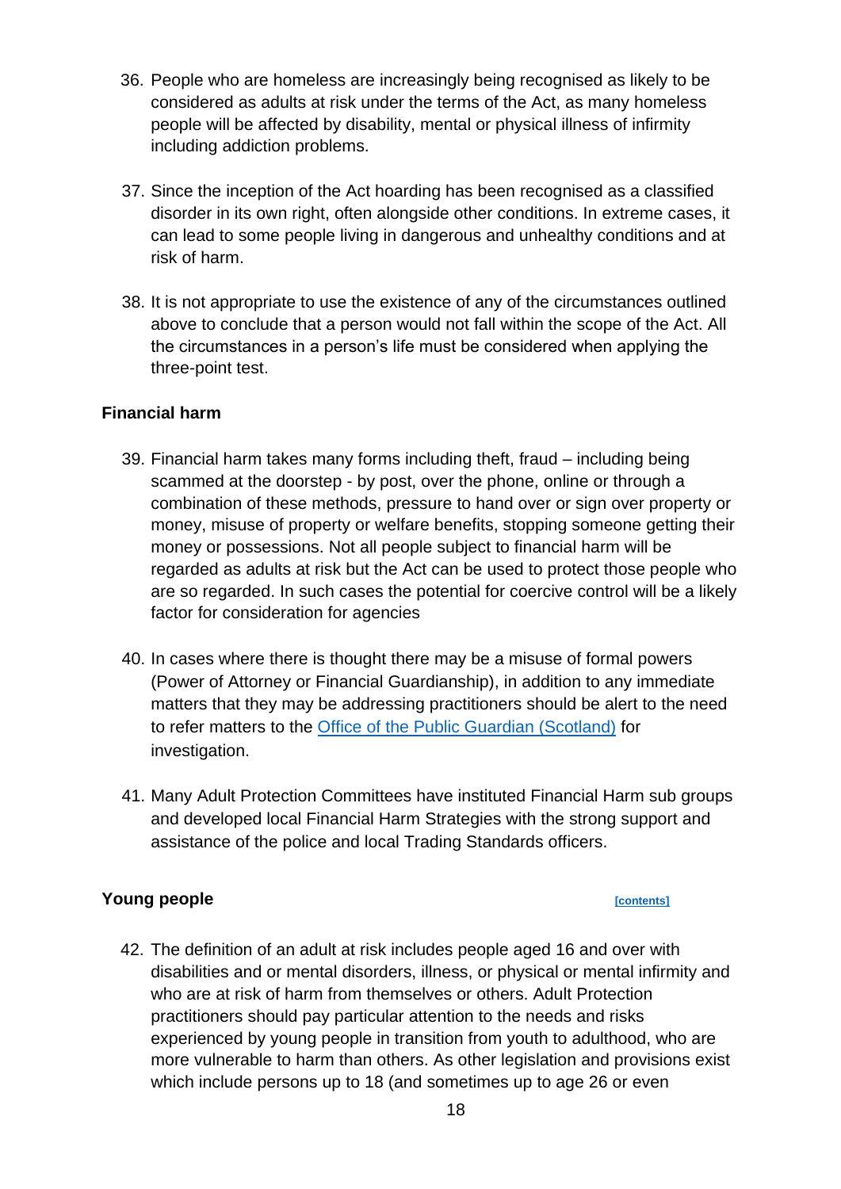36. People who are homeless are increasingly being recognised as likely to be considered as adults at risk under the terms of the Act, as many homeless people will be affected by disability, mental or physical illness of infirmity including addiction problems.

37. Since the inception of the Act hoarding has been recognised as a classified disorder in its own right, often alongside other conditions. In extreme cases, it can lead to some people living in dangerous and unhealthy conditions and at risk of harm.

38. It is not appropriate to use the existence of any of the circumstances outlined above to conclude that a person would not fall within the scope of the Act. All the circumstances in a person's life must be considered when applying the three-point test.

**Financial harm**

39. Financial harm takes many forms including theft, fraud – including being scammed at the doorstep - by post, over the phone, online or through a combination of these methods, pressure to hand over or sign over property or money, misuse of property or welfare benefits, stopping someone getting their money or possessions. Not all people subject to financial harm will be regarded as adults at risk but the Act can be used to protect those people who are so regarded. In such cases the potential for coercive control will be a likely factor for consideration for agencies

40. In cases where there is thought there may be a misuse of formal powers (Power of Attorney or Financial Guardianship), in addition to any immediate matters that they may be addressing practitioners should be alert to the need to refer matters to the Office of the Public Guardian (Scotland) for investigation.

41. Many Adult Protection Committees have instituted Financial Harm sub groups and developed local Financial Harm Strategies with the strong support and assistance of the police and local Trading Standards officers.

**Young people** [contents]

42. The definition of an adult at risk includes people aged 16 and over with disabilities and or mental disorders, illness, or physical or mental infirmity and who are at risk of harm from themselves or others. Adult Protection practitioners should pay particular attention to the needs and risks experienced by young people in transition from youth to adulthood, who are more vulnerable to harm than others. As other legislation and provisions exist which include persons up to 18 (and sometimes up to age 26 or even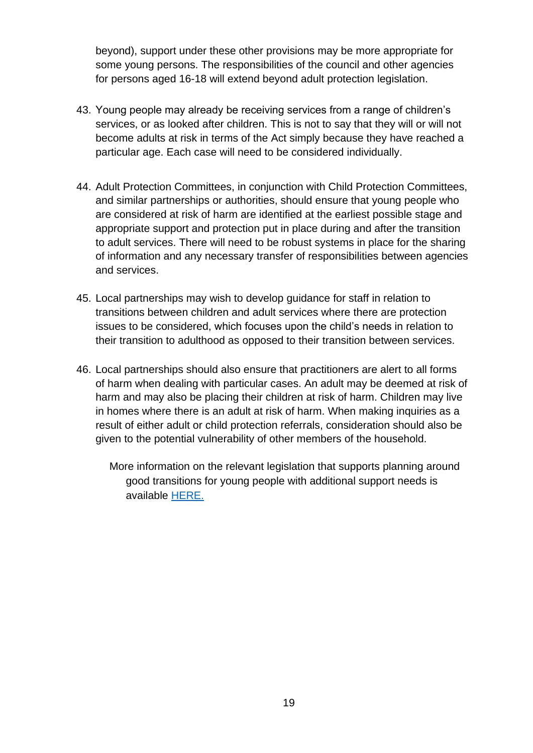beyond), support under these other provisions may be more appropriate for some young persons. The responsibilities of the council and other agencies for persons aged 16-18 will extend beyond adult protection legislation.

43. Young people may already be receiving services from a range of children's services, or as looked after children. This is not to say that they will or will not become adults at risk in terms of the Act simply because they have reached a particular age. Each case will need to be considered individually.

44. Adult Protection Committees, in conjunction with Child Protection Committees, and similar partnerships or authorities, should ensure that young people who are considered at risk of harm are identified at the earliest possible stage and appropriate support and protection put in place during and after the transition to adult services. There will need to be robust systems in place for the sharing of information and any necessary transfer of responsibilities between agencies and services.

45. Local partnerships may wish to develop guidance for staff in relation to transitions between children and adult services where there are protection issues to be considered, which focuses upon the child's needs in relation to their transition to adulthood as opposed to their transition between services.

46. Local partnerships should also ensure that practitioners are alert to all forms of harm when dealing with particular cases. An adult may be deemed at risk of harm and may also be placing their children at risk of harm. Children may live in homes where there is an adult at risk of harm. When making inquiries as a result of either adult or child protection referrals, consideration should also be given to the potential vulnerability of other members of the household.

More information on the relevant legislation that supports planning around good transitions for young people with additional support needs is available HERE.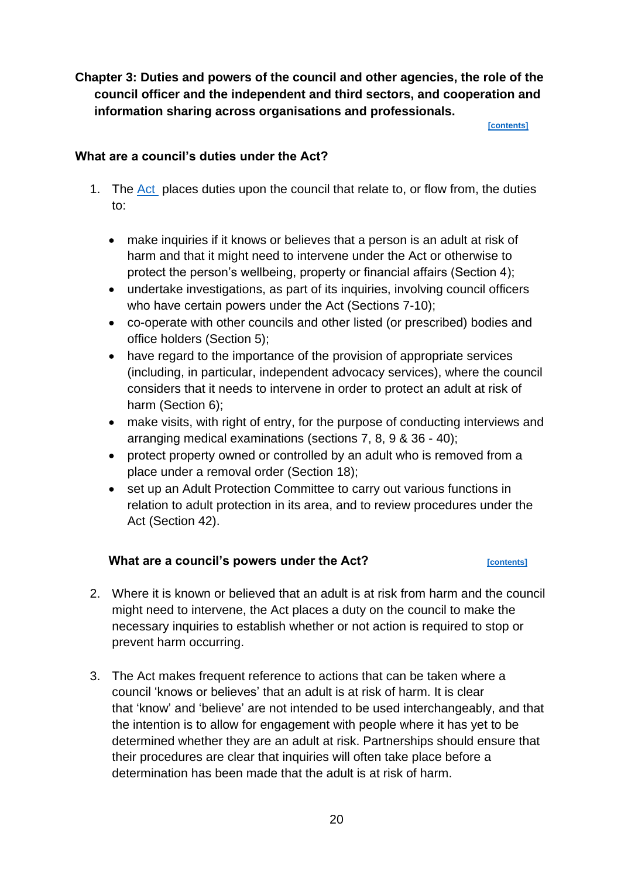## Chapter 3: Duties and powers of the council and other agencies, the role of the council officer and the independent and third sectors, and cooperation and information sharing across organisations and professionals.

[contents]

### What are a council's duties under the Act?

1. The Act places duties upon the council that relate to, or flow from, the duties to:

   - make inquiries if it knows or believes that a person is an adult at risk of harm and that it might need to intervene under the Act or otherwise to protect the person's wellbeing, property or financial affairs (Section 4);
   - undertake investigations, as part of its inquiries, involving council officers who have certain powers under the Act (Sections 7-10);
   - co-operate with other councils and other listed (or prescribed) bodies and office holders (Section 5);
   - have regard to the importance of the provision of appropriate services (including, in particular, independent advocacy services), where the council considers that it needs to intervene in order to protect an adult at risk of harm (Section 6);
   - make visits, with right of entry, for the purpose of conducting interviews and arranging medical examinations (sections 7, 8, 9 & 36 - 40);
   - protect property owned or controlled by an adult who is removed from a place under a removal order (Section 18);
   - set up an Adult Protection Committee to carry out various functions in relation to adult protection in its area, and to review procedures under the Act (Section 42).

### What are a council's powers under the Act?

[contents]

2. Where it is known or believed that an adult is at risk from harm and the council might need to intervene, the Act places a duty on the council to make the necessary inquiries to establish whether or not action is required to stop or prevent harm occurring.

3. The Act makes frequent reference to actions that can be taken where a council 'knows or believes' that an adult is at risk of harm. It is clear that 'know' and 'believe' are not intended to be used interchangeably, and that the intention is to allow for engagement with people where it has yet to be determined whether they are an adult at risk. Partnerships should ensure that their procedures are clear that inquiries will often take place before a determination has been made that the adult is at risk of harm.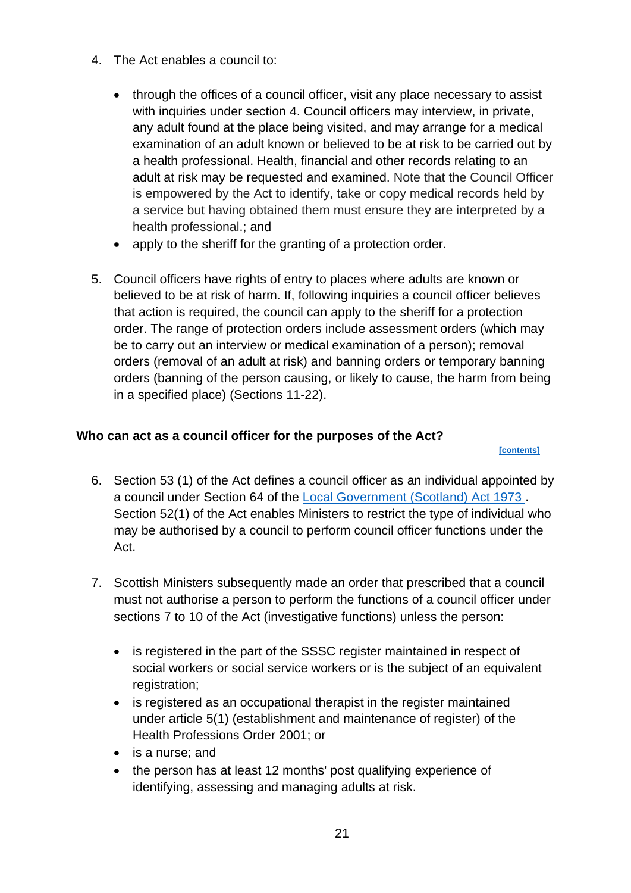4. The Act enables a council to:

   - through the offices of a council officer, visit any place necessary to assist with inquiries under section 4. Council officers may interview, in private, any adult found at the place being visited, and may arrange for a medical examination of an adult known or believed to be at risk to be carried out by a health professional. Health, financial and other records relating to an adult at risk may be requested and examined. Note that the Council Officer is empowered by the Act to identify, take or copy medical records held by a service but having obtained them must ensure they are interpreted by a health professional.; and
   - apply to the sheriff for the granting of a protection order.

5. Council officers have rights of entry to places where adults are known or believed to be at risk of harm. If, following inquiries a council officer believes that action is required, the council can apply to the sheriff for a protection order. The range of protection orders include assessment orders (which may be to carry out an interview or medical examination of a person); removal orders (removal of an adult at risk) and banning orders or temporary banning orders (banning of the person causing, or likely to cause, the harm from being in a specified place) (Sections 11-22).

### Who can act as a council officer for the purposes of the Act?

[contents]

6. Section 53 (1) of the Act defines a council officer as an individual appointed by a council under Section 64 of the Local Government (Scotland) Act 1973 . Section 52(1) of the Act enables Ministers to restrict the type of individual who may be authorised by a council to perform council officer functions under the Act.

7. Scottish Ministers subsequently made an order that prescribed that a council must not authorise a person to perform the functions of a council officer under sections 7 to 10 of the Act (investigative functions) unless the person:

   - is registered in the part of the SSSC register maintained in respect of social workers or social service workers or is the subject of an equivalent registration;
   - is registered as an occupational therapist in the register maintained under article 5(1) (establishment and maintenance of register) of the Health Professions Order 2001; or
   - is a nurse; and
   - the person has at least 12 months' post qualifying experience of identifying, assessing and managing adults at risk.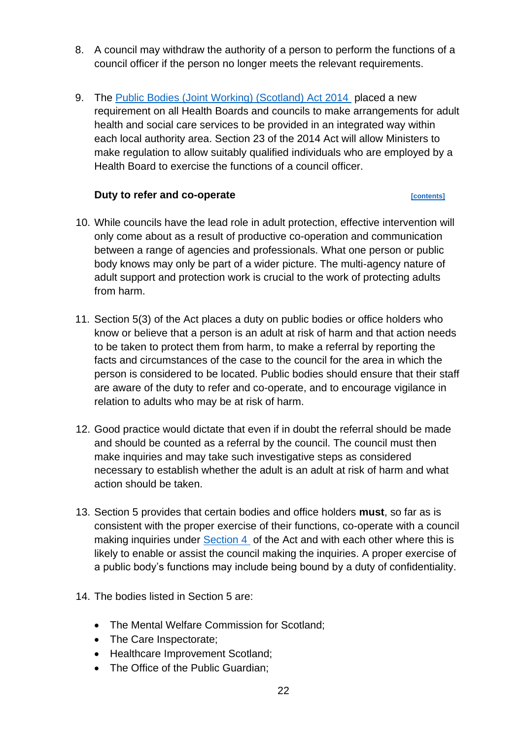8. A council may withdraw the authority of a person to perform the functions of a council officer if the person no longer meets the relevant requirements.

9. The [Public Bodies (Joint Working) (Scotland) Act 2014](#) placed a new requirement on all Health Boards and councils to make arrangements for adult health and social care services to be provided in an integrated way within each local authority area. Section 23 of the 2014 Act will allow Ministers to make regulation to allow suitably qualified individuals who are employed by a Health Board to exercise the functions of a council officer.

### Duty to refer and co-operate [contents]

10. While councils have the lead role in adult protection, effective intervention will only come about as a result of productive co-operation and communication between a range of agencies and professionals. What one person or public body knows may only be part of a wider picture. The multi-agency nature of adult support and protection work is crucial to the work of protecting adults from harm.

11. Section 5(3) of the Act places a duty on public bodies or office holders who know or believe that a person is an adult at risk of harm and that action needs to be taken to protect them from harm, to make a referral by reporting the facts and circumstances of the case to the council for the area in which the person is considered to be located. Public bodies should ensure that their staff are aware of the duty to refer and co-operate, and to encourage vigilance in relation to adults who may be at risk of harm.

12. Good practice would dictate that even if in doubt the referral should be made and should be counted as a referral by the council. The council must then make inquiries and may take such investigative steps as considered necessary to establish whether the adult is an adult at risk of harm and what action should be taken.

13. Section 5 provides that certain bodies and office holders **must**, so far as is consistent with the proper exercise of their functions, co-operate with a council making inquiries under [Section 4](#) of the Act and with each other where this is likely to enable or assist the council making the inquiries. A proper exercise of a public body's functions may include being bound by a duty of confidentiality.

14. The bodies listed in Section 5 are:

   - The Mental Welfare Commission for Scotland;
   - The Care Inspectorate;
   - Healthcare Improvement Scotland;
   - The Office of the Public Guardian;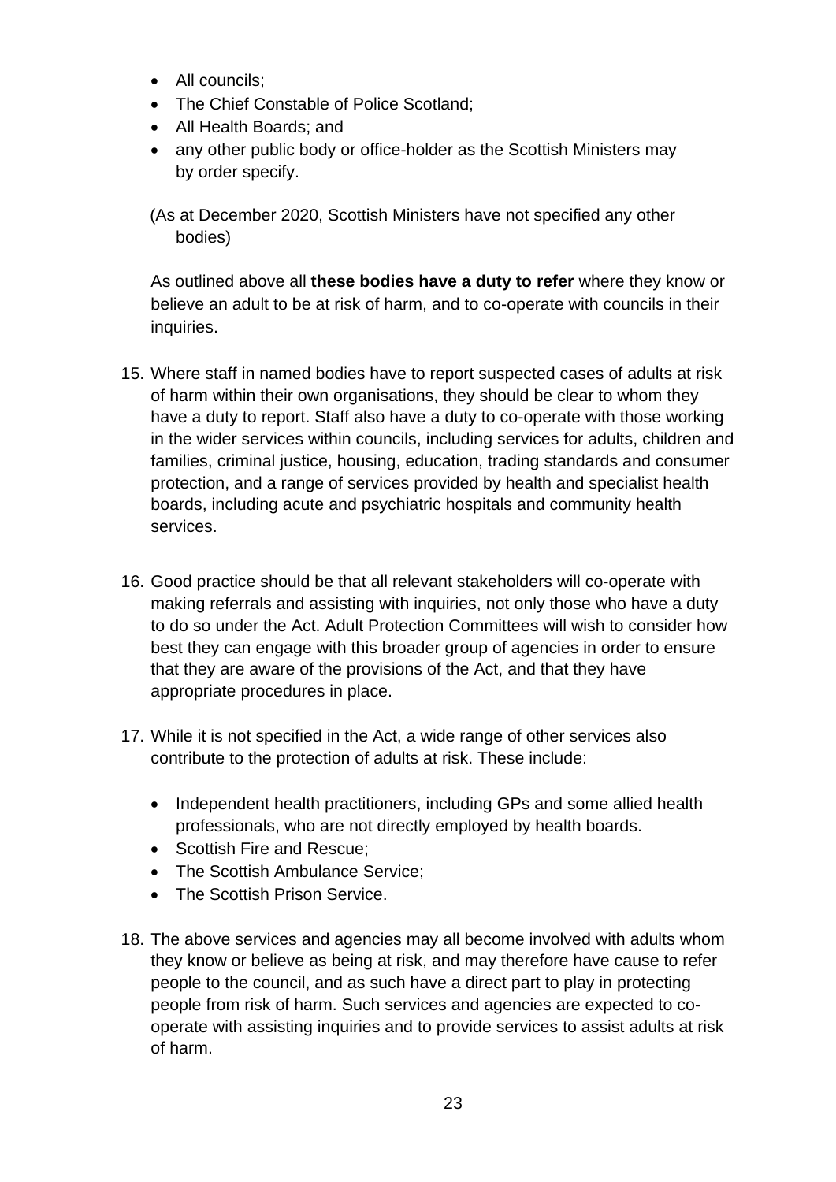- All councils;
- The Chief Constable of Police Scotland;
- All Health Boards; and
- any other public body or office-holder as the Scottish Ministers may by order specify.

(As at December 2020, Scottish Ministers have not specified any other bodies)

As outlined above all **these bodies have a duty to refer** where they know or believe an adult to be at risk of harm, and to co-operate with councils in their inquiries.

15. Where staff in named bodies have to report suspected cases of adults at risk of harm within their own organisations, they should be clear to whom they have a duty to report. Staff also have a duty to co-operate with those working in the wider services within councils, including services for adults, children and families, criminal justice, housing, education, trading standards and consumer protection, and a range of services provided by health and specialist health boards, including acute and psychiatric hospitals and community health services.

16. Good practice should be that all relevant stakeholders will co-operate with making referrals and assisting with inquiries, not only those who have a duty to do so under the Act. Adult Protection Committees will wish to consider how best they can engage with this broader group of agencies in order to ensure that they are aware of the provisions of the Act, and that they have appropriate procedures in place.

17. While it is not specified in the Act, a wide range of other services also contribute to the protection of adults at risk. These include:

    - Independent health practitioners, including GPs and some allied health professionals, who are not directly employed by health boards.
    - Scottish Fire and Rescue;
    - The Scottish Ambulance Service;
    - The Scottish Prison Service.

18. The above services and agencies may all become involved with adults whom they know or believe as being at risk, and may therefore have cause to refer people to the council, and as such have a direct part to play in protecting people from risk of harm. Such services and agencies are expected to co-operate with assisting inquiries and to provide services to assist adults at risk of harm.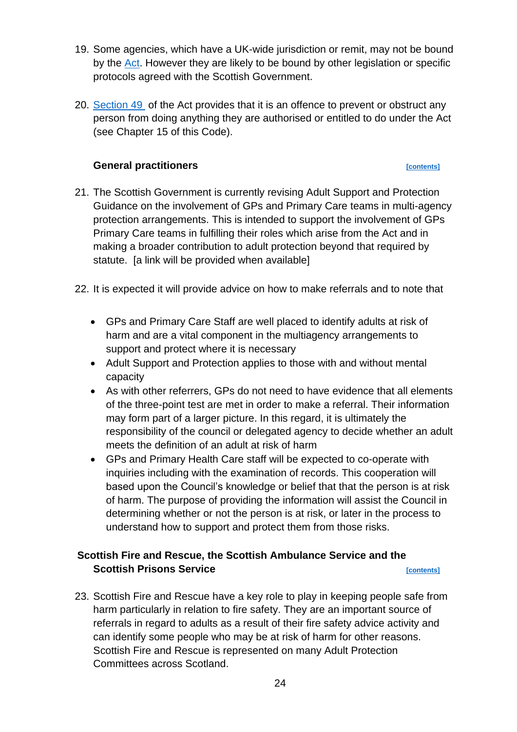19. Some agencies, which have a UK-wide jurisdiction or remit, may not be bound by the Act. However they are likely to be bound by other legislation or specific protocols agreed with the Scottish Government.

20. Section 49 of the Act provides that it is an offence to prevent or obstruct any person from doing anything they are authorised or entitled to do under the Act (see Chapter 15 of this Code).

### General practitioners

[contents]

21. The Scottish Government is currently revising Adult Support and Protection Guidance on the involvement of GPs and Primary Care teams in multi-agency protection arrangements. This is intended to support the involvement of GPs Primary Care teams in fulfilling their roles which arise from the Act and in making a broader contribution to adult protection beyond that required by statute. [a link will be provided when available]

22. It is expected it will provide advice on how to make referrals and to note that

    - GPs and Primary Care Staff are well placed to identify adults at risk of harm and are a vital component in the multiagency arrangements to support and protect where it is necessary
    - Adult Support and Protection applies to those with and without mental capacity
    - As with other referrers, GPs do not need to have evidence that all elements of the three-point test are met in order to make a referral. Their information may form part of a larger picture. In this regard, it is ultimately the responsibility of the council or delegated agency to decide whether an adult meets the definition of an adult at risk of harm
    - GPs and Primary Health Care staff will be expected to co-operate with inquiries including with the examination of records. This cooperation will based upon the Council's knowledge or belief that that the person is at risk of harm. The purpose of providing the information will assist the Council in determining whether or not the person is at risk, or later in the process to understand how to support and protect them from those risks.

### Scottish Fire and Rescue, the Scottish Ambulance Service and the Scottish Prisons Service

[contents]

23. Scottish Fire and Rescue have a key role to play in keeping people safe from harm particularly in relation to fire safety. They are an important source of referrals in regard to adults as a result of their fire safety advice activity and can identify some people who may be at risk of harm for other reasons. Scottish Fire and Rescue is represented on many Adult Protection Committees across Scotland.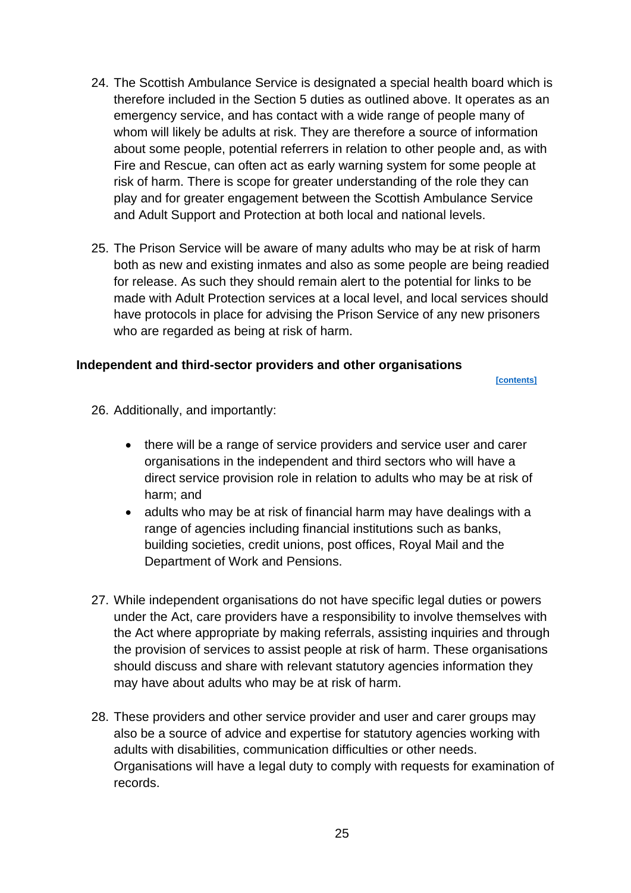24. The Scottish Ambulance Service is designated a special health board which is therefore included in the Section 5 duties as outlined above. It operates as an emergency service, and has contact with a wide range of people many of whom will likely be adults at risk. They are therefore a source of information about some people, potential referrers in relation to other people and, as with Fire and Rescue, can often act as early warning system for some people at risk of harm. There is scope for greater understanding of the role they can play and for greater engagement between the Scottish Ambulance Service and Adult Support and Protection at both local and national levels.

25. The Prison Service will be aware of many adults who may be at risk of harm both as new and existing inmates and also as some people are being readied for release. As such they should remain alert to the potential for links to be made with Adult Protection services at a local level, and local services should have protocols in place for advising the Prison Service of any new prisoners who are regarded as being at risk of harm.

### Independent and third-sector providers and other organisations

[contents]

26. Additionally, and importantly:

    - there will be a range of service providers and service user and carer organisations in the independent and third sectors who will have a direct service provision role in relation to adults who may be at risk of harm; and
    - adults who may be at risk of financial harm may have dealings with a range of agencies including financial institutions such as banks, building societies, credit unions, post offices, Royal Mail and the Department of Work and Pensions.

27. While independent organisations do not have specific legal duties or powers under the Act, care providers have a responsibility to involve themselves with the Act where appropriate by making referrals, assisting inquiries and through the provision of services to assist people at risk of harm. These organisations should discuss and share with relevant statutory agencies information they may have about adults who may be at risk of harm.

28. These providers and other service provider and user and carer groups may also be a source of advice and expertise for statutory agencies working with adults with disabilities, communication difficulties or other needs. Organisations will have a legal duty to comply with requests for examination of records.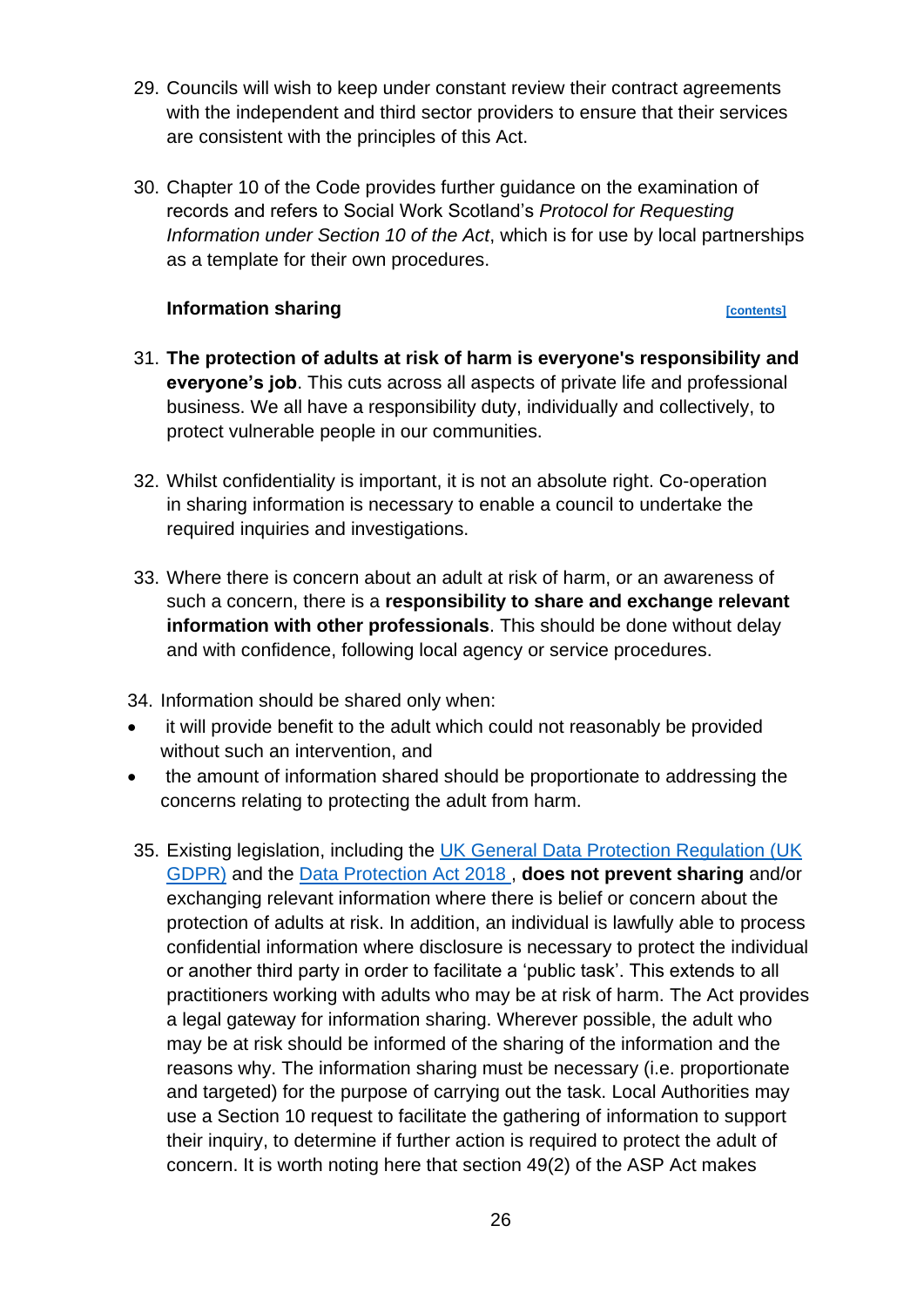29. Councils will wish to keep under constant review their contract agreements with the independent and third sector providers to ensure that their services are consistent with the principles of this Act.

30. Chapter 10 of the Code provides further guidance on the examination of records and refers to Social Work Scotland's *Protocol for Requesting Information under Section 10 of the Act*, which is for use by local partnerships as a template for their own procedures.

### Information sharing

[contents]

31. **The protection of adults at risk of harm is everyone's responsibility and everyone's job**. This cuts across all aspects of private life and professional business. We all have a responsibility duty, individually and collectively, to protect vulnerable people in our communities.

32. Whilst confidentiality is important, it is not an absolute right. Co-operation in sharing information is necessary to enable a council to undertake the required inquiries and investigations.

33. Where there is concern about an adult at risk of harm, or an awareness of such a concern, there is a **responsibility to share and exchange relevant information with other professionals**. This should be done without delay and with confidence, following local agency or service procedures.

34. Information should be shared only when:

- it will provide benefit to the adult which could not reasonably be provided without such an intervention, and
- the amount of information shared should be proportionate to addressing the concerns relating to protecting the adult from harm.

35. Existing legislation, including the UK General Data Protection Regulation (UK GDPR) and the Data Protection Act 2018 , **does not prevent sharing** and/or exchanging relevant information where there is belief or concern about the protection of adults at risk. In addition, an individual is lawfully able to process confidential information where disclosure is necessary to protect the individual or another third party in order to facilitate a 'public task'. This extends to all practitioners working with adults who may be at risk of harm. The Act provides a legal gateway for information sharing. Wherever possible, the adult who may be at risk should be informed of the sharing of the information and the reasons why. The information sharing must be necessary (i.e. proportionate and targeted) for the purpose of carrying out the task. Local Authorities may use a Section 10 request to facilitate the gathering of information to support their inquiry, to determine if further action is required to protect the adult of concern. It is worth noting here that section 49(2) of the ASP Act makes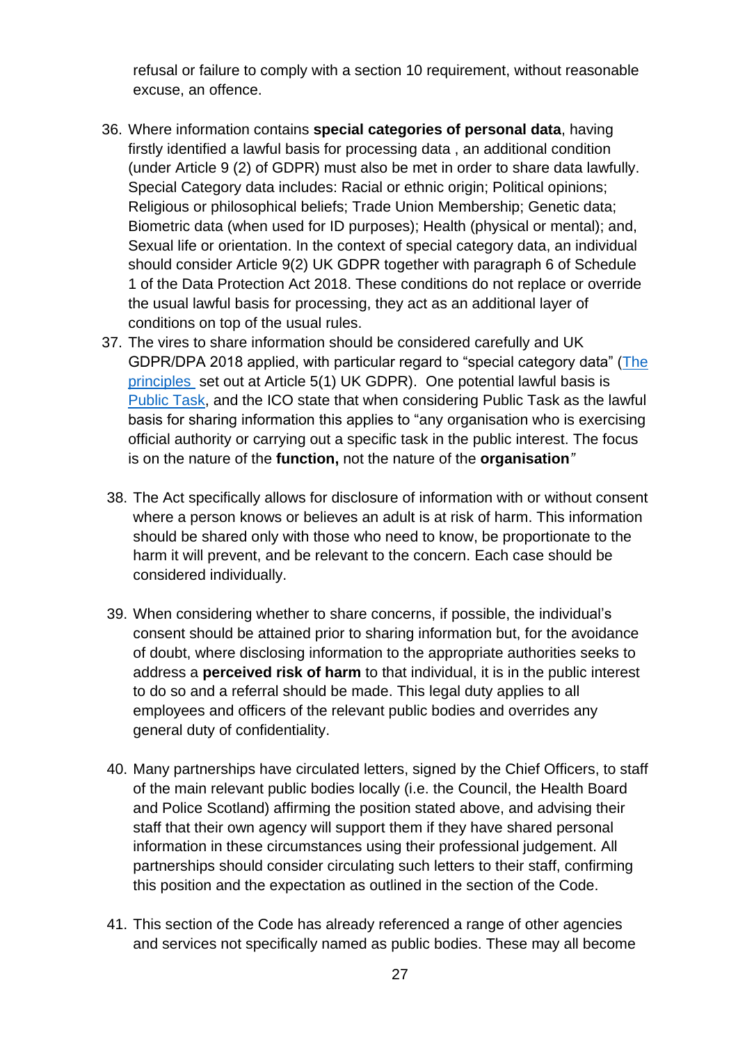refusal or failure to comply with a section 10 requirement, without reasonable excuse, an offence.

36. Where information contains **special categories of personal data**, having firstly identified a lawful basis for processing data , an additional condition (under Article 9 (2) of GDPR) must also be met in order to share data lawfully. Special Category data includes: Racial or ethnic origin; Political opinions; Religious or philosophical beliefs; Trade Union Membership; Genetic data; Biometric data (when used for ID purposes); Health (physical or mental); and, Sexual life or orientation. In the context of special category data, an individual should consider Article 9(2) UK GDPR together with paragraph 6 of Schedule 1 of the Data Protection Act 2018. These conditions do not replace or override the usual lawful basis for processing, they act as an additional layer of conditions on top of the usual rules.
37. The vires to share information should be considered carefully and UK GDPR/DPA 2018 applied, with particular regard to "special category data" ([The principles](#) set out at Article 5(1) UK GDPR). One potential lawful basis is [Public Task](#), and the ICO state that when considering Public Task as the lawful basis for sharing information this applies to "any organisation who is exercising official authority or carrying out a specific task in the public interest. The focus is on the nature of the **function,** not the nature of the **organisation**"
38. The Act specifically allows for disclosure of information with or without consent where a person knows or believes an adult is at risk of harm. This information should be shared only with those who need to know, be proportionate to the harm it will prevent, and be relevant to the concern. Each case should be considered individually.
39. When considering whether to share concerns, if possible, the individual's consent should be attained prior to sharing information but, for the avoidance of doubt, where disclosing information to the appropriate authorities seeks to address a **perceived risk of harm** to that individual, it is in the public interest to do so and a referral should be made. This legal duty applies to all employees and officers of the relevant public bodies and overrides any general duty of confidentiality.
40. Many partnerships have circulated letters, signed by the Chief Officers, to staff of the main relevant public bodies locally (i.e. the Council, the Health Board and Police Scotland) affirming the position stated above, and advising their staff that their own agency will support them if they have shared personal information in these circumstances using their professional judgement. All partnerships should consider circulating such letters to their staff, confirming this position and the expectation as outlined in the section of the Code.
41. This section of the Code has already referenced a range of other agencies and services not specifically named as public bodies. These may all become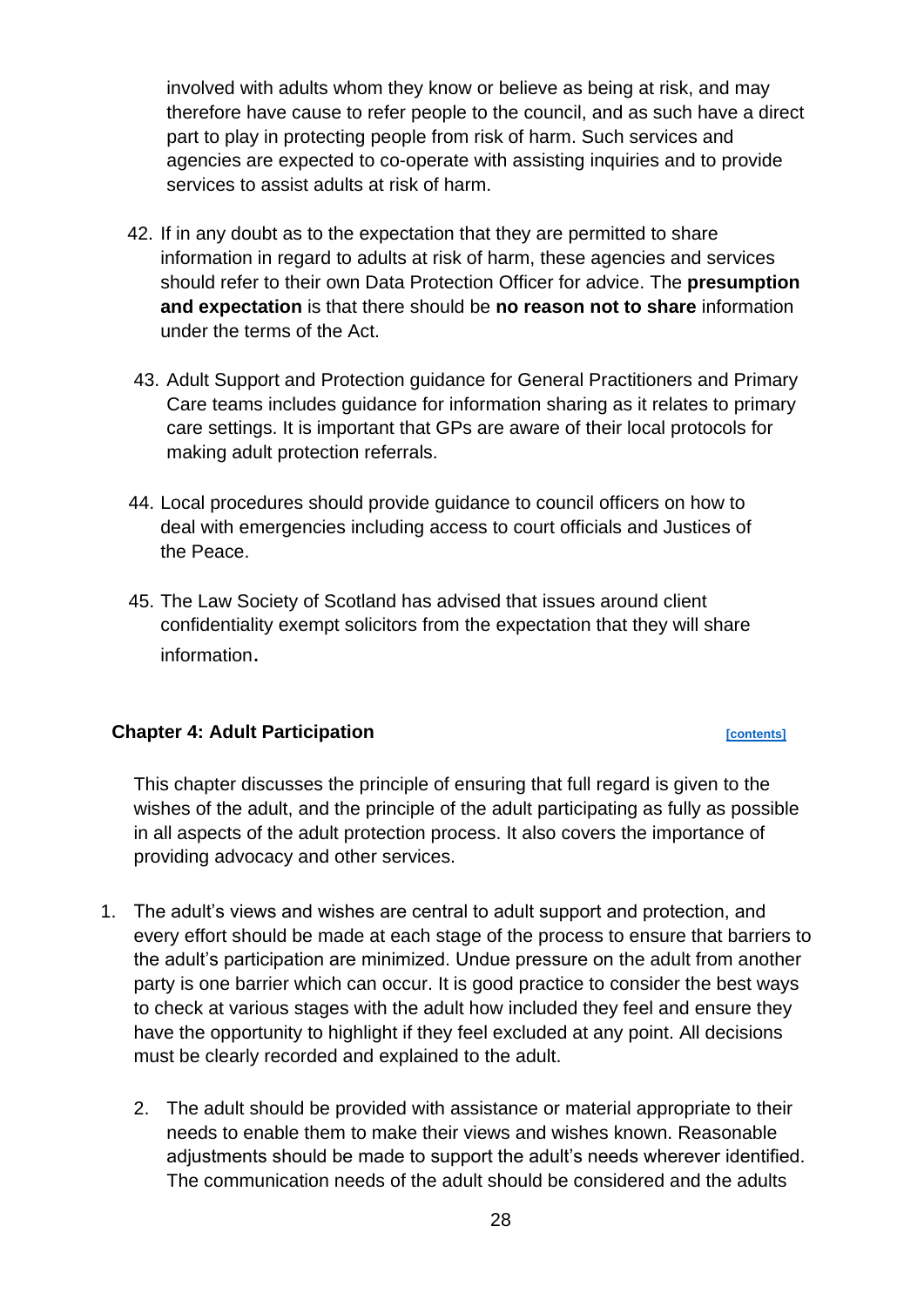involved with adults whom they know or believe as being at risk, and may therefore have cause to refer people to the council, and as such have a direct part to play in protecting people from risk of harm. Such services and agencies are expected to co-operate with assisting inquiries and to provide services to assist adults at risk of harm.

42. If in any doubt as to the expectation that they are permitted to share information in regard to adults at risk of harm, these agencies and services should refer to their own Data Protection Officer for advice. The **presumption and expectation** is that there should be **no reason not to share** information under the terms of the Act.

43. Adult Support and Protection guidance for General Practitioners and Primary Care teams includes guidance for information sharing as it relates to primary care settings. It is important that GPs are aware of their local protocols for making adult protection referrals.

44. Local procedures should provide guidance to council officers on how to deal with emergencies including access to court officials and Justices of the Peace.

45. The Law Society of Scotland has advised that issues around client confidentiality exempt solicitors from the expectation that they will share information.

## Chapter 4: Adult Participation

[contents]

This chapter discusses the principle of ensuring that full regard is given to the wishes of the adult, and the principle of the adult participating as fully as possible in all aspects of the adult protection process. It also covers the importance of providing advocacy and other services.

1. The adult's views and wishes are central to adult support and protection, and every effort should be made at each stage of the process to ensure that barriers to the adult's participation are minimized. Undue pressure on the adult from another party is one barrier which can occur. It is good practice to consider the best ways to check at various stages with the adult how included they feel and ensure they have the opportunity to highlight if they feel excluded at any point. All decisions must be clearly recorded and explained to the adult.

2. The adult should be provided with assistance or material appropriate to their needs to enable them to make their views and wishes known. Reasonable adjustments should be made to support the adult's needs wherever identified. The communication needs of the adult should be considered and the adults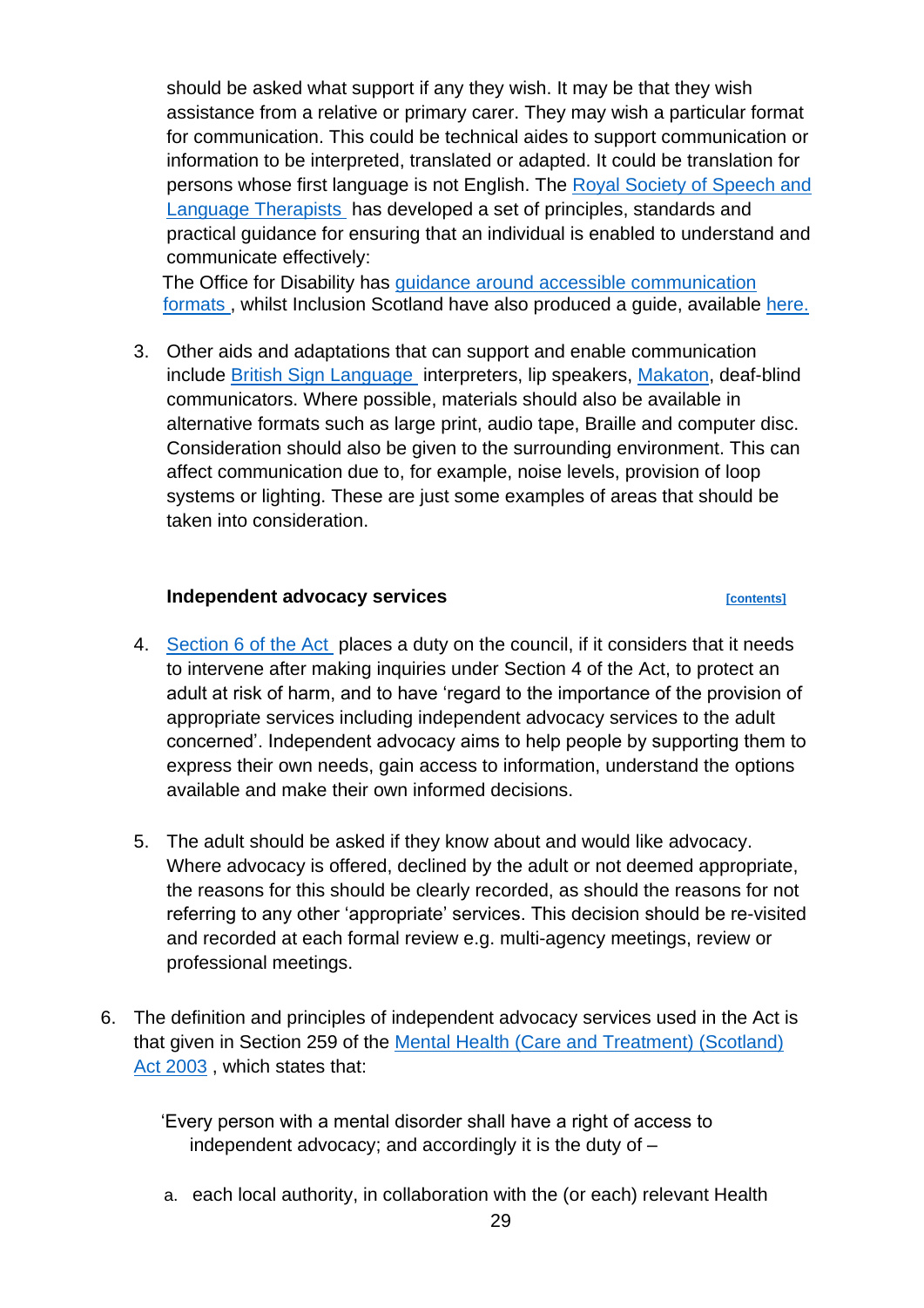should be asked what support if any they wish. It may be that they wish assistance from a relative or primary carer. They may wish a particular format for communication. This could be technical aides to support communication or information to be interpreted, translated or adapted. It could be translation for persons whose first language is not English. The Royal Society of Speech and Language Therapists has developed a set of principles, standards and practical guidance for ensuring that an individual is enabled to understand and communicate effectively:
The Office for Disability has guidance around accessible communication formats, whilst Inclusion Scotland have also produced a guide, available here.

3. Other aids and adaptations that can support and enable communication include British Sign Language interpreters, lip speakers, Makaton, deaf-blind communicators. Where possible, materials should also be available in alternative formats such as large print, audio tape, Braille and computer disc. Consideration should also be given to the surrounding environment. This can affect communication due to, for example, noise levels, provision of loop systems or lighting. These are just some examples of areas that should be taken into consideration.

### Independent advocacy services

[contents]

4. Section 6 of the Act places a duty on the council, if it considers that it needs to intervene after making inquiries under Section 4 of the Act, to protect an adult at risk of harm, and to have 'regard to the importance of the provision of appropriate services including independent advocacy services to the adult concerned'. Independent advocacy aims to help people by supporting them to express their own needs, gain access to information, understand the options available and make their own informed decisions.

5. The adult should be asked if they know about and would like advocacy. Where advocacy is offered, declined by the adult or not deemed appropriate, the reasons for this should be clearly recorded, as should the reasons for not referring to any other 'appropriate' services. This decision should be re-visited and recorded at each formal review e.g. multi-agency meetings, review or professional meetings.

6. The definition and principles of independent advocacy services used in the Act is that given in Section 259 of the Mental Health (Care and Treatment) (Scotland) Act 2003, which states that:

   'Every person with a mental disorder shall have a right of access to independent advocacy; and accordingly it is the duty of –

   a. each local authority, in collaboration with the (or each) relevant Health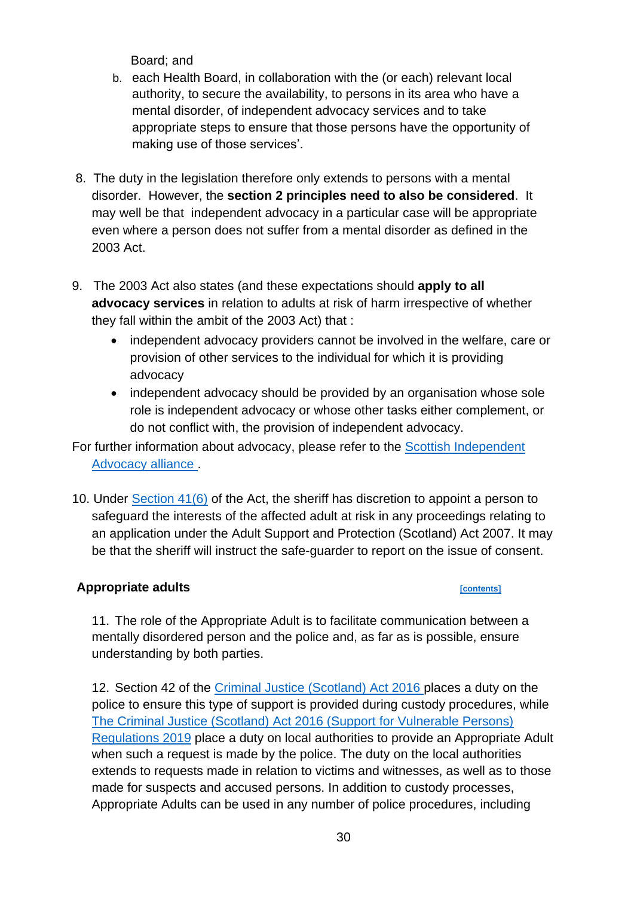Board; and

b. each Health Board, in collaboration with the (or each) relevant local authority, to secure the availability, to persons in its area who have a mental disorder, of independent advocacy services and to take appropriate steps to ensure that those persons have the opportunity of making use of those services'.

8. The duty in the legislation therefore only extends to persons with a mental disorder. However, the **section 2 principles need to also be considered**. It may well be that independent advocacy in a particular case will be appropriate even where a person does not suffer from a mental disorder as defined in the 2003 Act.

9. The 2003 Act also states (and these expectations should **apply to all advocacy services** in relation to adults at risk of harm irrespective of whether they fall within the ambit of the 2003 Act) that :

   - independent advocacy providers cannot be involved in the welfare, care or provision of other services to the individual for which it is providing advocacy
   - independent advocacy should be provided by an organisation whose sole role is independent advocacy or whose other tasks either complement, or do not conflict with, the provision of independent advocacy.

For further information about advocacy, please refer to the [Scottish Independent Advocacy alliance](#) .

10. Under [Section 41(6)](#) of the Act, the sheriff has discretion to appoint a person to safeguard the interests of the affected adult at risk in any proceedings relating to an application under the Adult Support and Protection (Scotland) Act 2007. It may be that the sheriff will instruct the safe-guarder to report on the issue of consent.

## Appropriate adults [contents]

11. The role of the Appropriate Adult is to facilitate communication between a mentally disordered person and the police and, as far as is possible, ensure understanding by both parties.

12. Section 42 of the [Criminal Justice (Scotland) Act 2016](#) places a duty on the police to ensure this type of support is provided during custody procedures, while [The Criminal Justice (Scotland) Act 2016 (Support for Vulnerable Persons) Regulations 2019](#) place a duty on local authorities to provide an Appropriate Adult when such a request is made by the police. The duty on the local authorities extends to requests made in relation to victims and witnesses, as well as to those made for suspects and accused persons. In addition to custody processes, Appropriate Adults can be used in any number of police procedures, including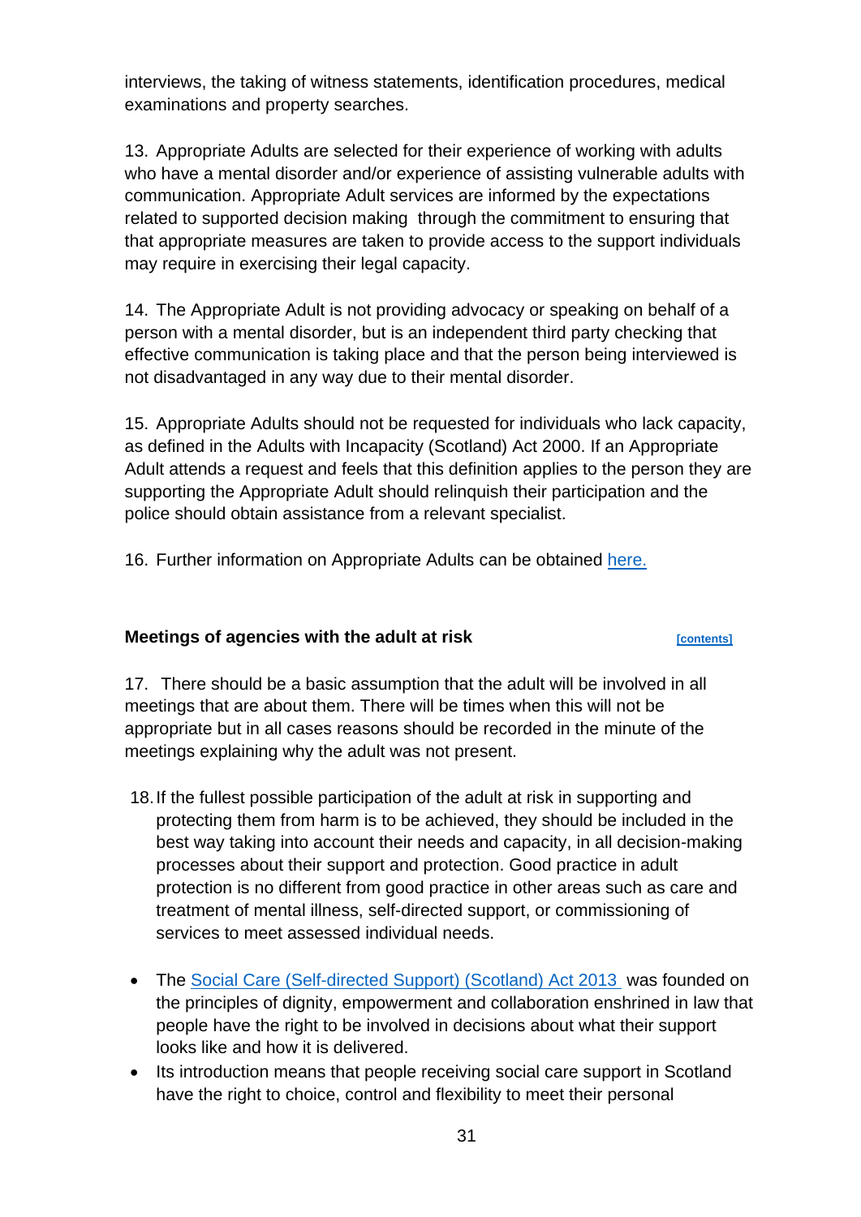interviews, the taking of witness statements, identification procedures, medical examinations and property searches.

13. Appropriate Adults are selected for their experience of working with adults who have a mental disorder and/or experience of assisting vulnerable adults with communication. Appropriate Adult services are informed by the expectations related to supported decision making through the commitment to ensuring that that appropriate measures are taken to provide access to the support individuals may require in exercising their legal capacity.

14. The Appropriate Adult is not providing advocacy or speaking on behalf of a person with a mental disorder, but is an independent third party checking that effective communication is taking place and that the person being interviewed is not disadvantaged in any way due to their mental disorder.

15. Appropriate Adults should not be requested for individuals who lack capacity, as defined in the Adults with Incapacity (Scotland) Act 2000. If an Appropriate Adult attends a request and feels that this definition applies to the person they are supporting the Appropriate Adult should relinquish their participation and the police should obtain assistance from a relevant specialist.

16. Further information on Appropriate Adults can be obtained here.

## Meetings of agencies with the adult at risk

[contents]

17. There should be a basic assumption that the adult will be involved in all meetings that are about them. There will be times when this will not be appropriate but in all cases reasons should be recorded in the minute of the meetings explaining why the adult was not present.

18. If the fullest possible participation of the adult at risk in supporting and protecting them from harm is to be achieved, they should be included in the best way taking into account their needs and capacity, in all decision-making processes about their support and protection. Good practice in adult protection is no different from good practice in other areas such as care and treatment of mental illness, self-directed support, or commissioning of services to meet assessed individual needs.

- The Social Care (Self-directed Support) (Scotland) Act 2013 was founded on the principles of dignity, empowerment and collaboration enshrined in law that people have the right to be involved in decisions about what their support looks like and how it is delivered.
- Its introduction means that people receiving social care support in Scotland have the right to choice, control and flexibility to meet their personal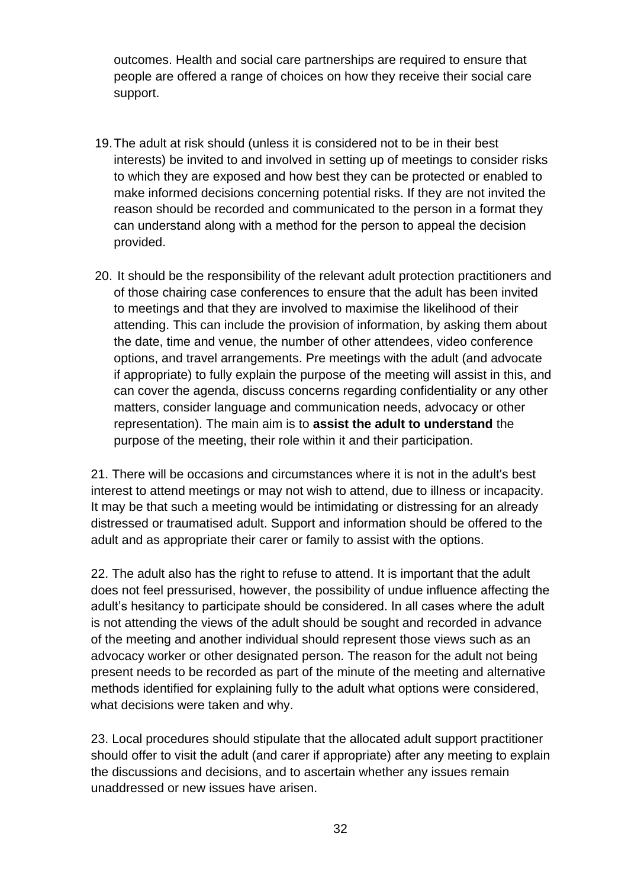outcomes. Health and social care partnerships are required to ensure that people are offered a range of choices on how they receive their social care support.

19. The adult at risk should (unless it is considered not to be in their best interests) be invited to and involved in setting up of meetings to consider risks to which they are exposed and how best they can be protected or enabled to make informed decisions concerning potential risks. If they are not invited the reason should be recorded and communicated to the person in a format they can understand along with a method for the person to appeal the decision provided.

20. It should be the responsibility of the relevant adult protection practitioners and of those chairing case conferences to ensure that the adult has been invited to meetings and that they are involved to maximise the likelihood of their attending. This can include the provision of information, by asking them about the date, time and venue, the number of other attendees, video conference options, and travel arrangements. Pre meetings with the adult (and advocate if appropriate) to fully explain the purpose of the meeting will assist in this, and can cover the agenda, discuss concerns regarding confidentiality or any other matters, consider language and communication needs, advocacy or other representation). The main aim is to **assist the adult to understand** the purpose of the meeting, their role within it and their participation.

21. There will be occasions and circumstances where it is not in the adult's best interest to attend meetings or may not wish to attend, due to illness or incapacity. It may be that such a meeting would be intimidating or distressing for an already distressed or traumatised adult. Support and information should be offered to the adult and as appropriate their carer or family to assist with the options.

22. The adult also has the right to refuse to attend. It is important that the adult does not feel pressurised, however, the possibility of undue influence affecting the adult's hesitancy to participate should be considered. In all cases where the adult is not attending the views of the adult should be sought and recorded in advance of the meeting and another individual should represent those views such as an advocacy worker or other designated person. The reason for the adult not being present needs to be recorded as part of the minute of the meeting and alternative methods identified for explaining fully to the adult what options were considered, what decisions were taken and why.

23. Local procedures should stipulate that the allocated adult support practitioner should offer to visit the adult (and carer if appropriate) after any meeting to explain the discussions and decisions, and to ascertain whether any issues remain unaddressed or new issues have arisen.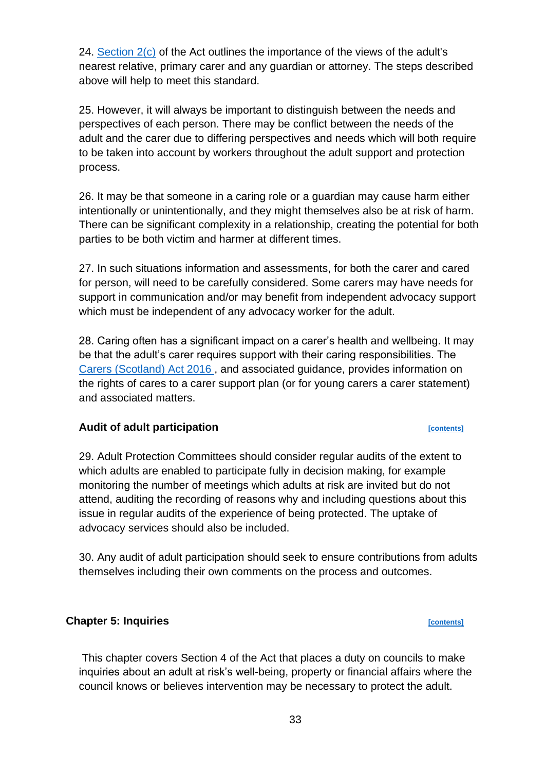24. Section 2(c) of the Act outlines the importance of the views of the adult's nearest relative, primary carer and any guardian or attorney. The steps described above will help to meet this standard.

25. However, it will always be important to distinguish between the needs and perspectives of each person. There may be conflict between the needs of the adult and the carer due to differing perspectives and needs which will both require to be taken into account by workers throughout the adult support and protection process.

26. It may be that someone in a caring role or a guardian may cause harm either intentionally or unintentionally, and they might themselves also be at risk of harm. There can be significant complexity in a relationship, creating the potential for both parties to be both victim and harmer at different times.

27. In such situations information and assessments, for both the carer and cared for person, will need to be carefully considered. Some carers may have needs for support in communication and/or may benefit from independent advocacy support which must be independent of any advocacy worker for the adult.

28. Caring often has a significant impact on a carer's health and wellbeing. It may be that the adult's carer requires support with their caring responsibilities. The Carers (Scotland) Act 2016 , and associated guidance, provides information on the rights of cares to a carer support plan (or for young carers a carer statement) and associated matters.

### Audit of adult participation

[contents]

29. Adult Protection Committees should consider regular audits of the extent to which adults are enabled to participate fully in decision making, for example monitoring the number of meetings which adults at risk are invited but do not attend, auditing the recording of reasons why and including questions about this issue in regular audits of the experience of being protected. The uptake of advocacy services should also be included.

30. Any audit of adult participation should seek to ensure contributions from adults themselves including their own comments on the process and outcomes.

## Chapter 5: Inquiries

[contents]

This chapter covers Section 4 of the Act that places a duty on councils to make inquiries about an adult at risk's well-being, property or financial affairs where the council knows or believes intervention may be necessary to protect the adult.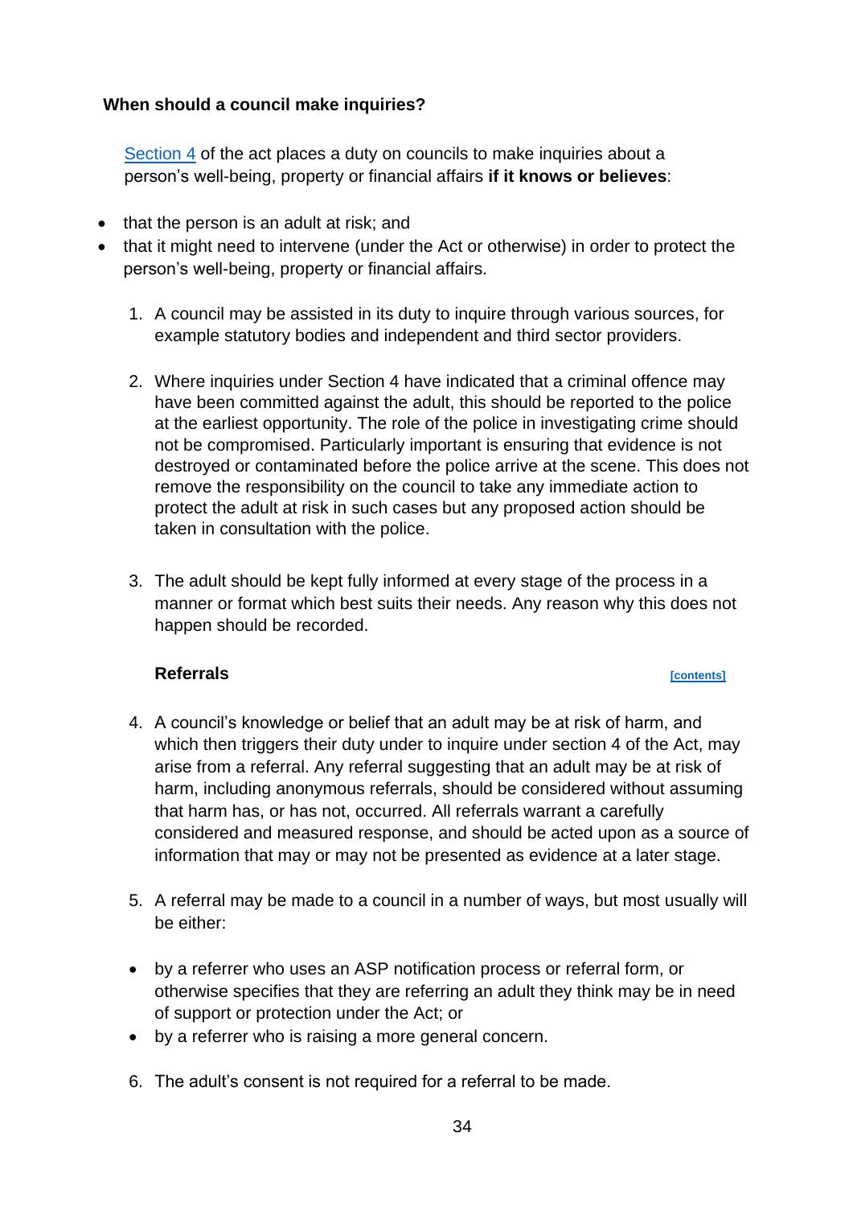### When should a council make inquiries?

Section 4 of the act places a duty on councils to make inquiries about a person's well-being, property or financial affairs **if it knows or believes**:

- that the person is an adult at risk; and
- that it might need to intervene (under the Act or otherwise) in order to protect the person's well-being, property or financial affairs.

1. A council may be assisted in its duty to inquire through various sources, for example statutory bodies and independent and third sector providers.

2. Where inquiries under Section 4 have indicated that a criminal offence may have been committed against the adult, this should be reported to the police at the earliest opportunity. The role of the police in investigating crime should not be compromised. Particularly important is ensuring that evidence is not destroyed or contaminated before the police arrive at the scene. This does not remove the responsibility on the council to take any immediate action to protect the adult at risk in such cases but any proposed action should be taken in consultation with the police.

3. The adult should be kept fully informed at every stage of the process in a manner or format which best suits their needs. Any reason why this does not happen should be recorded.

#### Referrals

[contents]

4. A council's knowledge or belief that an adult may be at risk of harm, and which then triggers their duty under to inquire under section 4 of the Act, may arise from a referral. Any referral suggesting that an adult may be at risk of harm, including anonymous referrals, should be considered without assuming that harm has, or has not, occurred. All referrals warrant a carefully considered and measured response, and should be acted upon as a source of information that may or may not be presented as evidence at a later stage.

5. A referral may be made to a council in a number of ways, but most usually will be either:

- by a referrer who uses an ASP notification process or referral form, or otherwise specifies that they are referring an adult they think may be in need of support or protection under the Act; or
- by a referrer who is raising a more general concern.

6. The adult's consent is not required for a referral to be made.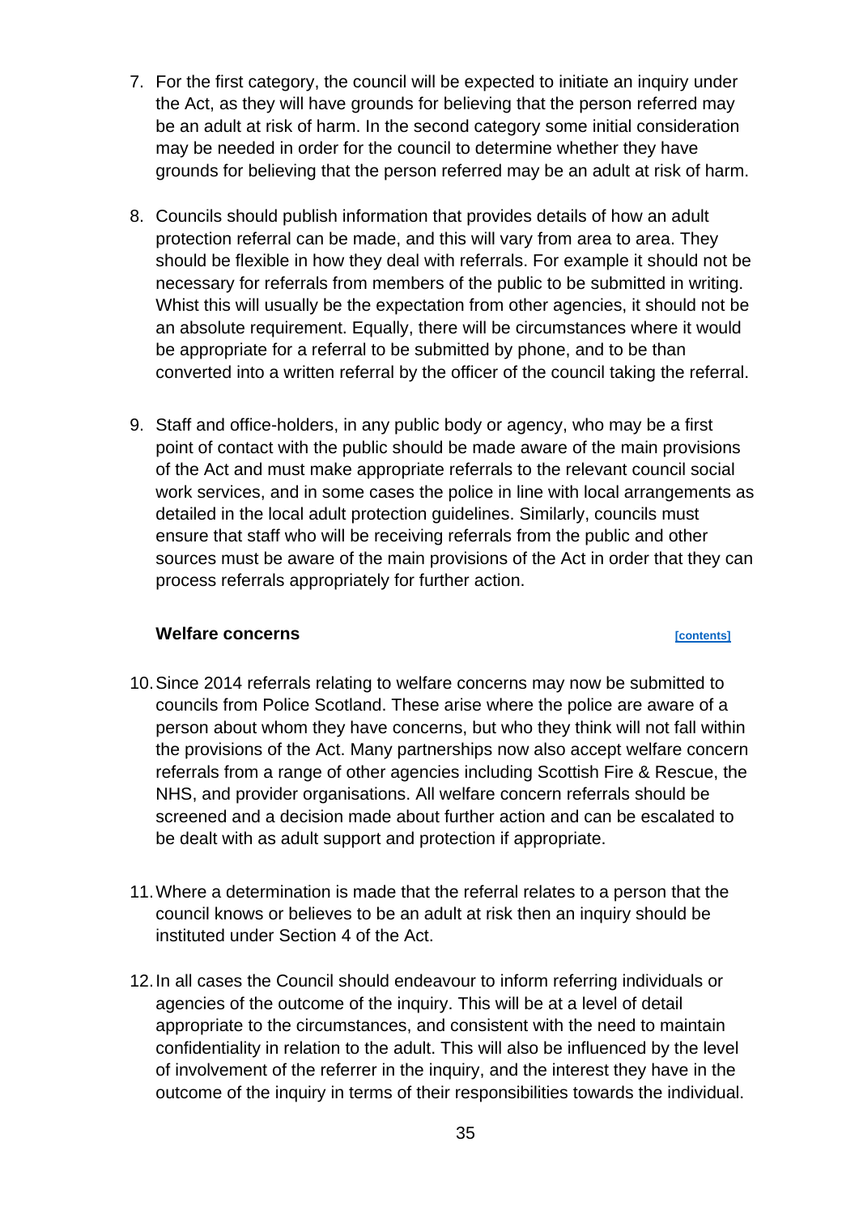7. For the first category, the council will be expected to initiate an inquiry under the Act, as they will have grounds for believing that the person referred may be an adult at risk of harm. In the second category some initial consideration may be needed in order for the council to determine whether they have grounds for believing that the person referred may be an adult at risk of harm.

8. Councils should publish information that provides details of how an adult protection referral can be made, and this will vary from area to area. They should be flexible in how they deal with referrals. For example it should not be necessary for referrals from members of the public to be submitted in writing. Whist this will usually be the expectation from other agencies, it should not be an absolute requirement. Equally, there will be circumstances where it would be appropriate for a referral to be submitted by phone, and to be than converted into a written referral by the officer of the council taking the referral.

9. Staff and office-holders, in any public body or agency, who may be a first point of contact with the public should be made aware of the main provisions of the Act and must make appropriate referrals to the relevant council social work services, and in some cases the police in line with local arrangements as detailed in the local adult protection guidelines. Similarly, councils must ensure that staff who will be receiving referrals from the public and other sources must be aware of the main provisions of the Act in order that they can process referrals appropriately for further action.

### Welfare concerns [contents]

10. Since 2014 referrals relating to welfare concerns may now be submitted to councils from Police Scotland. These arise where the police are aware of a person about whom they have concerns, but who they think will not fall within the provisions of the Act. Many partnerships now also accept welfare concern referrals from a range of other agencies including Scottish Fire & Rescue, the NHS, and provider organisations. All welfare concern referrals should be screened and a decision made about further action and can be escalated to be dealt with as adult support and protection if appropriate.

11. Where a determination is made that the referral relates to a person that the council knows or believes to be an adult at risk then an inquiry should be instituted under Section 4 of the Act.

12. In all cases the Council should endeavour to inform referring individuals or agencies of the outcome of the inquiry. This will be at a level of detail appropriate to the circumstances, and consistent with the need to maintain confidentiality in relation to the adult. This will also be influenced by the level of involvement of the referrer in the inquiry, and the interest they have in the outcome of the inquiry in terms of their responsibilities towards the individual.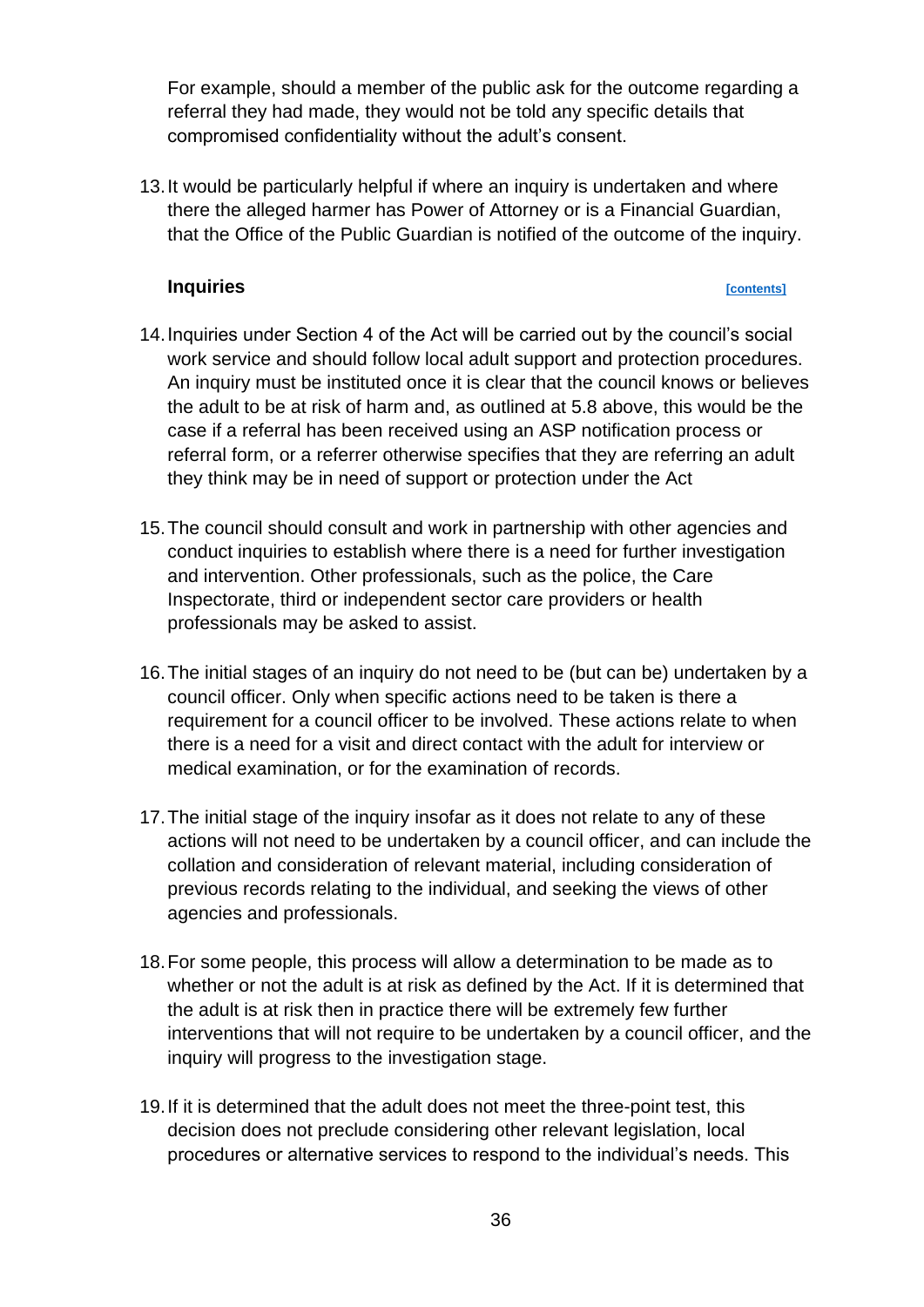For example, should a member of the public ask for the outcome regarding a referral they had made, they would not be told any specific details that compromised confidentiality without the adult's consent.

13. It would be particularly helpful if where an inquiry is undertaken and where there the alleged harmer has Power of Attorney or is a Financial Guardian, that the Office of the Public Guardian is notified of the outcome of the inquiry.

### Inquiries

[contents]

14. Inquiries under Section 4 of the Act will be carried out by the council's social work service and should follow local adult support and protection procedures. An inquiry must be instituted once it is clear that the council knows or believes the adult to be at risk of harm and, as outlined at 5.8 above, this would be the case if a referral has been received using an ASP notification process or referral form, or a referrer otherwise specifies that they are referring an adult they think may be in need of support or protection under the Act

15. The council should consult and work in partnership with other agencies and conduct inquiries to establish where there is a need for further investigation and intervention. Other professionals, such as the police, the Care Inspectorate, third or independent sector care providers or health professionals may be asked to assist.

16. The initial stages of an inquiry do not need to be (but can be) undertaken by a council officer. Only when specific actions need to be taken is there a requirement for a council officer to be involved. These actions relate to when there is a need for a visit and direct contact with the adult for interview or medical examination, or for the examination of records.

17. The initial stage of the inquiry insofar as it does not relate to any of these actions will not need to be undertaken by a council officer, and can include the collation and consideration of relevant material, including consideration of previous records relating to the individual, and seeking the views of other agencies and professionals.

18. For some people, this process will allow a determination to be made as to whether or not the adult is at risk as defined by the Act. If it is determined that the adult is at risk then in practice there will be extremely few further interventions that will not require to be undertaken by a council officer, and the inquiry will progress to the investigation stage.

19. If it is determined that the adult does not meet the three-point test, this decision does not preclude considering other relevant legislation, local procedures or alternative services to respond to the individual's needs. This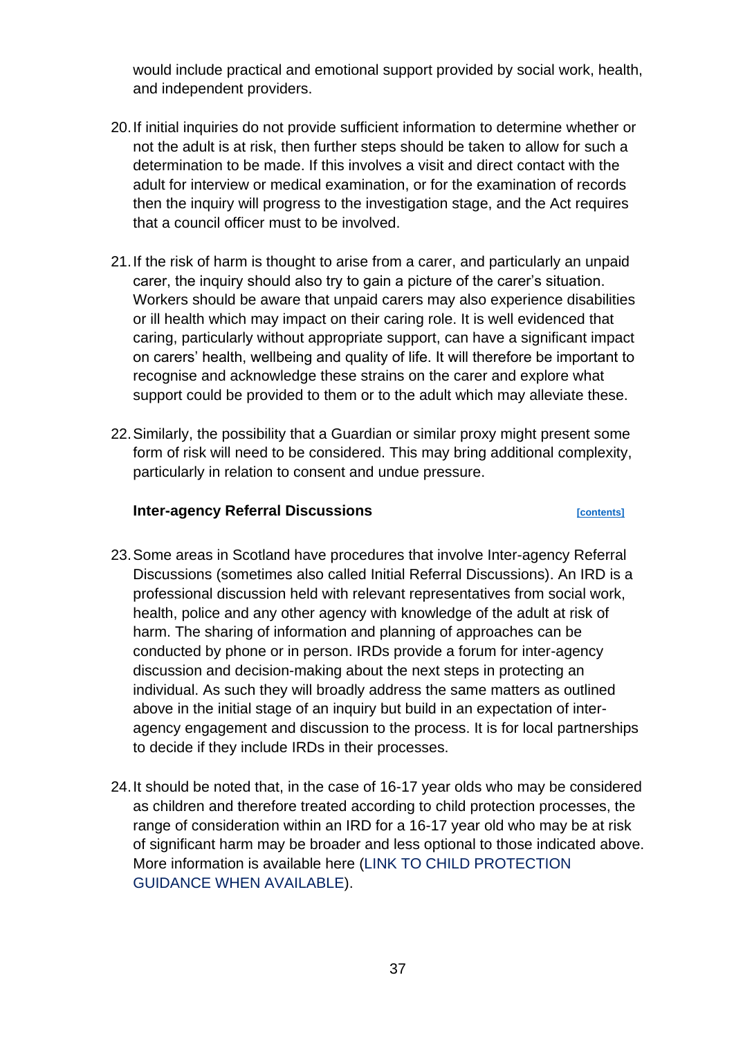would include practical and emotional support provided by social work, health, and independent providers.

20. If initial inquiries do not provide sufficient information to determine whether or not the adult is at risk, then further steps should be taken to allow for such a determination to be made. If this involves a visit and direct contact with the adult for interview or medical examination, or for the examination of records then the inquiry will progress to the investigation stage, and the Act requires that a council officer must to be involved.

21. If the risk of harm is thought to arise from a carer, and particularly an unpaid carer, the inquiry should also try to gain a picture of the carer's situation. Workers should be aware that unpaid carers may also experience disabilities or ill health which may impact on their caring role. It is well evidenced that caring, particularly without appropriate support, can have a significant impact on carers' health, wellbeing and quality of life. It will therefore be important to recognise and acknowledge these strains on the carer and explore what support could be provided to them or to the adult which may alleviate these.

22. Similarly, the possibility that a Guardian or similar proxy might present some form of risk will need to be considered. This may bring additional complexity, particularly in relation to consent and undue pressure.

### Inter-agency Referral Discussions

[contents]

23. Some areas in Scotland have procedures that involve Inter-agency Referral Discussions (sometimes also called Initial Referral Discussions). An IRD is a professional discussion held with relevant representatives from social work, health, police and any other agency with knowledge of the adult at risk of harm. The sharing of information and planning of approaches can be conducted by phone or in person. IRDs provide a forum for inter-agency discussion and decision-making about the next steps in protecting an individual. As such they will broadly address the same matters as outlined above in the initial stage of an inquiry but build in an expectation of inter-agency engagement and discussion to the process. It is for local partnerships to decide if they include IRDs in their processes.

24. It should be noted that, in the case of 16-17 year olds who may be considered as children and therefore treated according to child protection processes, the range of consideration within an IRD for a 16-17 year old who may be at risk of significant harm may be broader and less optional to those indicated above. More information is available here (LINK TO CHILD PROTECTION GUIDANCE WHEN AVAILABLE).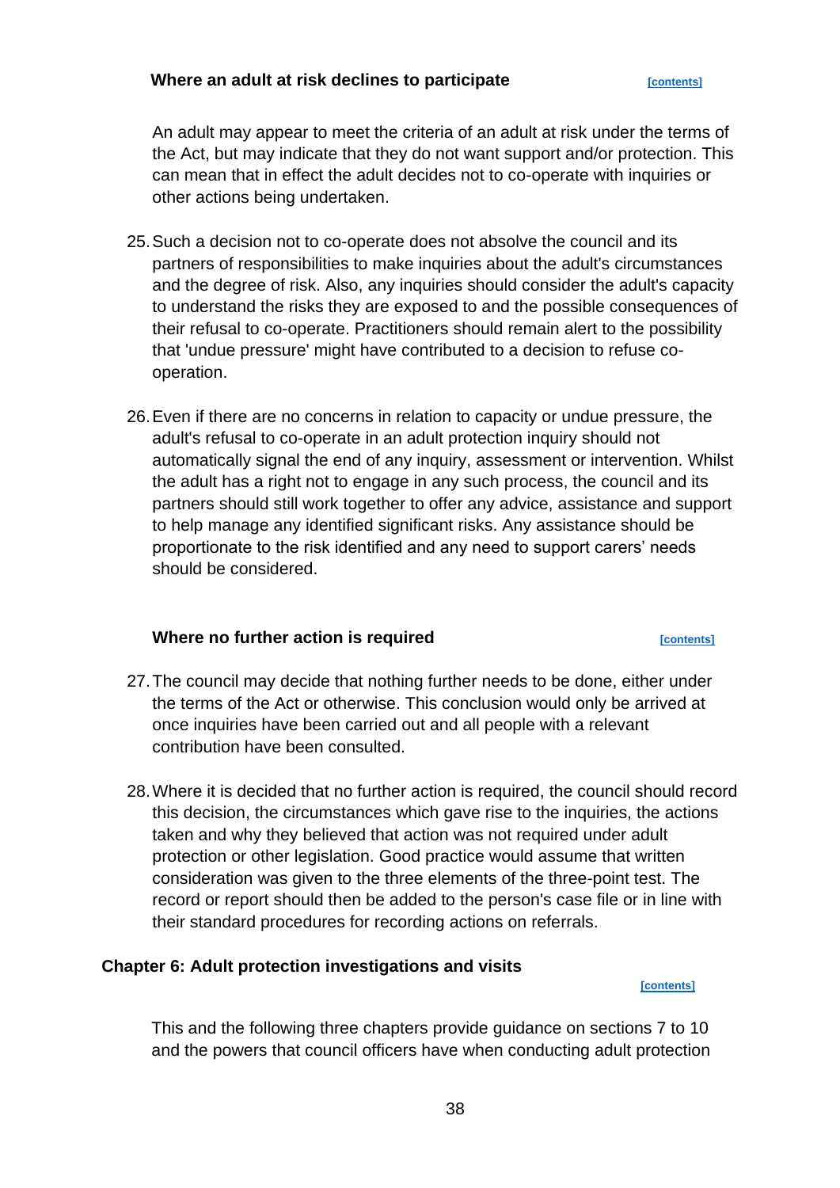### Where an adult at risk declines to participate [contents]

An adult may appear to meet the criteria of an adult at risk under the terms of the Act, but may indicate that they do not want support and/or protection. This can mean that in effect the adult decides not to co-operate with inquiries or other actions being undertaken.

25. Such a decision not to co-operate does not absolve the council and its partners of responsibilities to make inquiries about the adult's circumstances and the degree of risk. Also, any inquiries should consider the adult's capacity to understand the risks they are exposed to and the possible consequences of their refusal to co-operate. Practitioners should remain alert to the possibility that 'undue pressure' might have contributed to a decision to refuse co-operation.

26. Even if there are no concerns in relation to capacity or undue pressure, the adult's refusal to co-operate in an adult protection inquiry should not automatically signal the end of any inquiry, assessment or intervention. Whilst the adult has a right not to engage in any such process, the council and its partners should still work together to offer any advice, assistance and support to help manage any identified significant risks. Any assistance should be proportionate to the risk identified and any need to support carers' needs should be considered.

### Where no further action is required [contents]

27. The council may decide that nothing further needs to be done, either under the terms of the Act or otherwise. This conclusion would only be arrived at once inquiries have been carried out and all people with a relevant contribution have been consulted.

28. Where it is decided that no further action is required, the council should record this decision, the circumstances which gave rise to the inquiries, the actions taken and why they believed that action was not required under adult protection or other legislation. Good practice would assume that written consideration was given to the three elements of the three-point test. The record or report should then be added to the person's case file or in line with their standard procedures for recording actions on referrals.

## Chapter 6: Adult protection investigations and visits

[contents]

This and the following three chapters provide guidance on sections 7 to 10 and the powers that council officers have when conducting adult protection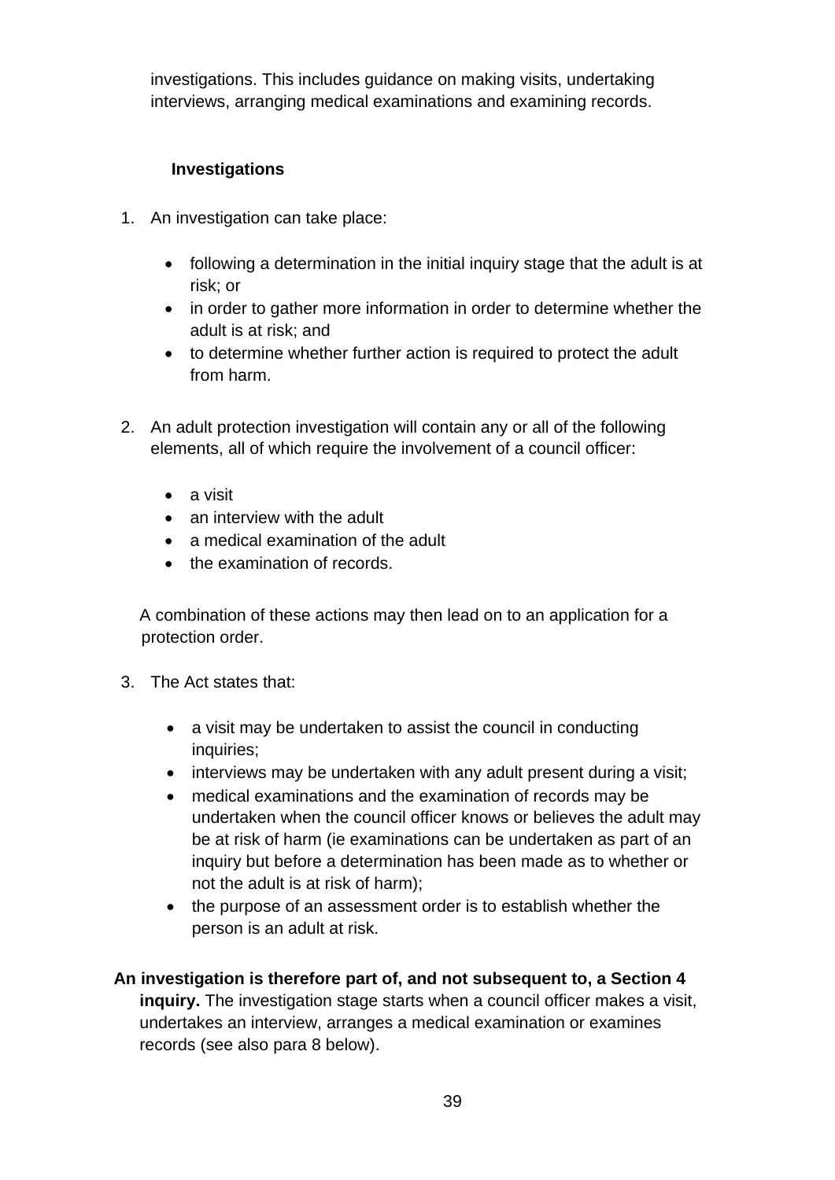investigations. This includes guidance on making visits, undertaking interviews, arranging medical examinations and examining records.

### Investigations

1. An investigation can take place:

   - following a determination in the initial inquiry stage that the adult is at risk; or
   - in order to gather more information in order to determine whether the adult is at risk; and
   - to determine whether further action is required to protect the adult from harm.

2. An adult protection investigation will contain any or all of the following elements, all of which require the involvement of a council officer:

   - a visit
   - an interview with the adult
   - a medical examination of the adult
   - the examination of records.

   A combination of these actions may then lead on to an application for a protection order.

3. The Act states that:

   - a visit may be undertaken to assist the council in conducting inquiries;
   - interviews may be undertaken with any adult present during a visit;
   - medical examinations and the examination of records may be undertaken when the council officer knows or believes the adult may be at risk of harm (ie examinations can be undertaken as part of an inquiry but before a determination has been made as to whether or not the adult is at risk of harm);
   - the purpose of an assessment order is to establish whether the person is an adult at risk.

**An investigation is therefore part of, and not subsequent to, a Section 4 inquiry.** The investigation stage starts when a council officer makes a visit, undertakes an interview, arranges a medical examination or examines records (see also para 8 below).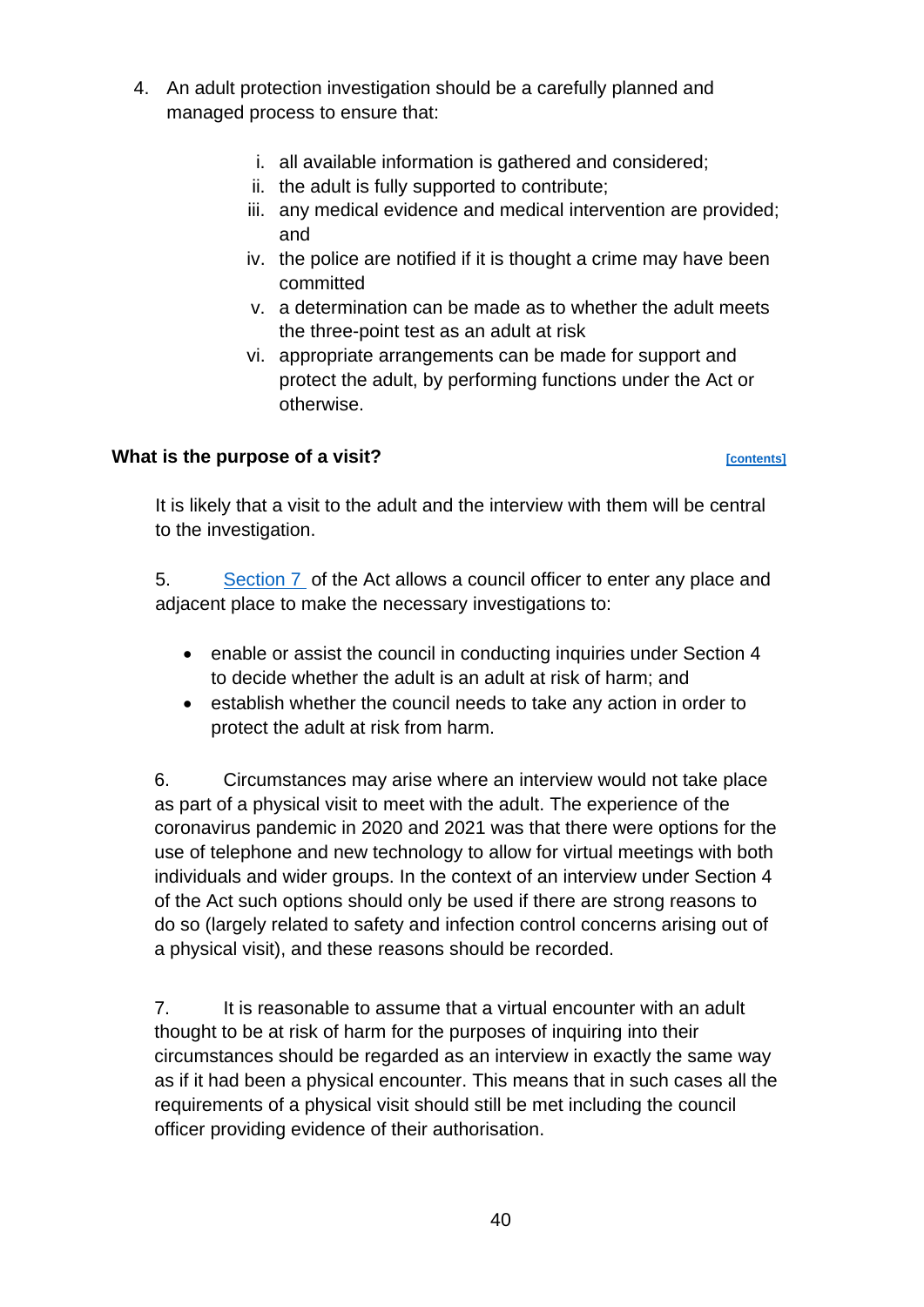4. An adult protection investigation should be a carefully planned and managed process to ensure that:

    i. all available information is gathered and considered;
    ii. the adult is fully supported to contribute;
    iii. any medical evidence and medical intervention are provided; and
    iv. the police are notified if it is thought a crime may have been committed
    v. a determination can be made as to whether the adult meets the three-point test as an adult at risk
    vi. appropriate arrangements can be made for support and protect the adult, by performing functions under the Act or otherwise.

### What is the purpose of a visit? [contents]

It is likely that a visit to the adult and the interview with them will be central to the investigation.

5. Section 7 of the Act allows a council officer to enter any place and adjacent place to make the necessary investigations to:

- enable or assist the council in conducting inquiries under Section 4 to decide whether the adult is an adult at risk of harm; and
- establish whether the council needs to take any action in order to protect the adult at risk from harm.

6. Circumstances may arise where an interview would not take place as part of a physical visit to meet with the adult. The experience of the coronavirus pandemic in 2020 and 2021 was that there were options for the use of telephone and new technology to allow for virtual meetings with both individuals and wider groups. In the context of an interview under Section 4 of the Act such options should only be used if there are strong reasons to do so (largely related to safety and infection control concerns arising out of a physical visit), and these reasons should be recorded.

7. It is reasonable to assume that a virtual encounter with an adult thought to be at risk of harm for the purposes of inquiring into their circumstances should be regarded as an interview in exactly the same way as if it had been a physical encounter. This means that in such cases all the requirements of a physical visit should still be met including the council officer providing evidence of their authorisation.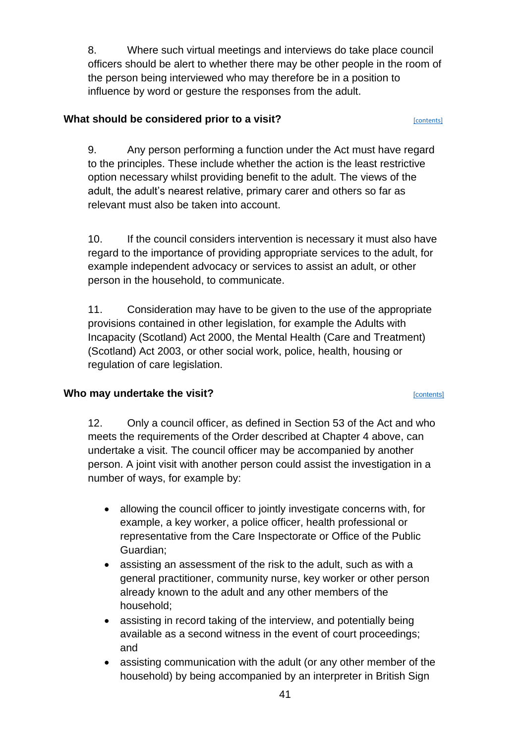8. Where such virtual meetings and interviews do take place council officers should be alert to whether there may be other people in the room of the person being interviewed who may therefore be in a position to influence by word or gesture the responses from the adult.

### What should be considered prior to a visit? [contents]

9. Any person performing a function under the Act must have regard to the principles. These include whether the action is the least restrictive option necessary whilst providing benefit to the adult. The views of the adult, the adult's nearest relative, primary carer and others so far as relevant must also be taken into account.

10. If the council considers intervention is necessary it must also have regard to the importance of providing appropriate services to the adult, for example independent advocacy or services to assist an adult, or other person in the household, to communicate.

11. Consideration may have to be given to the use of the appropriate provisions contained in other legislation, for example the Adults with Incapacity (Scotland) Act 2000, the Mental Health (Care and Treatment) (Scotland) Act 2003, or other social work, police, health, housing or regulation of care legislation.

### Who may undertake the visit? [contents]

12. Only a council officer, as defined in Section 53 of the Act and who meets the requirements of the Order described at Chapter 4 above, can undertake a visit. The council officer may be accompanied by another person. A joint visit with another person could assist the investigation in a number of ways, for example by:

- allowing the council officer to jointly investigate concerns with, for example, a key worker, a police officer, health professional or representative from the Care Inspectorate or Office of the Public Guardian;
- assisting an assessment of the risk to the adult, such as with a general practitioner, community nurse, key worker or other person already known to the adult and any other members of the household;
- assisting in record taking of the interview, and potentially being available as a second witness in the event of court proceedings; and
- assisting communication with the adult (or any other member of the household) by being accompanied by an interpreter in British Sign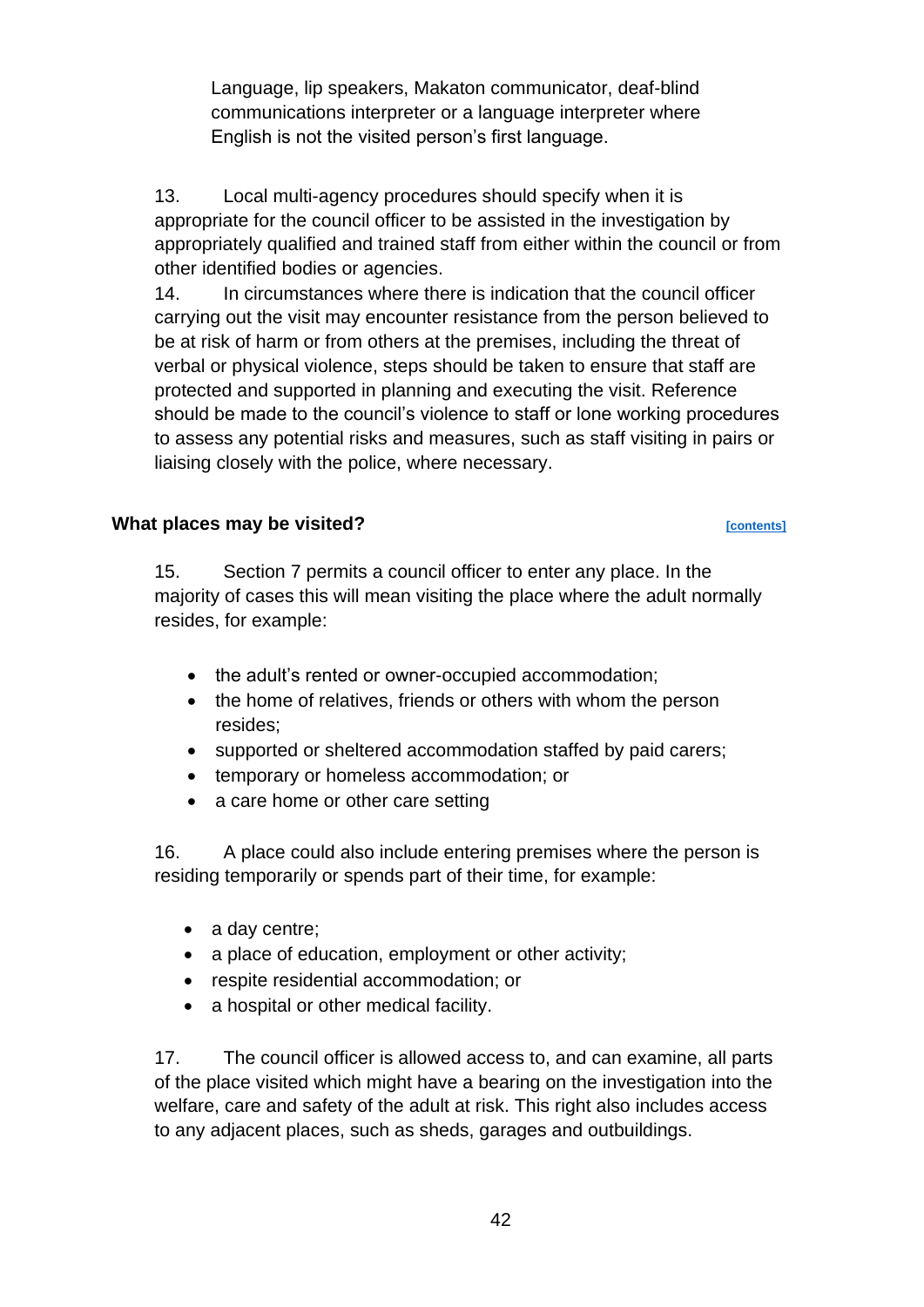Language, lip speakers, Makaton communicator, deaf-blind communications interpreter or a language interpreter where English is not the visited person's first language.

13. Local multi-agency procedures should specify when it is appropriate for the council officer to be assisted in the investigation by appropriately qualified and trained staff from either within the council or from other identified bodies or agencies.

14. In circumstances where there is indication that the council officer carrying out the visit may encounter resistance from the person believed to be at risk of harm or from others at the premises, including the threat of verbal or physical violence, steps should be taken to ensure that staff are protected and supported in planning and executing the visit. Reference should be made to the council's violence to staff or lone working procedures to assess any potential risks and measures, such as staff visiting in pairs or liaising closely with the police, where necessary.

### What places may be visited? [contents]

15. Section 7 permits a council officer to enter any place. In the majority of cases this will mean visiting the place where the adult normally resides, for example:

- the adult's rented or owner-occupied accommodation;
- the home of relatives, friends or others with whom the person resides;
- supported or sheltered accommodation staffed by paid carers;
- temporary or homeless accommodation; or
- a care home or other care setting

16. A place could also include entering premises where the person is residing temporarily or spends part of their time, for example:

- a day centre;
- a place of education, employment or other activity;
- respite residential accommodation; or
- a hospital or other medical facility.

17. The council officer is allowed access to, and can examine, all parts of the place visited which might have a bearing on the investigation into the welfare, care and safety of the adult at risk. This right also includes access to any adjacent places, such as sheds, garages and outbuildings.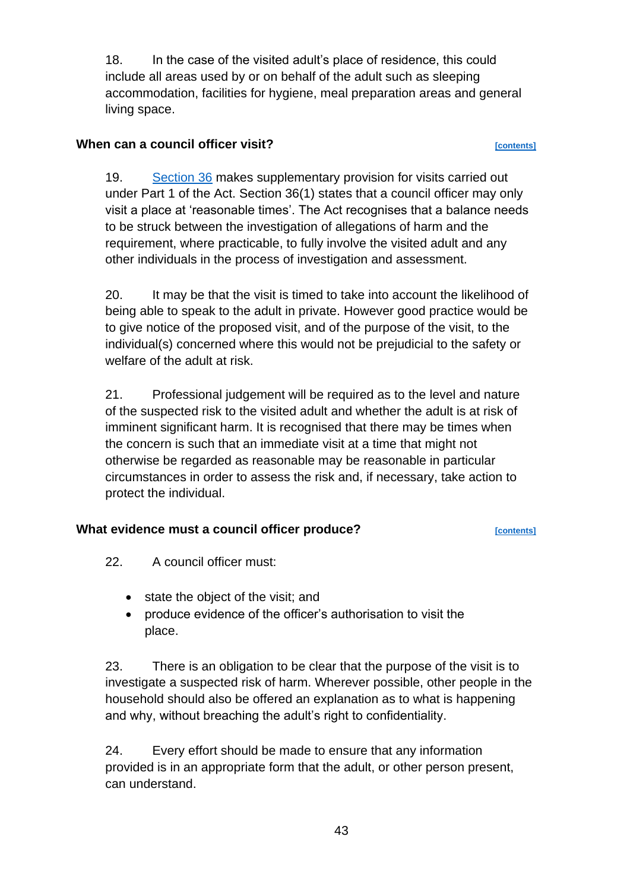18. In the case of the visited adult's place of residence, this could include all areas used by or on behalf of the adult such as sleeping accommodation, facilities for hygiene, meal preparation areas and general living space.

## When can a council officer visit?

[contents]

19. Section 36 makes supplementary provision for visits carried out under Part 1 of the Act. Section 36(1) states that a council officer may only visit a place at 'reasonable times'. The Act recognises that a balance needs to be struck between the investigation of allegations of harm and the requirement, where practicable, to fully involve the visited adult and any other individuals in the process of investigation and assessment.

20. It may be that the visit is timed to take into account the likelihood of being able to speak to the adult in private. However good practice would be to give notice of the proposed visit, and of the purpose of the visit, to the individual(s) concerned where this would not be prejudicial to the safety or welfare of the adult at risk.

21. Professional judgement will be required as to the level and nature of the suspected risk to the visited adult and whether the adult is at risk of imminent significant harm. It is recognised that there may be times when the concern is such that an immediate visit at a time that might not otherwise be regarded as reasonable may be reasonable in particular circumstances in order to assess the risk and, if necessary, take action to protect the individual.

## What evidence must a council officer produce?

[contents]

22. A council officer must:

- state the object of the visit; and
- produce evidence of the officer's authorisation to visit the place.

23. There is an obligation to be clear that the purpose of the visit is to investigate a suspected risk of harm. Wherever possible, other people in the household should also be offered an explanation as to what is happening and why, without breaching the adult's right to confidentiality.

24. Every effort should be made to ensure that any information provided is in an appropriate form that the adult, or other person present, can understand.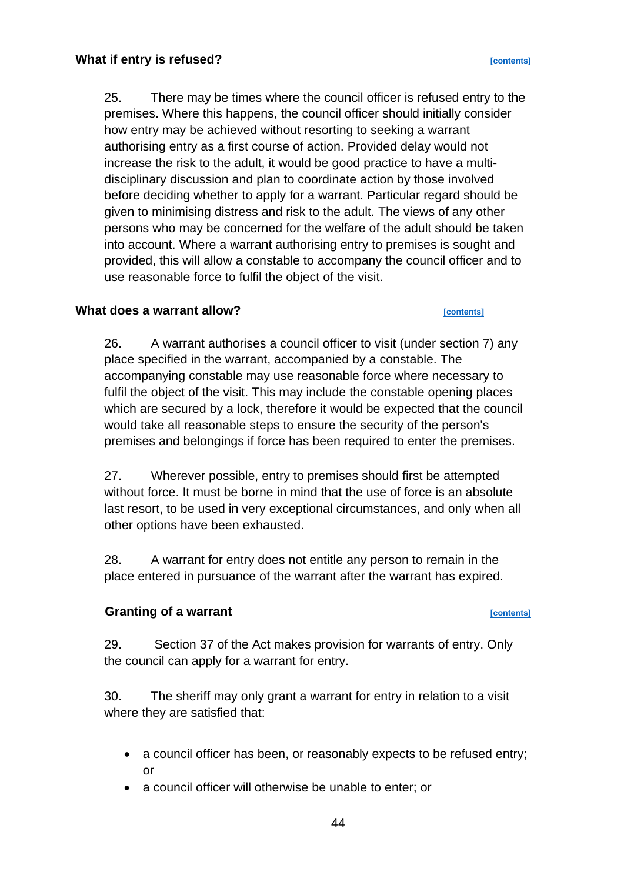### What if entry is refused? [contents]

25. There may be times where the council officer is refused entry to the premises. Where this happens, the council officer should initially consider how entry may be achieved without resorting to seeking a warrant authorising entry as a first course of action. Provided delay would not increase the risk to the adult, it would be good practice to have a multi-disciplinary discussion and plan to coordinate action by those involved before deciding whether to apply for a warrant. Particular regard should be given to minimising distress and risk to the adult. The views of any other persons who may be concerned for the welfare of the adult should be taken into account. Where a warrant authorising entry to premises is sought and provided, this will allow a constable to accompany the council officer and to use reasonable force to fulfil the object of the visit.

### What does a warrant allow? [contents]

26. A warrant authorises a council officer to visit (under section 7) any place specified in the warrant, accompanied by a constable. The accompanying constable may use reasonable force where necessary to fulfil the object of the visit. This may include the constable opening places which are secured by a lock, therefore it would be expected that the council would take all reasonable steps to ensure the security of the person's premises and belongings if force has been required to enter the premises.

27. Wherever possible, entry to premises should first be attempted without force. It must be borne in mind that the use of force is an absolute last resort, to be used in very exceptional circumstances, and only when all other options have been exhausted.

28. A warrant for entry does not entitle any person to remain in the place entered in pursuance of the warrant after the warrant has expired.

### Granting of a warrant [contents]

29. Section 37 of the Act makes provision for warrants of entry. Only the council can apply for a warrant for entry.

30. The sheriff may only grant a warrant for entry in relation to a visit where they are satisfied that:

- a council officer has been, or reasonably expects to be refused entry; or
- a council officer will otherwise be unable to enter; or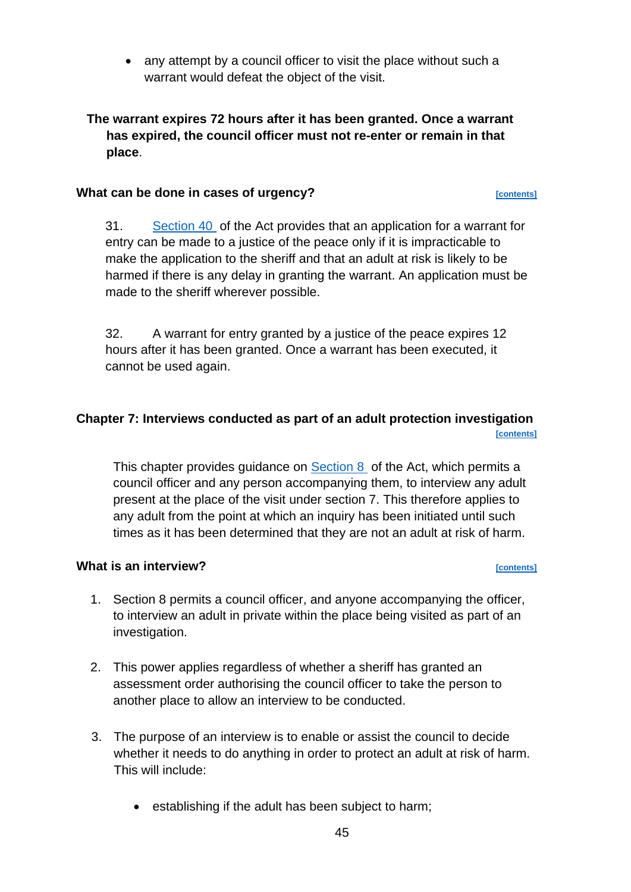- any attempt by a council officer to visit the place without such a warrant would defeat the object of the visit.

**The warrant expires 72 hours after it has been granted. Once a warrant has expired, the council officer must not re-enter or remain in that place**.

### What can be done in cases of urgency?

[contents]

31. Section 40 of the Act provides that an application for a warrant for entry can be made to a justice of the peace only if it is impracticable to make the application to the sheriff and that an adult at risk is likely to be harmed if there is any delay in granting the warrant. An application must be made to the sheriff wherever possible.

32. A warrant for entry granted by a justice of the peace expires 12 hours after it has been granted. Once a warrant has been executed, it cannot be used again.

## Chapter 7: Interviews conducted as part of an adult protection investigation

[contents]

This chapter provides guidance on Section 8 of the Act, which permits a council officer and any person accompanying them, to interview any adult present at the place of the visit under section 7. This therefore applies to any adult from the point at which an inquiry has been initiated until such times as it has been determined that they are not an adult at risk of harm.

### What is an interview?

[contents]

1. Section 8 permits a council officer, and anyone accompanying the officer, to interview an adult in private within the place being visited as part of an investigation.

2. This power applies regardless of whether a sheriff has granted an assessment order authorising the council officer to take the person to another place to allow an interview to be conducted.

3. The purpose of an interview is to enable or assist the council to decide whether it needs to do anything in order to protect an adult at risk of harm. This will include:

    - establishing if the adult has been subject to harm;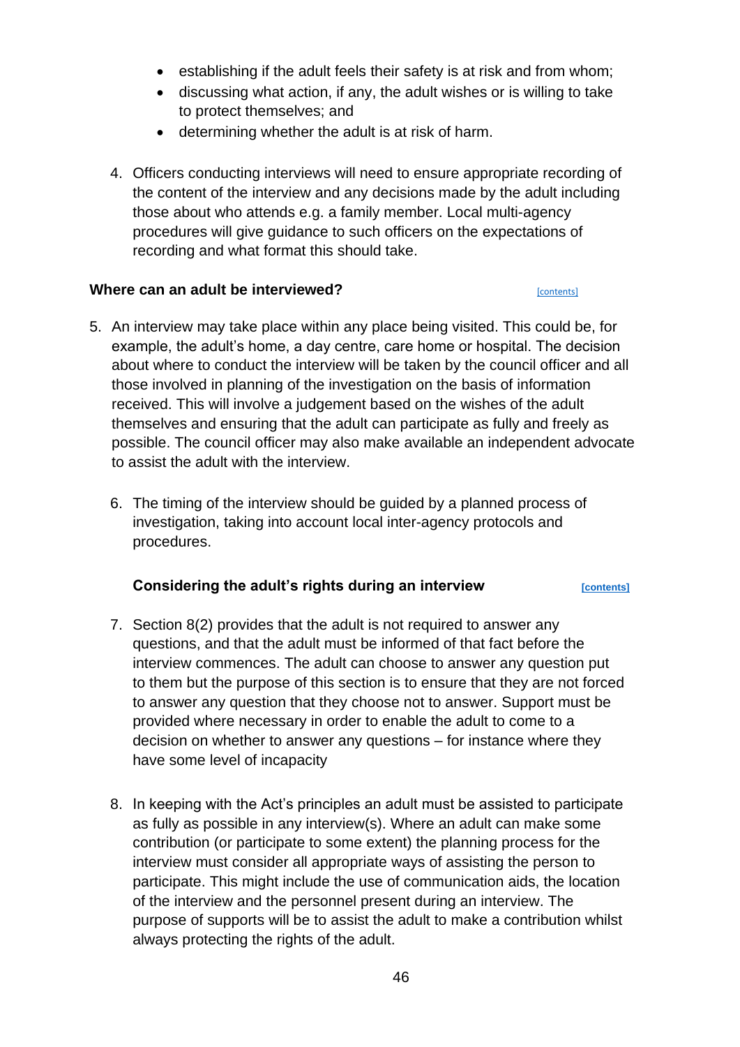- establishing if the adult feels their safety is at risk and from whom;
- discussing what action, if any, the adult wishes or is willing to take to protect themselves; and
- determining whether the adult is at risk of harm.

4. Officers conducting interviews will need to ensure appropriate recording of the content of the interview and any decisions made by the adult including those about who attends e.g. a family member. Local multi-agency procedures will give guidance to such officers on the expectations of recording and what format this should take.

### Where can an adult be interviewed?

[contents]

5. An interview may take place within any place being visited. This could be, for example, the adult's home, a day centre, care home or hospital. The decision about where to conduct the interview will be taken by the council officer and all those involved in planning of the investigation on the basis of information received. This will involve a judgement based on the wishes of the adult themselves and ensuring that the adult can participate as fully and freely as possible. The council officer may also make available an independent advocate to assist the adult with the interview.

6. The timing of the interview should be guided by a planned process of investigation, taking into account local inter-agency protocols and procedures.

### Considering the adult's rights during an interview

**[contents]**

7. Section 8(2) provides that the adult is not required to answer any questions, and that the adult must be informed of that fact before the interview commences. The adult can choose to answer any question put to them but the purpose of this section is to ensure that they are not forced to answer any question that they choose not to answer. Support must be provided where necessary in order to enable the adult to come to a decision on whether to answer any questions – for instance where they have some level of incapacity

8. In keeping with the Act's principles an adult must be assisted to participate as fully as possible in any interview(s). Where an adult can make some contribution (or participate to some extent) the planning process for the interview must consider all appropriate ways of assisting the person to participate. This might include the use of communication aids, the location of the interview and the personnel present during an interview. The purpose of supports will be to assist the adult to make a contribution whilst always protecting the rights of the adult.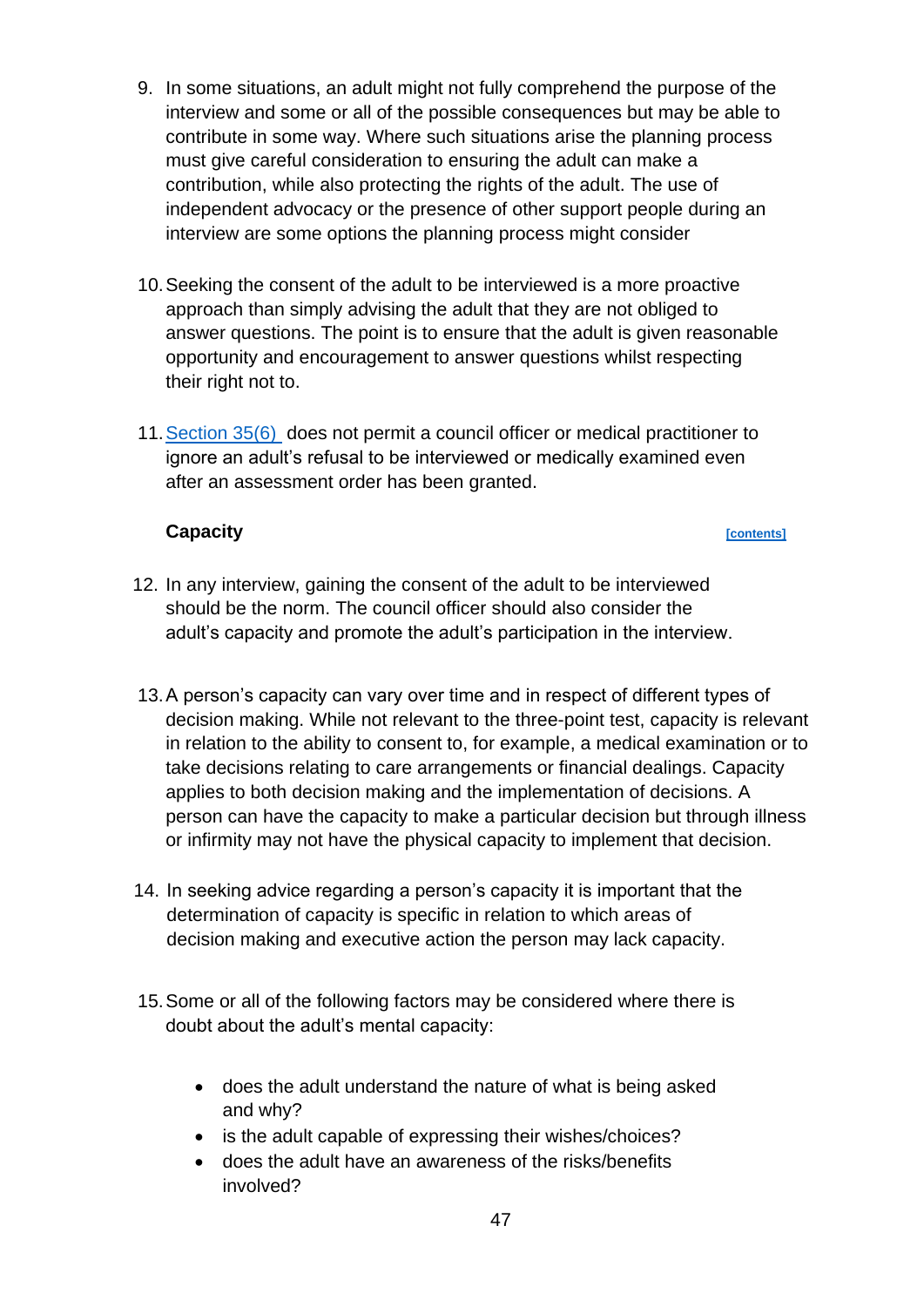9. In some situations, an adult might not fully comprehend the purpose of the interview and some or all of the possible consequences but may be able to contribute in some way. Where such situations arise the planning process must give careful consideration to ensuring the adult can make a contribution, while also protecting the rights of the adult. The use of independent advocacy or the presence of other support people during an interview are some options the planning process might consider

10. Seeking the consent of the adult to be interviewed is a more proactive approach than simply advising the adult that they are not obliged to answer questions. The point is to ensure that the adult is given reasonable opportunity and encouragement to answer questions whilst respecting their right not to.

11. Section 35(6) does not permit a council officer or medical practitioner to ignore an adult's refusal to be interviewed or medically examined even after an assessment order has been granted.

### Capacity

[contents]

12. In any interview, gaining the consent of the adult to be interviewed should be the norm. The council officer should also consider the adult's capacity and promote the adult's participation in the interview.

13. A person's capacity can vary over time and in respect of different types of decision making. While not relevant to the three-point test, capacity is relevant in relation to the ability to consent to, for example, a medical examination or to take decisions relating to care arrangements or financial dealings. Capacity applies to both decision making and the implementation of decisions. A person can have the capacity to make a particular decision but through illness or infirmity may not have the physical capacity to implement that decision.

14. In seeking advice regarding a person's capacity it is important that the determination of capacity is specific in relation to which areas of decision making and executive action the person may lack capacity.

15. Some or all of the following factors may be considered where there is doubt about the adult's mental capacity:

    - does the adult understand the nature of what is being asked and why?
    - is the adult capable of expressing their wishes/choices?
    - does the adult have an awareness of the risks/benefits involved?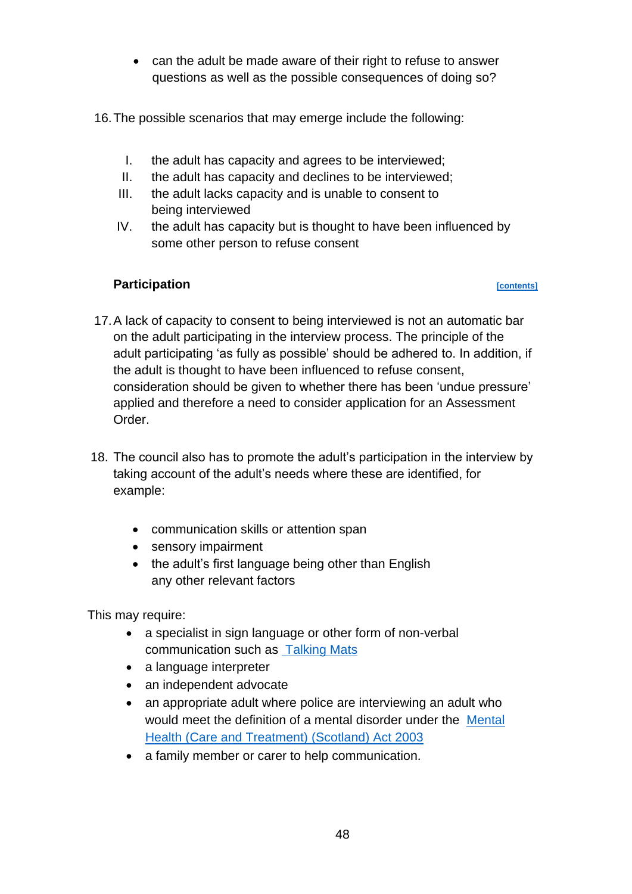- can the adult be made aware of their right to refuse to answer questions as well as the possible consequences of doing so?

16. The possible scenarios that may emerge include the following:

    I. the adult has capacity and agrees to be interviewed;
    II. the adult has capacity and declines to be interviewed;
    III. the adult lacks capacity and is unable to consent to being interviewed
    IV. the adult has capacity but is thought to have been influenced by some other person to refuse consent

### Participation

[contents]

17. A lack of capacity to consent to being interviewed is not an automatic bar on the adult participating in the interview process. The principle of the adult participating 'as fully as possible' should be adhered to. In addition, if the adult is thought to have been influenced to refuse consent, consideration should be given to whether there has been 'undue pressure' applied and therefore a need to consider application for an Assessment Order.

18. The council also has to promote the adult's participation in the interview by taking account of the adult's needs where these are identified, for example:

    - communication skills or attention span
    - sensory impairment
    - the adult's first language being other than English any other relevant factors

This may require:

- a specialist in sign language or other form of non-verbal communication such as Talking Mats
- a language interpreter
- an independent advocate
- an appropriate adult where police are interviewing an adult who would meet the definition of a mental disorder under the Mental Health (Care and Treatment) (Scotland) Act 2003
- a family member or carer to help communication.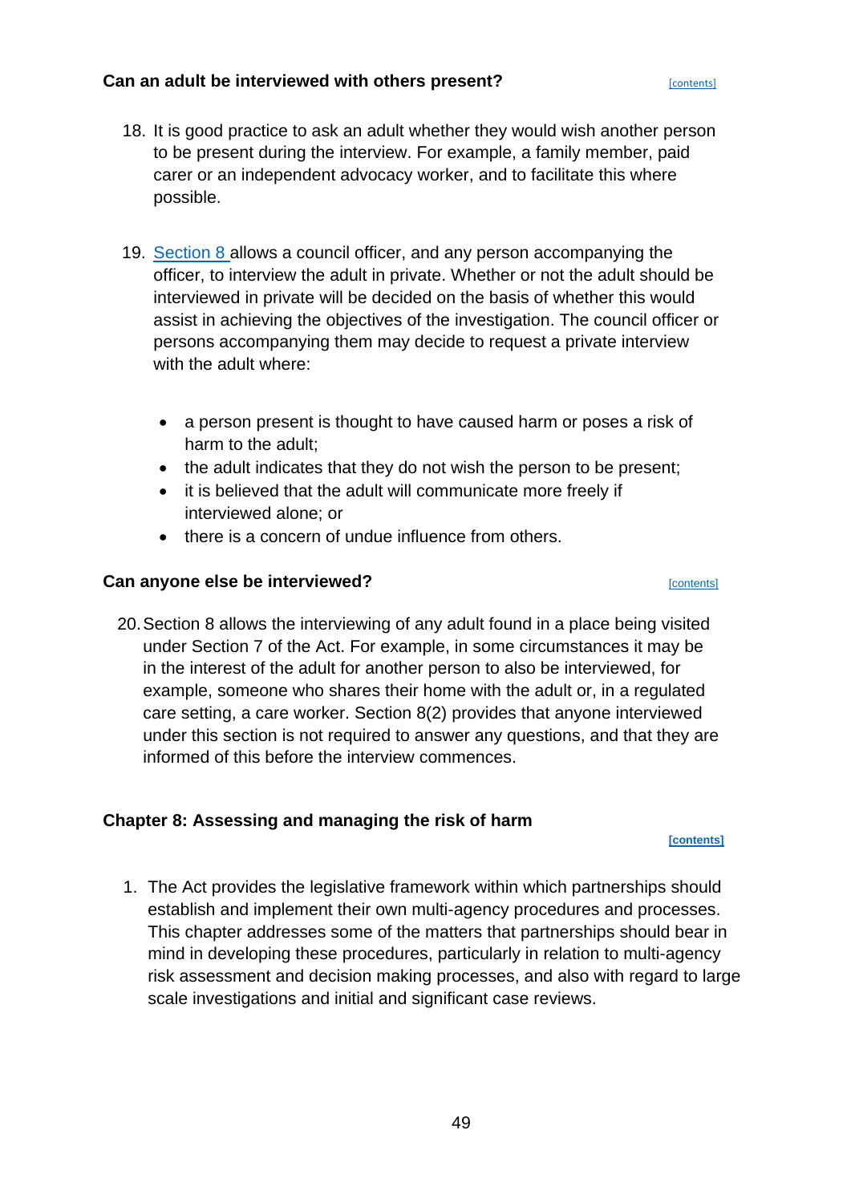### Can an adult be interviewed with others present?

[contents]

18. It is good practice to ask an adult whether they would wish another person to be present during the interview. For example, a family member, paid carer or an independent advocacy worker, and to facilitate this where possible.

19. Section 8 allows a council officer, and any person accompanying the officer, to interview the adult in private. Whether or not the adult should be interviewed in private will be decided on the basis of whether this would assist in achieving the objectives of the investigation. The council officer or persons accompanying them may decide to request a private interview with the adult where:

    - a person present is thought to have caused harm or poses a risk of harm to the adult;
    - the adult indicates that they do not wish the person to be present;
    - it is believed that the adult will communicate more freely if interviewed alone; or
    - there is a concern of undue influence from others.

### Can anyone else be interviewed?

[contents]

20. Section 8 allows the interviewing of any adult found in a place being visited under Section 7 of the Act. For example, in some circumstances it may be in the interest of the adult for another person to also be interviewed, for example, someone who shares their home with the adult or, in a regulated care setting, a care worker. Section 8(2) provides that anyone interviewed under this section is not required to answer any questions, and that they are informed of this before the interview commences.

## Chapter 8: Assessing and managing the risk of harm

**[contents]**

1. The Act provides the legislative framework within which partnerships should establish and implement their own multi-agency procedures and processes. This chapter addresses some of the matters that partnerships should bear in mind in developing these procedures, particularly in relation to multi-agency risk assessment and decision making processes, and also with regard to large scale investigations and initial and significant case reviews.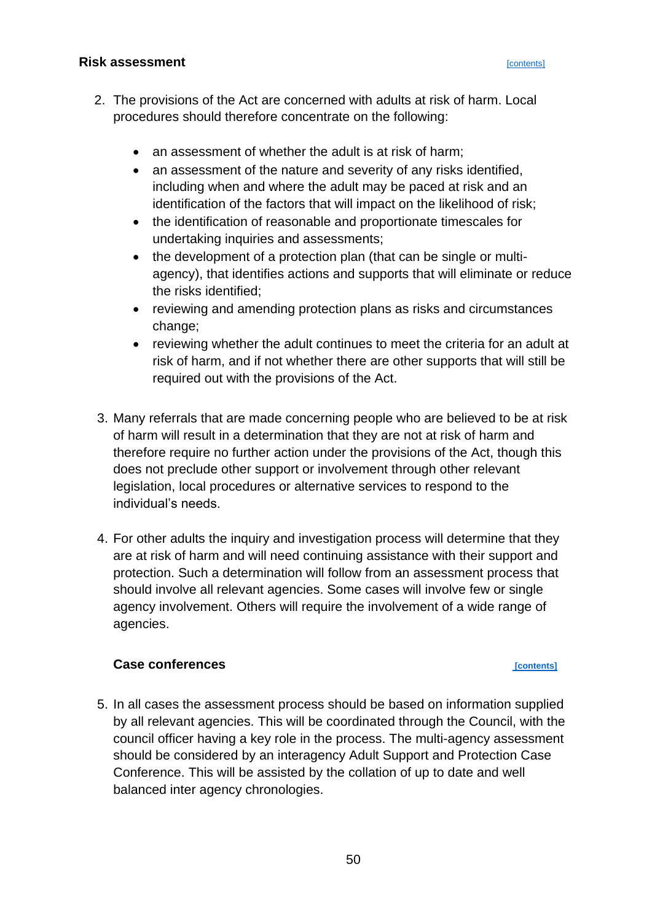### Risk assessment

[contents]

2. The provisions of the Act are concerned with adults at risk of harm. Local procedures should therefore concentrate on the following:

    - an assessment of whether the adult is at risk of harm;
    - an assessment of the nature and severity of any risks identified, including when and where the adult may be paced at risk and an identification of the factors that will impact on the likelihood of risk;
    - the identification of reasonable and proportionate timescales for undertaking inquiries and assessments;
    - the development of a protection plan (that can be single or multi-agency), that identifies actions and supports that will eliminate or reduce the risks identified;
    - reviewing and amending protection plans as risks and circumstances change;
    - reviewing whether the adult continues to meet the criteria for an adult at risk of harm, and if not whether there are other supports that will still be required out with the provisions of the Act.

3. Many referrals that are made concerning people who are believed to be at risk of harm will result in a determination that they are not at risk of harm and therefore require no further action under the provisions of the Act, though this does not preclude other support or involvement through other relevant legislation, local procedures or alternative services to respond to the individual's needs.

4. For other adults the inquiry and investigation process will determine that they are at risk of harm and will need continuing assistance with their support and protection. Such a determination will follow from an assessment process that should involve all relevant agencies. Some cases will involve few or single agency involvement. Others will require the involvement of a wide range of agencies.

### Case conferences

[contents]

5. In all cases the assessment process should be based on information supplied by all relevant agencies. This will be coordinated through the Council, with the council officer having a key role in the process. The multi-agency assessment should be considered by an interagency Adult Support and Protection Case Conference. This will be assisted by the collation of up to date and well balanced inter agency chronologies.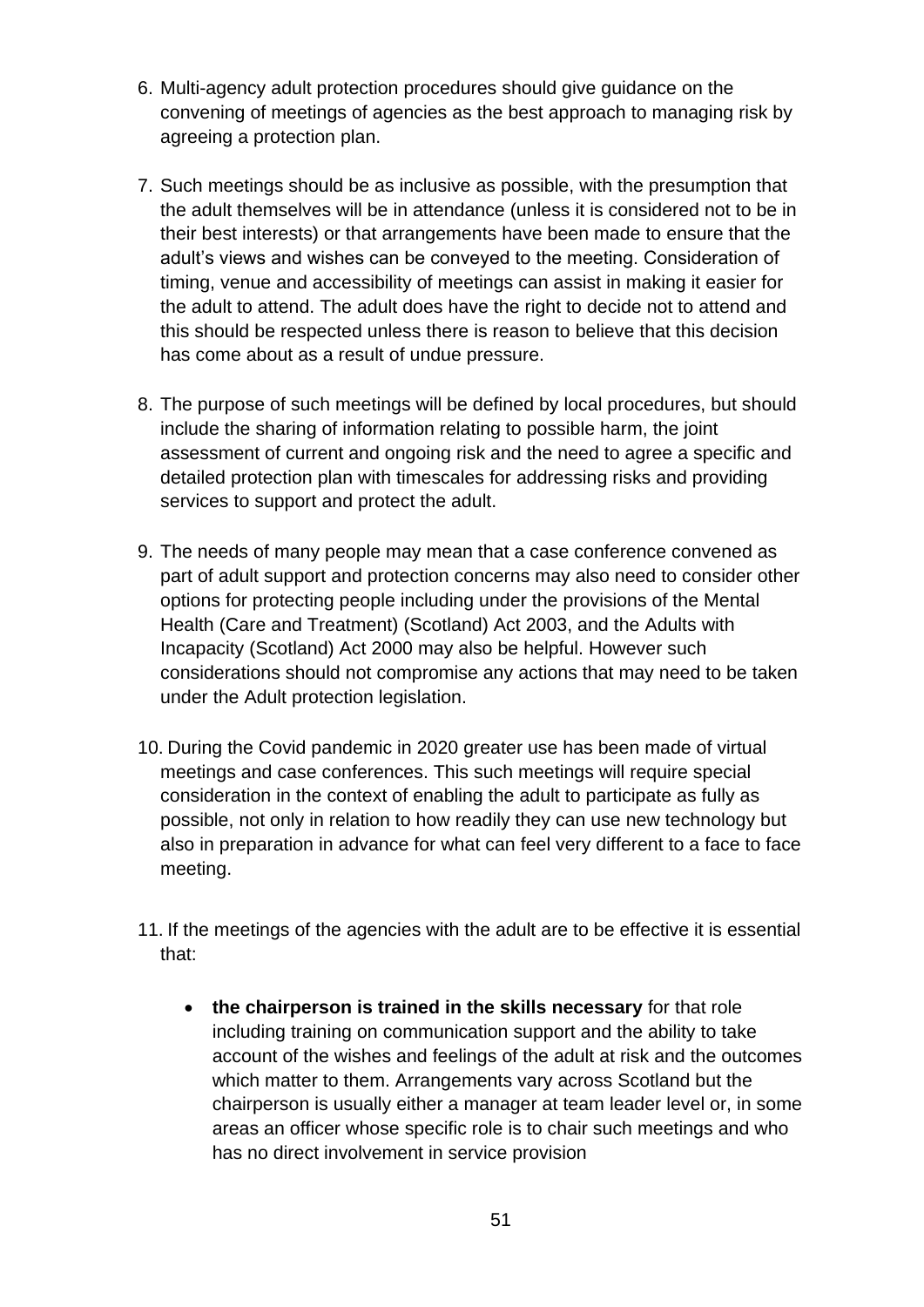6. Multi-agency adult protection procedures should give guidance on the convening of meetings of agencies as the best approach to managing risk by agreeing a protection plan.

7. Such meetings should be as inclusive as possible, with the presumption that the adult themselves will be in attendance (unless it is considered not to be in their best interests) or that arrangements have been made to ensure that the adult's views and wishes can be conveyed to the meeting. Consideration of timing, venue and accessibility of meetings can assist in making it easier for the adult to attend. The adult does have the right to decide not to attend and this should be respected unless there is reason to believe that this decision has come about as a result of undue pressure.

8. The purpose of such meetings will be defined by local procedures, but should include the sharing of information relating to possible harm, the joint assessment of current and ongoing risk and the need to agree a specific and detailed protection plan with timescales for addressing risks and providing services to support and protect the adult.

9. The needs of many people may mean that a case conference convened as part of adult support and protection concerns may also need to consider other options for protecting people including under the provisions of the Mental Health (Care and Treatment) (Scotland) Act 2003, and the Adults with Incapacity (Scotland) Act 2000 may also be helpful. However such considerations should not compromise any actions that may need to be taken under the Adult protection legislation.

10. During the Covid pandemic in 2020 greater use has been made of virtual meetings and case conferences. This such meetings will require special consideration in the context of enabling the adult to participate as fully as possible, not only in relation to how readily they can use new technology but also in preparation in advance for what can feel very different to a face to face meeting.

11. If the meetings of the agencies with the adult are to be effective it is essential that:

    - **the chairperson is trained in the skills necessary** for that role including training on communication support and the ability to take account of the wishes and feelings of the adult at risk and the outcomes which matter to them. Arrangements vary across Scotland but the chairperson is usually either a manager at team leader level or, in some areas an officer whose specific role is to chair such meetings and who has no direct involvement in service provision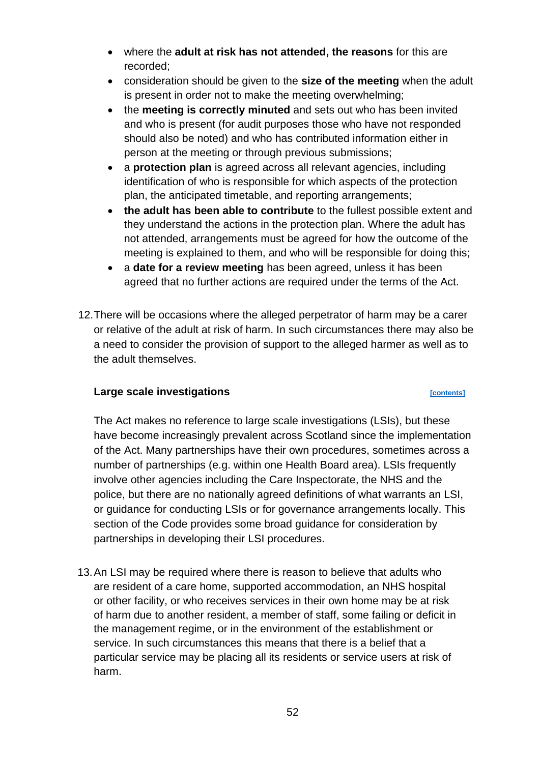- where the **adult at risk has not attended, the reasons** for this are recorded;
- consideration should be given to the **size of the meeting** when the adult is present in order not to make the meeting overwhelming;
- the **meeting is correctly minuted** and sets out who has been invited and who is present (for audit purposes those who have not responded should also be noted) and who has contributed information either in person at the meeting or through previous submissions;
- a **protection plan** is agreed across all relevant agencies, including identification of who is responsible for which aspects of the protection plan, the anticipated timetable, and reporting arrangements;
- **the adult has been able to contribute** to the fullest possible extent and they understand the actions in the protection plan. Where the adult has not attended, arrangements must be agreed for how the outcome of the meeting is explained to them, and who will be responsible for doing this;
- a **date for a review meeting** has been agreed, unless it has been agreed that no further actions are required under the terms of the Act.

12. There will be occasions where the alleged perpetrator of harm may be a carer or relative of the adult at risk of harm. In such circumstances there may also be a need to consider the provision of support to the alleged harmer as well as to the adult themselves.

### Large scale investigations

[contents]

The Act makes no reference to large scale investigations (LSIs), but these have become increasingly prevalent across Scotland since the implementation of the Act. Many partnerships have their own procedures, sometimes across a number of partnerships (e.g. within one Health Board area). LSIs frequently involve other agencies including the Care Inspectorate, the NHS and the police, but there are no nationally agreed definitions of what warrants an LSI, or guidance for conducting LSIs or for governance arrangements locally. This section of the Code provides some broad guidance for consideration by partnerships in developing their LSI procedures.

13. An LSI may be required where there is reason to believe that adults who are resident of a care home, supported accommodation, an NHS hospital or other facility, or who receives services in their own home may be at risk of harm due to another resident, a member of staff, some failing or deficit in the management regime, or in the environment of the establishment or service. In such circumstances this means that there is a belief that a particular service may be placing all its residents or service users at risk of harm.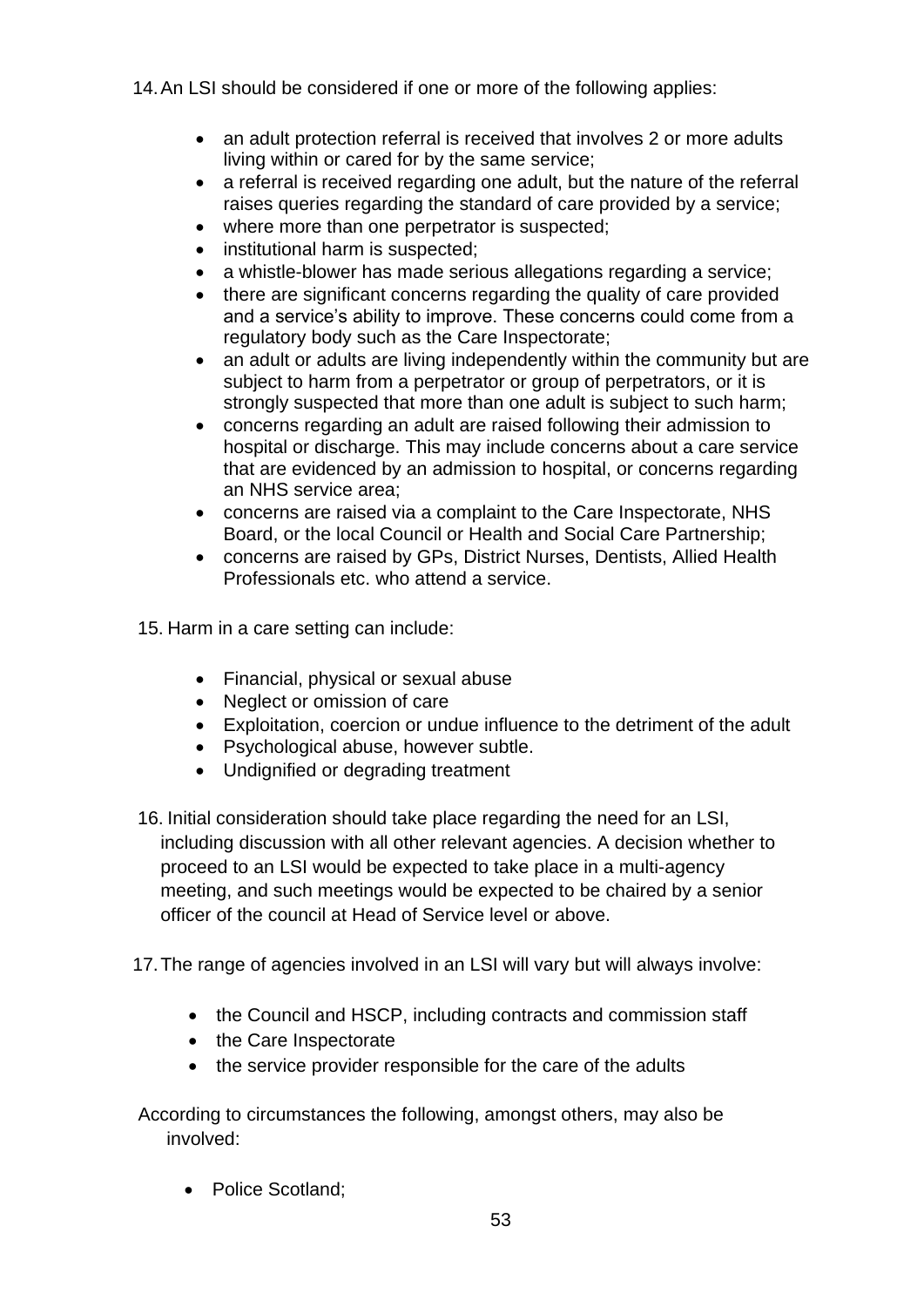14. An LSI should be considered if one or more of the following applies:

    - an adult protection referral is received that involves 2 or more adults living within or cared for by the same service;
    - a referral is received regarding one adult, but the nature of the referral raises queries regarding the standard of care provided by a service;
    - where more than one perpetrator is suspected;
    - institutional harm is suspected;
    - a whistle-blower has made serious allegations regarding a service;
    - there are significant concerns regarding the quality of care provided and a service's ability to improve. These concerns could come from a regulatory body such as the Care Inspectorate;
    - an adult or adults are living independently within the community but are subject to harm from a perpetrator or group of perpetrators, or it is strongly suspected that more than one adult is subject to such harm;
    - concerns regarding an adult are raised following their admission to hospital or discharge. This may include concerns about a care service that are evidenced by an admission to hospital, or concerns regarding an NHS service area;
    - concerns are raised via a complaint to the Care Inspectorate, NHS Board, or the local Council or Health and Social Care Partnership;
    - concerns are raised by GPs, District Nurses, Dentists, Allied Health Professionals etc. who attend a service.

15. Harm in a care setting can include:

    - Financial, physical or sexual abuse
    - Neglect or omission of care
    - Exploitation, coercion or undue influence to the detriment of the adult
    - Psychological abuse, however subtle.
    - Undignified or degrading treatment

16. Initial consideration should take place regarding the need for an LSI, including discussion with all other relevant agencies. A decision whether to proceed to an LSI would be expected to take place in a multi-agency meeting, and such meetings would be expected to be chaired by a senior officer of the council at Head of Service level or above.

17. The range of agencies involved in an LSI will vary but will always involve:

    - the Council and HSCP, including contracts and commission staff
    - the Care Inspectorate
    - the service provider responsible for the care of the adults

According to circumstances the following, amongst others, may also be involved:

- Police Scotland;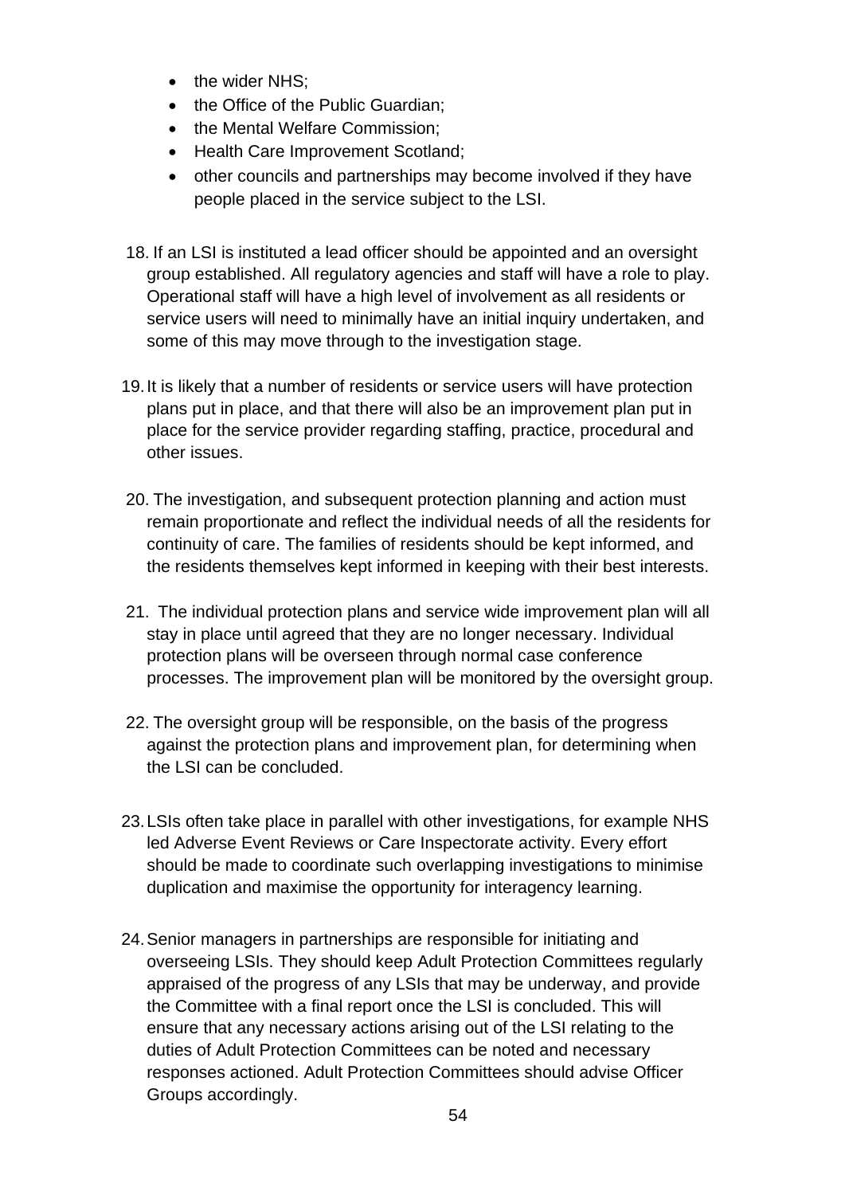- the wider NHS;
- the Office of the Public Guardian;
- the Mental Welfare Commission;
- Health Care Improvement Scotland;
- other councils and partnerships may become involved if they have people placed in the service subject to the LSI.

18. If an LSI is instituted a lead officer should be appointed and an oversight group established. All regulatory agencies and staff will have a role to play. Operational staff will have a high level of involvement as all residents or service users will need to minimally have an initial inquiry undertaken, and some of this may move through to the investigation stage.

19. It is likely that a number of residents or service users will have protection plans put in place, and that there will also be an improvement plan put in place for the service provider regarding staffing, practice, procedural and other issues.

20. The investigation, and subsequent protection planning and action must remain proportionate and reflect the individual needs of all the residents for continuity of care. The families of residents should be kept informed, and the residents themselves kept informed in keeping with their best interests.

21. The individual protection plans and service wide improvement plan will all stay in place until agreed that they are no longer necessary. Individual protection plans will be overseen through normal case conference processes. The improvement plan will be monitored by the oversight group.

22. The oversight group will be responsible, on the basis of the progress against the protection plans and improvement plan, for determining when the LSI can be concluded.

23. LSIs often take place in parallel with other investigations, for example NHS led Adverse Event Reviews or Care Inspectorate activity. Every effort should be made to coordinate such overlapping investigations to minimise duplication and maximise the opportunity for interagency learning.

24. Senior managers in partnerships are responsible for initiating and overseeing LSIs. They should keep Adult Protection Committees regularly appraised of the progress of any LSIs that may be underway, and provide the Committee with a final report once the LSI is concluded. This will ensure that any necessary actions arising out of the LSI relating to the duties of Adult Protection Committees can be noted and necessary responses actioned. Adult Protection Committees should advise Officer Groups accordingly.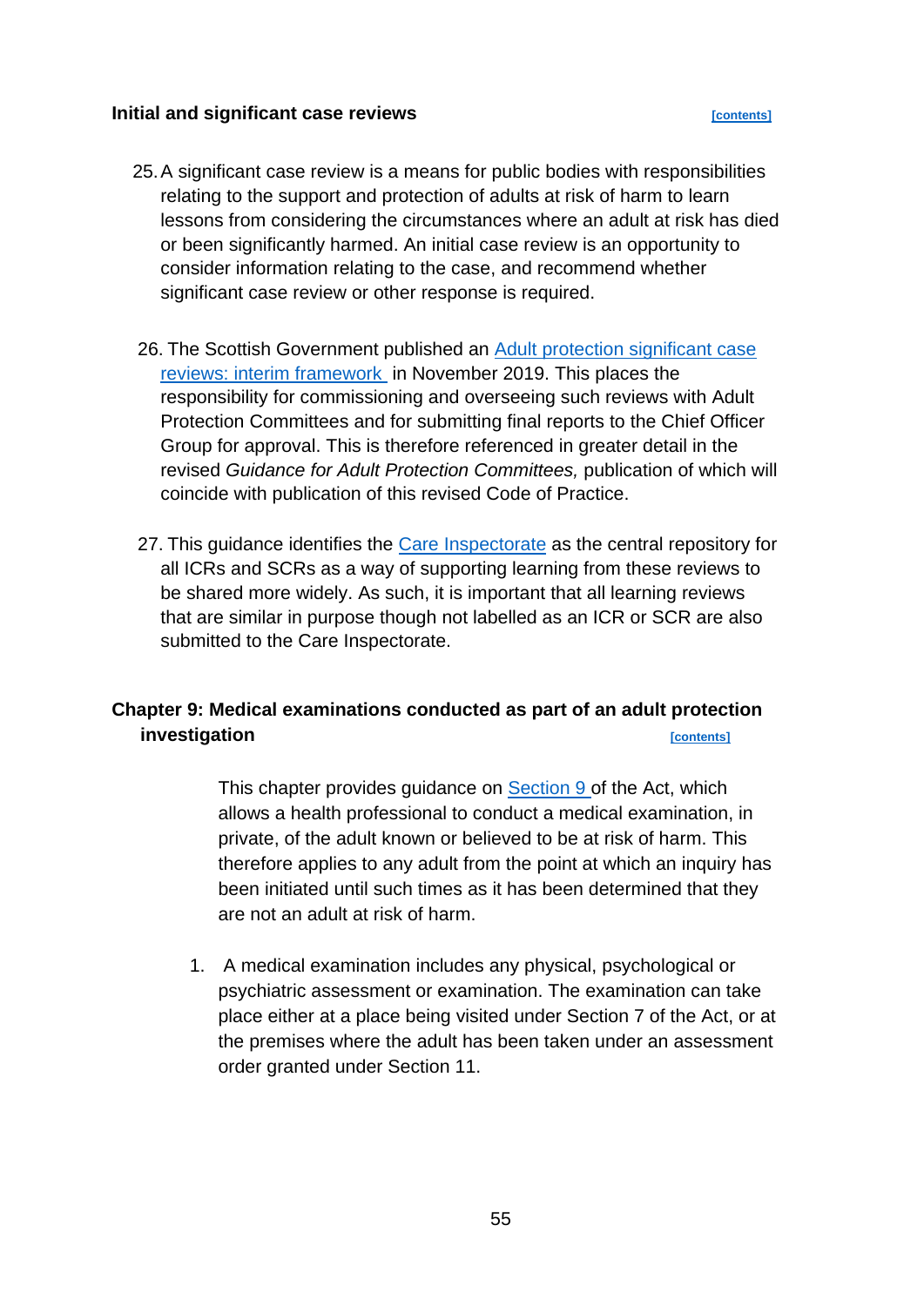### Initial and significant case reviews [contents]

25. A significant case review is a means for public bodies with responsibilities relating to the support and protection of adults at risk of harm to learn lessons from considering the circumstances where an adult at risk has died or been significantly harmed. An initial case review is an opportunity to consider information relating to the case, and recommend whether significant case review or other response is required.

26. The Scottish Government published an Adult protection significant case reviews: interim framework in November 2019. This places the responsibility for commissioning and overseeing such reviews with Adult Protection Committees and for submitting final reports to the Chief Officer Group for approval. This is therefore referenced in greater detail in the revised *Guidance for Adult Protection Committees,* publication of which will coincide with publication of this revised Code of Practice.

27. This guidance identifies the Care Inspectorate as the central repository for all ICRs and SCRs as a way of supporting learning from these reviews to be shared more widely. As such, it is important that all learning reviews that are similar in purpose though not labelled as an ICR or SCR are also submitted to the Care Inspectorate.

## Chapter 9: Medical examinations conducted as part of an adult protection investigation [contents]

This chapter provides guidance on Section 9 of the Act, which allows a health professional to conduct a medical examination, in private, of the adult known or believed to be at risk of harm. This therefore applies to any adult from the point at which an inquiry has been initiated until such times as it has been determined that they are not an adult at risk of harm.

1. A medical examination includes any physical, psychological or psychiatric assessment or examination. The examination can take place either at a place being visited under Section 7 of the Act, or at the premises where the adult has been taken under an assessment order granted under Section 11.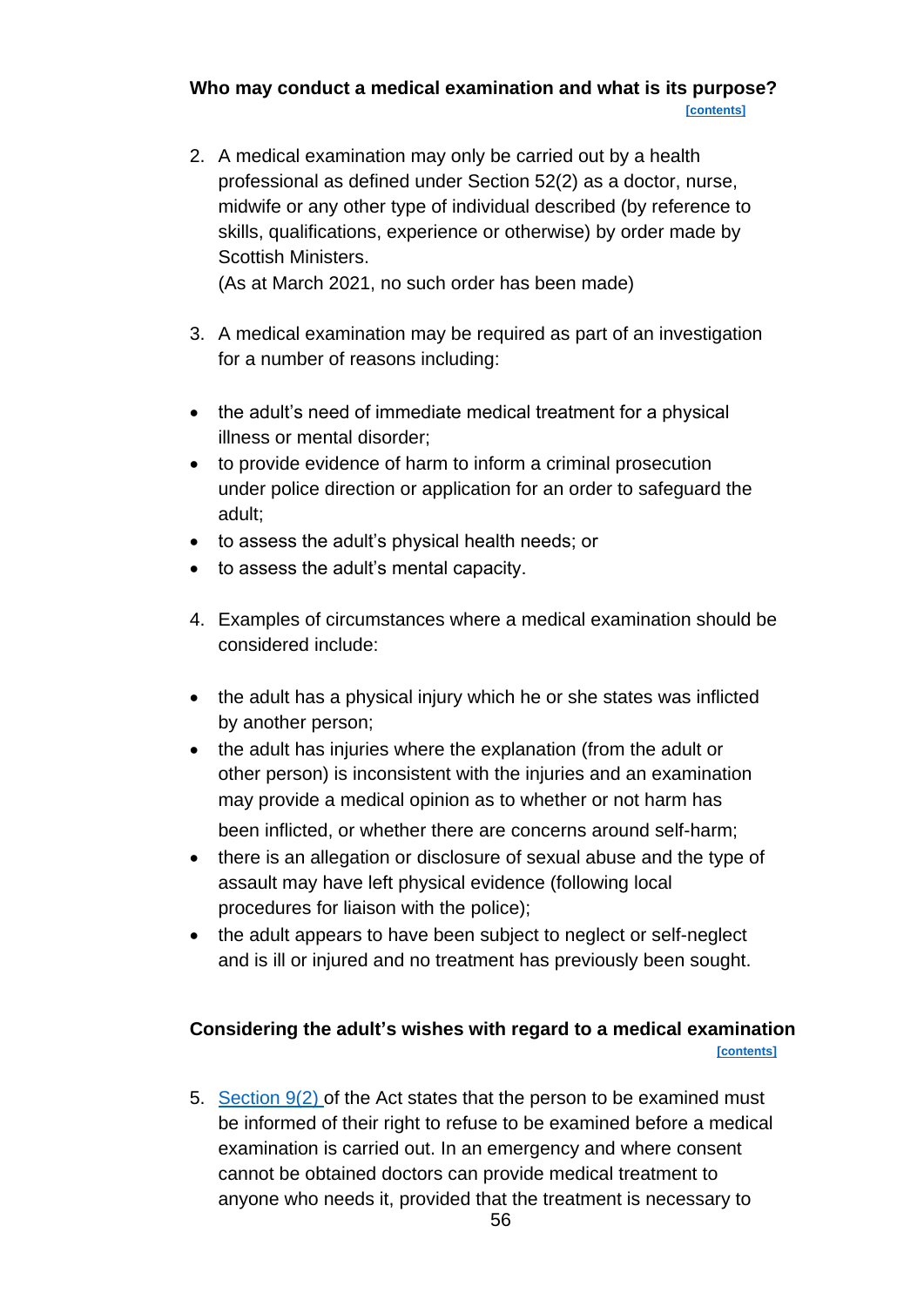## Who may conduct a medical examination and what is its purpose?

[contents]

2. A medical examination may only be carried out by a health professional as defined under Section 52(2) as a doctor, nurse, midwife or any other type of individual described (by reference to skills, qualifications, experience or otherwise) by order made by Scottish Ministers.
(As at March 2021, no such order has been made)

3. A medical examination may be required as part of an investigation for a number of reasons including:

- the adult's need of immediate medical treatment for a physical illness or mental disorder;
- to provide evidence of harm to inform a criminal prosecution under police direction or application for an order to safeguard the adult;
- to assess the adult's physical health needs; or
- to assess the adult's mental capacity.

4. Examples of circumstances where a medical examination should be considered include:

- the adult has a physical injury which he or she states was inflicted by another person;
- the adult has injuries where the explanation (from the adult or other person) is inconsistent with the injuries and an examination may provide a medical opinion as to whether or not harm has been inflicted, or whether there are concerns around self-harm;
- there is an allegation or disclosure of sexual abuse and the type of assault may have left physical evidence (following local procedures for liaison with the police);
- the adult appears to have been subject to neglect or self-neglect and is ill or injured and no treatment has previously been sought.

## Considering the adult's wishes with regard to a medical examination

[contents]

5. Section 9(2) of the Act states that the person to be examined must be informed of their right to refuse to be examined before a medical examination is carried out. In an emergency and where consent cannot be obtained doctors can provide medical treatment to anyone who needs it, provided that the treatment is necessary to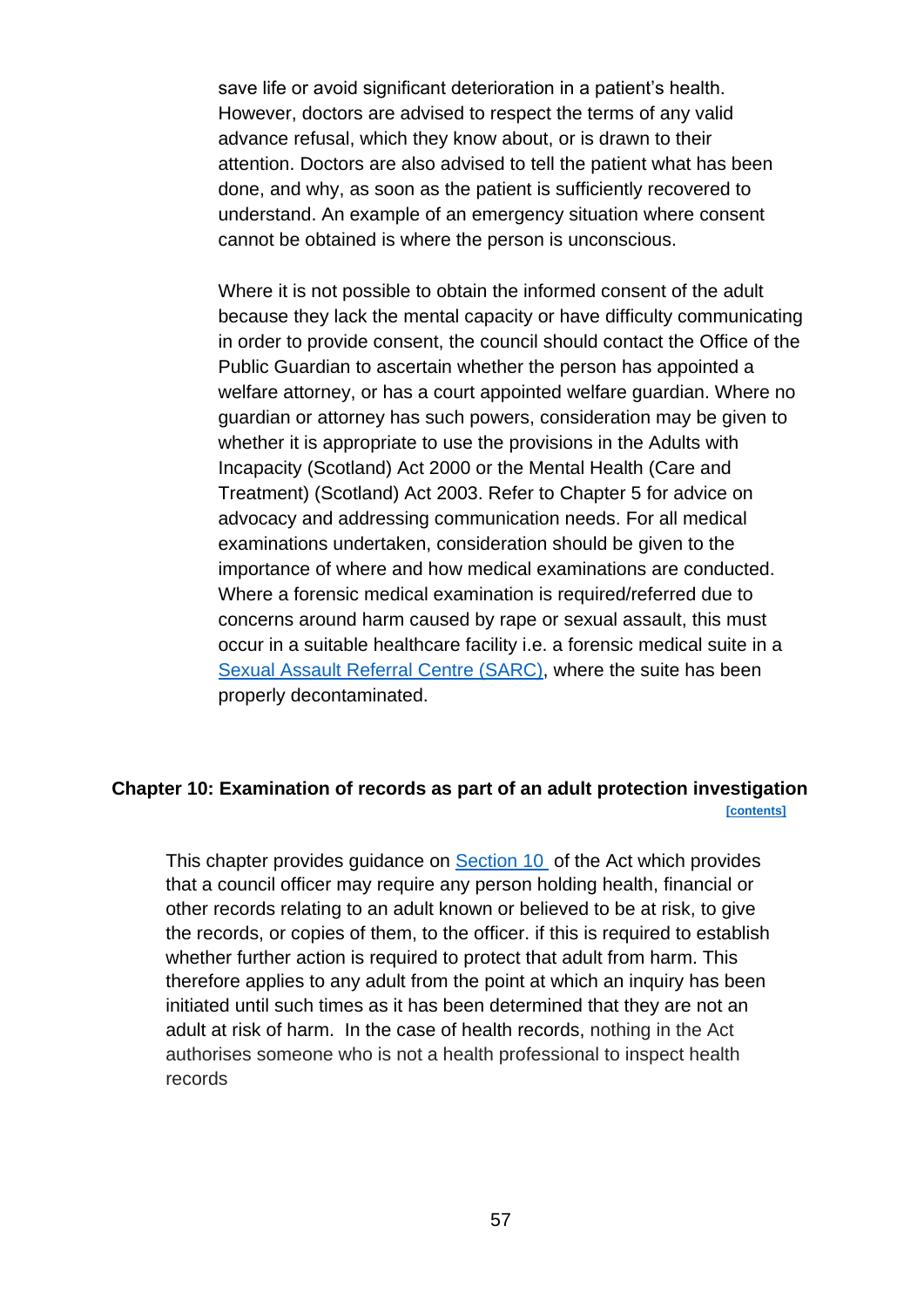save life or avoid significant deterioration in a patient's health. However, doctors are advised to respect the terms of any valid advance refusal, which they know about, or is drawn to their attention. Doctors are also advised to tell the patient what has been done, and why, as soon as the patient is sufficiently recovered to understand. An example of an emergency situation where consent cannot be obtained is where the person is unconscious.

Where it is not possible to obtain the informed consent of the adult because they lack the mental capacity or have difficulty communicating in order to provide consent, the council should contact the Office of the Public Guardian to ascertain whether the person has appointed a welfare attorney, or has a court appointed welfare guardian. Where no guardian or attorney has such powers, consideration may be given to whether it is appropriate to use the provisions in the Adults with Incapacity (Scotland) Act 2000 or the Mental Health (Care and Treatment) (Scotland) Act 2003. Refer to Chapter 5 for advice on advocacy and addressing communication needs. For all medical examinations undertaken, consideration should be given to the importance of where and how medical examinations are conducted. Where a forensic medical examination is required/referred due to concerns around harm caused by rape or sexual assault, this must occur in a suitable healthcare facility i.e. a forensic medical suite in a Sexual Assault Referral Centre (SARC), where the suite has been properly decontaminated.

## Chapter 10: Examination of records as part of an adult protection investigation

[contents]

This chapter provides guidance on Section 10 of the Act which provides that a council officer may require any person holding health, financial or other records relating to an adult known or believed to be at risk, to give the records, or copies of them, to the officer. if this is required to establish whether further action is required to protect that adult from harm. This therefore applies to any adult from the point at which an inquiry has been initiated until such times as it has been determined that they are not an adult at risk of harm. In the case of health records, nothing in the Act authorises someone who is not a health professional to inspect health records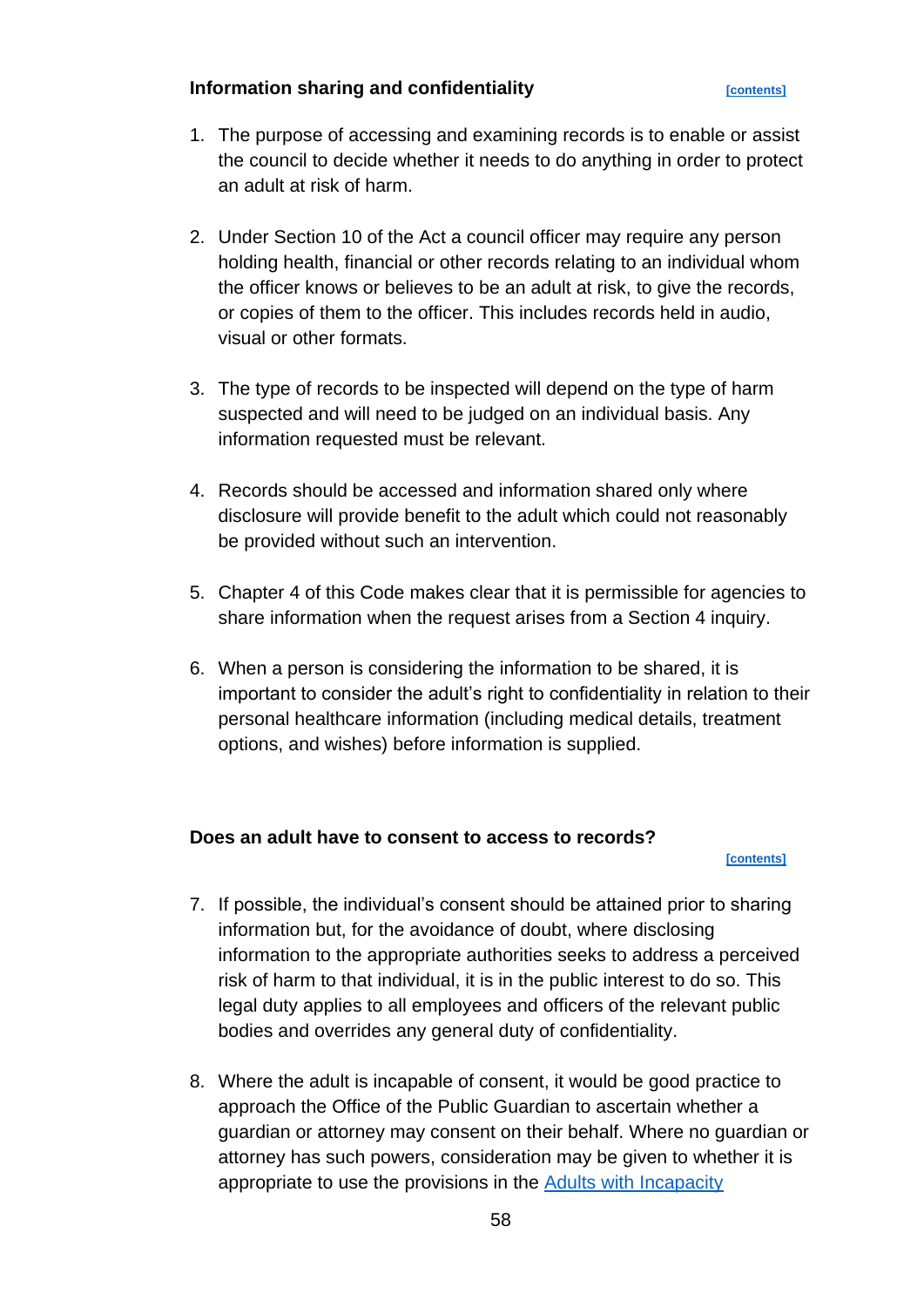### Information sharing and confidentiality [contents]

1. The purpose of accessing and examining records is to enable or assist the council to decide whether it needs to do anything in order to protect an adult at risk of harm.

2. Under Section 10 of the Act a council officer may require any person holding health, financial or other records relating to an individual whom the officer knows or believes to be an adult at risk, to give the records, or copies of them to the officer. This includes records held in audio, visual or other formats.

3. The type of records to be inspected will depend on the type of harm suspected and will need to be judged on an individual basis. Any information requested must be relevant.

4. Records should be accessed and information shared only where disclosure will provide benefit to the adult which could not reasonably be provided without such an intervention.

5. Chapter 4 of this Code makes clear that it is permissible for agencies to share information when the request arises from a Section 4 inquiry.

6. When a person is considering the information to be shared, it is important to consider the adult's right to confidentiality in relation to their personal healthcare information (including medical details, treatment options, and wishes) before information is supplied.

### Does an adult have to consent to access to records? [contents]

7. If possible, the individual's consent should be attained prior to sharing information but, for the avoidance of doubt, where disclosing information to the appropriate authorities seeks to address a perceived risk of harm to that individual, it is in the public interest to do so. This legal duty applies to all employees and officers of the relevant public bodies and overrides any general duty of confidentiality.

8. Where the adult is incapable of consent, it would be good practice to approach the Office of the Public Guardian to ascertain whether a guardian or attorney may consent on their behalf. Where no guardian or attorney has such powers, consideration may be given to whether it is appropriate to use the provisions in the Adults with Incapacity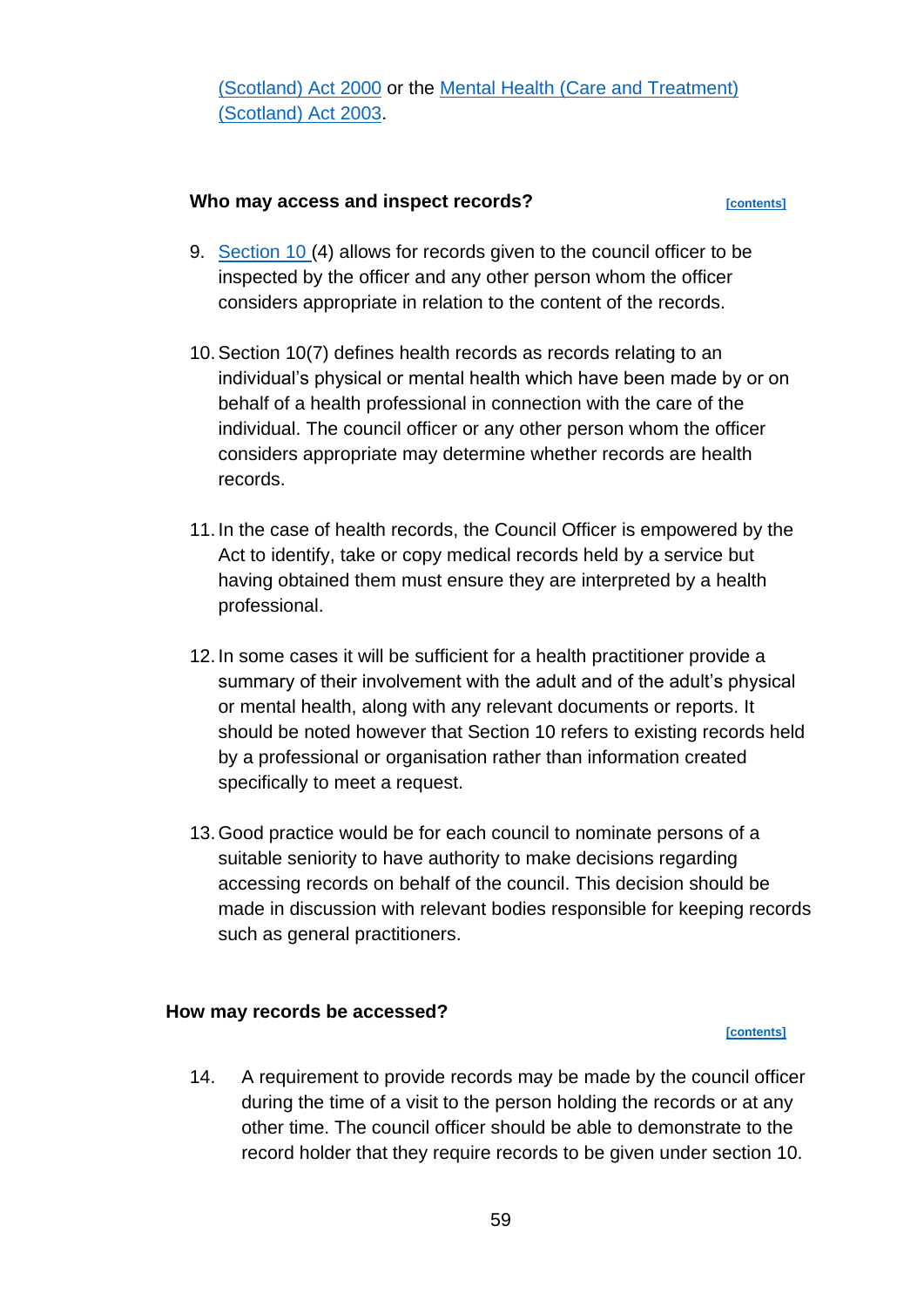(Scotland) Act 2000 or the Mental Health (Care and Treatment) (Scotland) Act 2003.

### Who may access and inspect records?

[contents]

9. Section 10 (4) allows for records given to the council officer to be inspected by the officer and any other person whom the officer considers appropriate in relation to the content of the records.

10. Section 10(7) defines health records as records relating to an individual's physical or mental health which have been made by or on behalf of a health professional in connection with the care of the individual. The council officer or any other person whom the officer considers appropriate may determine whether records are health records.

11. In the case of health records, the Council Officer is empowered by the Act to identify, take or copy medical records held by a service but having obtained them must ensure they are interpreted by a health professional.

12. In some cases it will be sufficient for a health practitioner provide a summary of their involvement with the adult and of the adult's physical or mental health, along with any relevant documents or reports. It should be noted however that Section 10 refers to existing records held by a professional or organisation rather than information created specifically to meet a request.

13. Good practice would be for each council to nominate persons of a suitable seniority to have authority to make decisions regarding accessing records on behalf of the council. This decision should be made in discussion with relevant bodies responsible for keeping records such as general practitioners.

### How may records be accessed?

[contents]

14. A requirement to provide records may be made by the council officer during the time of a visit to the person holding the records or at any other time. The council officer should be able to demonstrate to the record holder that they require records to be given under section 10.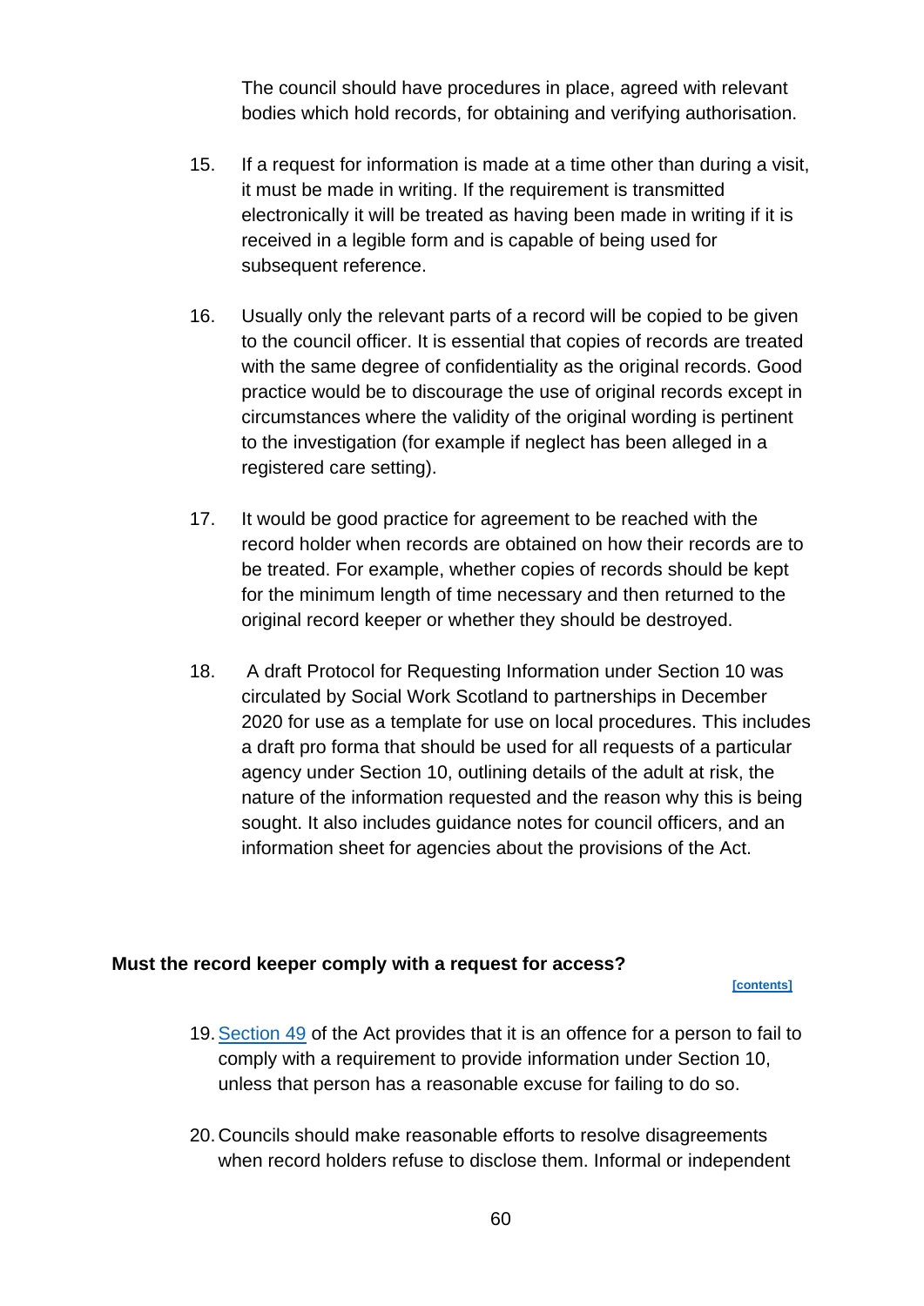The council should have procedures in place, agreed with relevant bodies which hold records, for obtaining and verifying authorisation.

15. If a request for information is made at a time other than during a visit, it must be made in writing. If the requirement is transmitted electronically it will be treated as having been made in writing if it is received in a legible form and is capable of being used for subsequent reference.

16. Usually only the relevant parts of a record will be copied to be given to the council officer. It is essential that copies of records are treated with the same degree of confidentiality as the original records. Good practice would be to discourage the use of original records except in circumstances where the validity of the original wording is pertinent to the investigation (for example if neglect has been alleged in a registered care setting).

17. It would be good practice for agreement to be reached with the record holder when records are obtained on how their records are to be treated. For example, whether copies of records should be kept for the minimum length of time necessary and then returned to the original record keeper or whether they should be destroyed.

18. A draft Protocol for Requesting Information under Section 10 was circulated by Social Work Scotland to partnerships in December 2020 for use as a template for use on local procedures. This includes a draft pro forma that should be used for all requests of a particular agency under Section 10, outlining details of the adult at risk, the nature of the information requested and the reason why this is being sought. It also includes guidance notes for council officers, and an information sheet for agencies about the provisions of the Act.

**Must the record keeper comply with a request for access?**

[contents]

19. Section 49 of the Act provides that it is an offence for a person to fail to comply with a requirement to provide information under Section 10, unless that person has a reasonable excuse for failing to do so.

20. Councils should make reasonable efforts to resolve disagreements when record holders refuse to disclose them. Informal or independent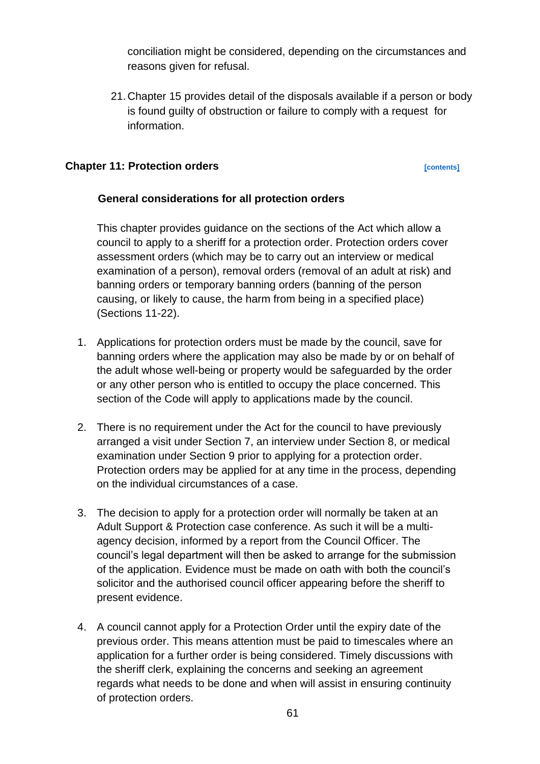conciliation might be considered, depending on the circumstances and reasons given for refusal.

21. Chapter 15 provides detail of the disposals available if a person or body is found guilty of obstruction or failure to comply with a request for information.

## Chapter 11: Protection orders [contents]

### General considerations for all protection orders

This chapter provides guidance on the sections of the Act which allow a council to apply to a sheriff for a protection order. Protection orders cover assessment orders (which may be to carry out an interview or medical examination of a person), removal orders (removal of an adult at risk) and banning orders or temporary banning orders (banning of the person causing, or likely to cause, the harm from being in a specified place) (Sections 11-22).

1. Applications for protection orders must be made by the council, save for banning orders where the application may also be made by or on behalf of the adult whose well-being or property would be safeguarded by the order or any other person who is entitled to occupy the place concerned. This section of the Code will apply to applications made by the council.

2. There is no requirement under the Act for the council to have previously arranged a visit under Section 7, an interview under Section 8, or medical examination under Section 9 prior to applying for a protection order. Protection orders may be applied for at any time in the process, depending on the individual circumstances of a case.

3. The decision to apply for a protection order will normally be taken at an Adult Support & Protection case conference. As such it will be a multi-agency decision, informed by a report from the Council Officer. The council's legal department will then be asked to arrange for the submission of the application. Evidence must be made on oath with both the council's solicitor and the authorised council officer appearing before the sheriff to present evidence.

4. A council cannot apply for a Protection Order until the expiry date of the previous order. This means attention must be paid to timescales where an application for a further order is being considered. Timely discussions with the sheriff clerk, explaining the concerns and seeking an agreement regards what needs to be done and when will assist in ensuring continuity of protection orders.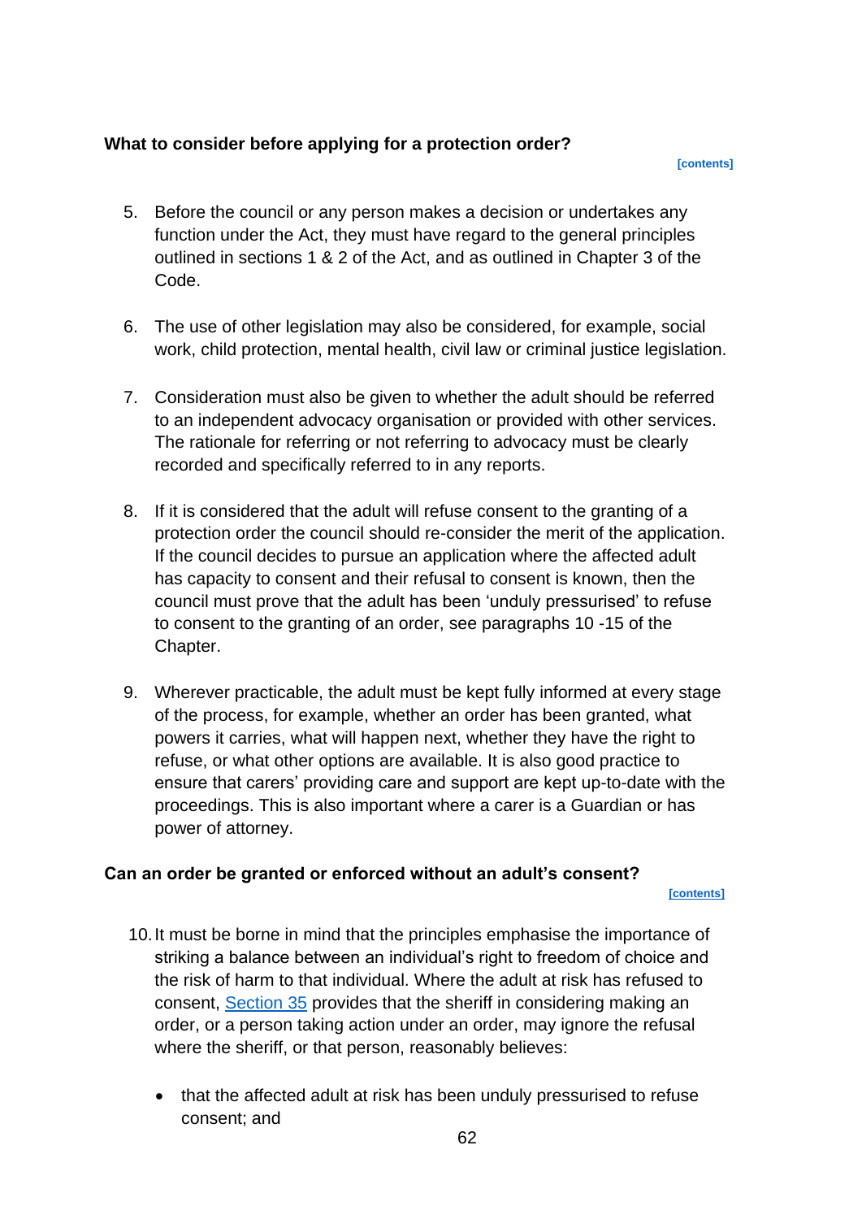### What to consider before applying for a protection order?

[contents]

5. Before the council or any person makes a decision or undertakes any function under the Act, they must have regard to the general principles outlined in sections 1 & 2 of the Act, and as outlined in Chapter 3 of the Code.

6. The use of other legislation may also be considered, for example, social work, child protection, mental health, civil law or criminal justice legislation.

7. Consideration must also be given to whether the adult should be referred to an independent advocacy organisation or provided with other services. The rationale for referring or not referring to advocacy must be clearly recorded and specifically referred to in any reports.

8. If it is considered that the adult will refuse consent to the granting of a protection order the council should re-consider the merit of the application. If the council decides to pursue an application where the affected adult has capacity to consent and their refusal to consent is known, then the council must prove that the adult has been 'unduly pressurised' to refuse to consent to the granting of an order, see paragraphs 10 -15 of the Chapter.

9. Wherever practicable, the adult must be kept fully informed at every stage of the process, for example, whether an order has been granted, what powers it carries, what will happen next, whether they have the right to refuse, or what other options are available. It is also good practice to ensure that carers' providing care and support are kept up-to-date with the proceedings. This is also important where a carer is a Guardian or has power of attorney.

### Can an order be granted or enforced without an adult's consent?

[contents]

10. It must be borne in mind that the principles emphasise the importance of striking a balance between an individual's right to freedom of choice and the risk of harm to that individual. Where the adult at risk has refused to consent, Section 35 provides that the sheriff in considering making an order, or a person taking action under an order, may ignore the refusal where the sheriff, or that person, reasonably believes:

    - that the affected adult at risk has been unduly pressurised to refuse consent; and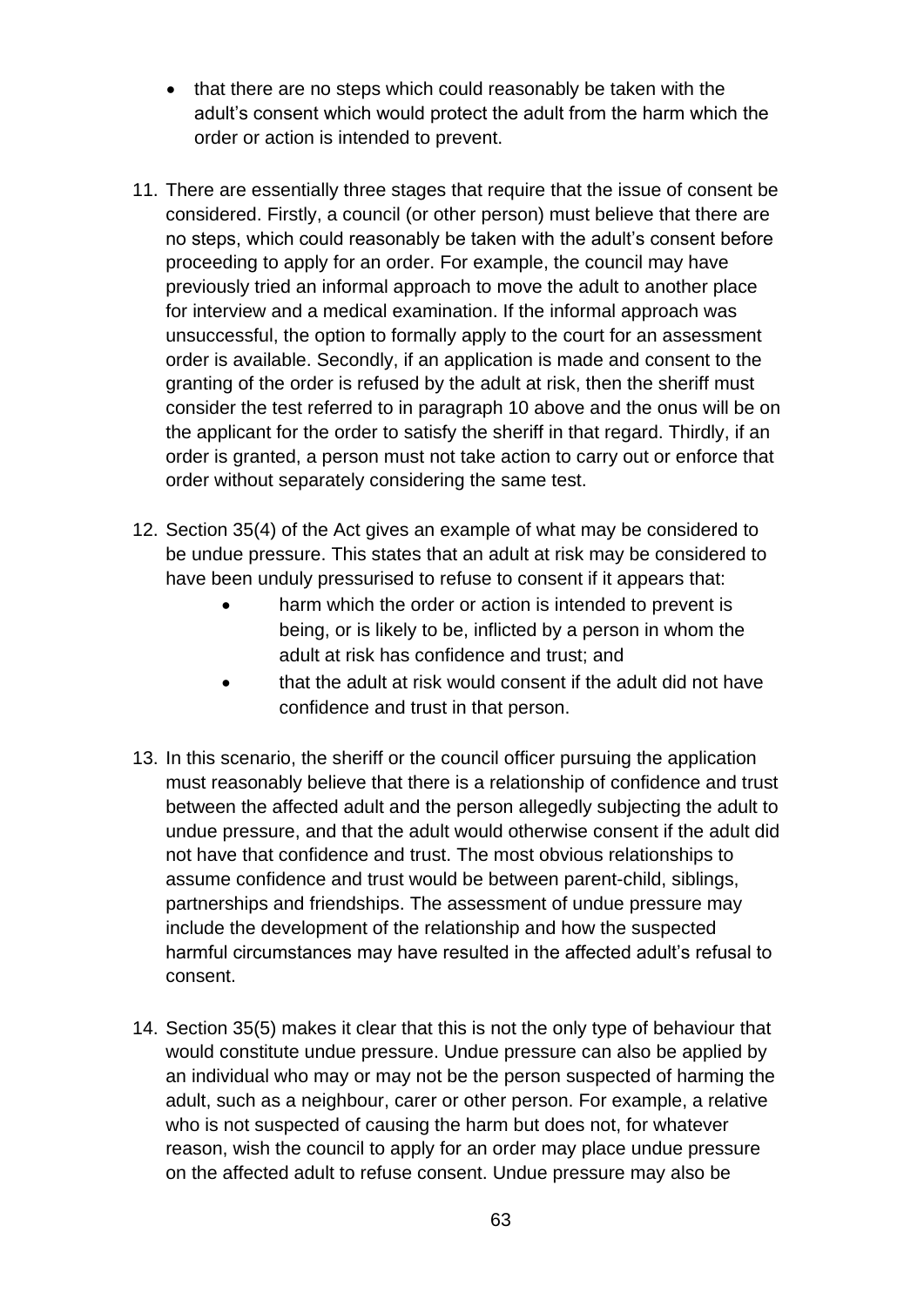- that there are no steps which could reasonably be taken with the adult's consent which would protect the adult from the harm which the order or action is intended to prevent.

11. There are essentially three stages that require that the issue of consent be considered. Firstly, a council (or other person) must believe that there are no steps, which could reasonably be taken with the adult's consent before proceeding to apply for an order. For example, the council may have previously tried an informal approach to move the adult to another place for interview and a medical examination. If the informal approach was unsuccessful, the option to formally apply to the court for an assessment order is available. Secondly, if an application is made and consent to the granting of the order is refused by the adult at risk, then the sheriff must consider the test referred to in paragraph 10 above and the onus will be on the applicant for the order to satisfy the sheriff in that regard. Thirdly, if an order is granted, a person must not take action to carry out or enforce that order without separately considering the same test.

12. Section 35(4) of the Act gives an example of what may be considered to be undue pressure. This states that an adult at risk may be considered to have been unduly pressurised to refuse to consent if it appears that:
    - harm which the order or action is intended to prevent is being, or is likely to be, inflicted by a person in whom the adult at risk has confidence and trust; and
    - that the adult at risk would consent if the adult did not have confidence and trust in that person.

13. In this scenario, the sheriff or the council officer pursuing the application must reasonably believe that there is a relationship of confidence and trust between the affected adult and the person allegedly subjecting the adult to undue pressure, and that the adult would otherwise consent if the adult did not have that confidence and trust. The most obvious relationships to assume confidence and trust would be between parent-child, siblings, partnerships and friendships. The assessment of undue pressure may include the development of the relationship and how the suspected harmful circumstances may have resulted in the affected adult's refusal to consent.

14. Section 35(5) makes it clear that this is not the only type of behaviour that would constitute undue pressure. Undue pressure can also be applied by an individual who may or may not be the person suspected of harming the adult, such as a neighbour, carer or other person. For example, a relative who is not suspected of causing the harm but does not, for whatever reason, wish the council to apply for an order may place undue pressure on the affected adult to refuse consent. Undue pressure may also be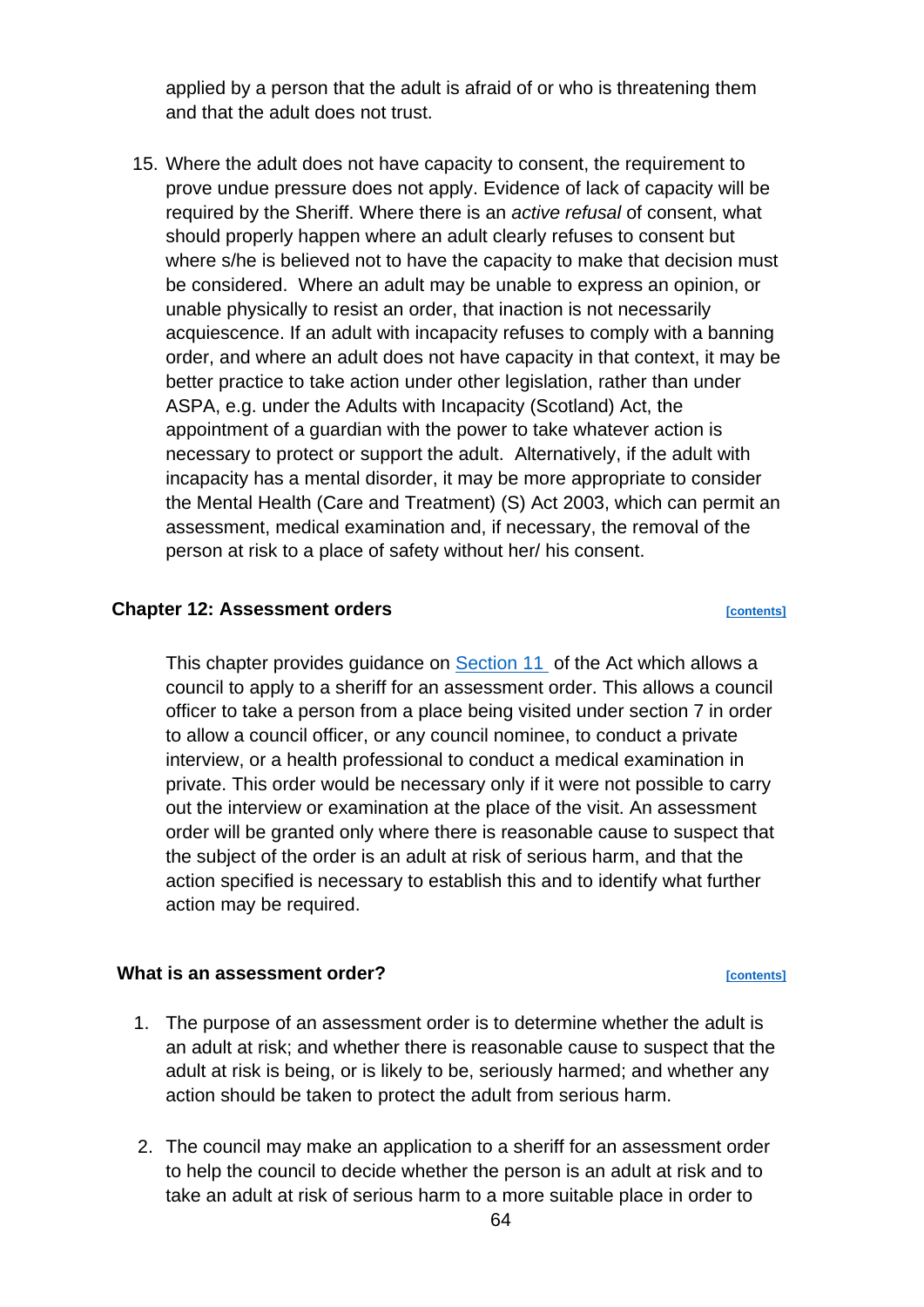applied by a person that the adult is afraid of or who is threatening them and that the adult does not trust.

15. Where the adult does not have capacity to consent, the requirement to prove undue pressure does not apply. Evidence of lack of capacity will be required by the Sheriff. Where there is an *active refusal* of consent, what should properly happen where an adult clearly refuses to consent but where s/he is believed not to have the capacity to make that decision must be considered. Where an adult may be unable to express an opinion, or unable physically to resist an order, that inaction is not necessarily acquiescence. If an adult with incapacity refuses to comply with a banning order, and where an adult does not have capacity in that context, it may be better practice to take action under other legislation, rather than under ASPA, e.g. under the Adults with Incapacity (Scotland) Act, the appointment of a guardian with the power to take whatever action is necessary to protect or support the adult. Alternatively, if the adult with incapacity has a mental disorder, it may be more appropriate to consider the Mental Health (Care and Treatment) (S) Act 2003, which can permit an assessment, medical examination and, if necessary, the removal of the person at risk to a place of safety without her/ his consent.

## Chapter 12: Assessment orders

[contents]

This chapter provides guidance on Section 11 of the Act which allows a council to apply to a sheriff for an assessment order. This allows a council officer to take a person from a place being visited under section 7 in order to allow a council officer, or any council nominee, to conduct a private interview, or a health professional to conduct a medical examination in private. This order would be necessary only if it were not possible to carry out the interview or examination at the place of the visit. An assessment order will be granted only where there is reasonable cause to suspect that the subject of the order is an adult at risk of serious harm, and that the action specified is necessary to establish this and to identify what further action may be required.

### What is an assessment order?

[contents]

1. The purpose of an assessment order is to determine whether the adult is an adult at risk; and whether there is reasonable cause to suspect that the adult at risk is being, or is likely to be, seriously harmed; and whether any action should be taken to protect the adult from serious harm.

2. The council may make an application to a sheriff for an assessment order to help the council to decide whether the person is an adult at risk and to take an adult at risk of serious harm to a more suitable place in order to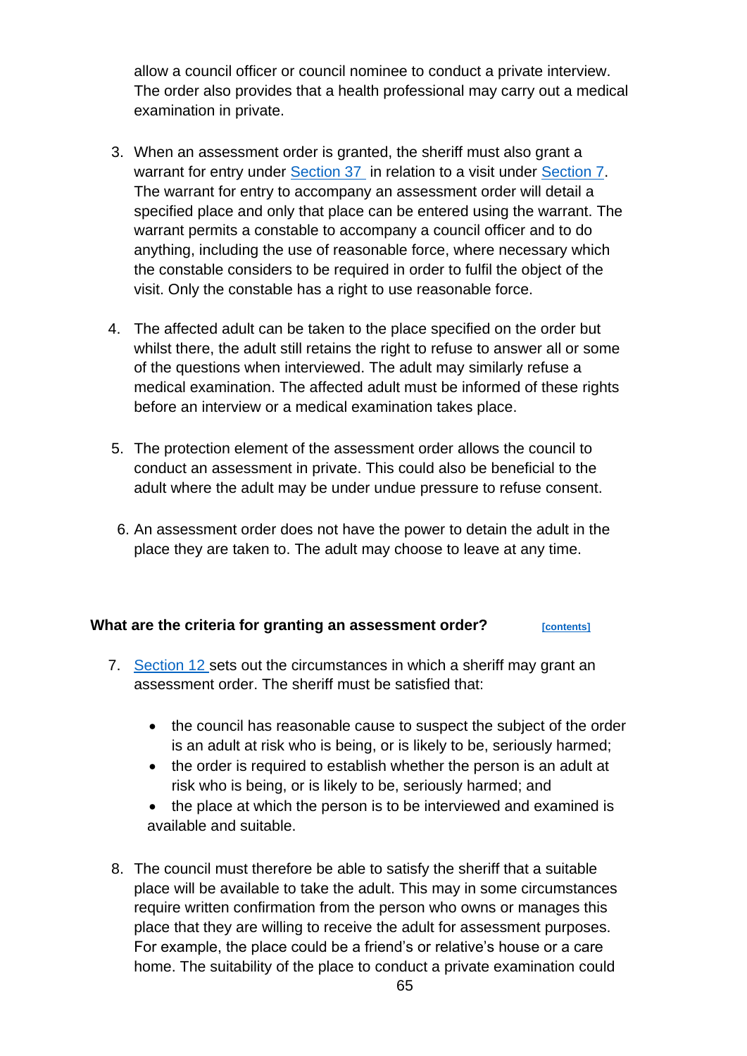allow a council officer or council nominee to conduct a private interview. The order also provides that a health professional may carry out a medical examination in private.

3. When an assessment order is granted, the sheriff must also grant a warrant for entry under [Section 37](#) in relation to a visit under [Section 7](#). The warrant for entry to accompany an assessment order will detail a specified place and only that place can be entered using the warrant. The warrant permits a constable to accompany a council officer and to do anything, including the use of reasonable force, where necessary which the constable considers to be required in order to fulfil the object of the visit. Only the constable has a right to use reasonable force.

4. The affected adult can be taken to the place specified on the order but whilst there, the adult still retains the right to refuse to answer all or some of the questions when interviewed. The adult may similarly refuse a medical examination. The affected adult must be informed of these rights before an interview or a medical examination takes place.

5. The protection element of the assessment order allows the council to conduct an assessment in private. This could also be beneficial to the adult where the adult may be under undue pressure to refuse consent.

6. An assessment order does not have the power to detain the adult in the place they are taken to. The adult may choose to leave at any time.

**What are the criteria for granting an assessment order?** [[contents]](#)

7. [Section 12](#) sets out the circumstances in which a sheriff may grant an assessment order. The sheriff must be satisfied that:

   - the council has reasonable cause to suspect the subject of the order is an adult at risk who is being, or is likely to be, seriously harmed;
   - the order is required to establish whether the person is an adult at risk who is being, or is likely to be, seriously harmed; and
   - the place at which the person is to be interviewed and examined is available and suitable.

8. The council must therefore be able to satisfy the sheriff that a suitable place will be available to take the adult. This may in some circumstances require written confirmation from the person who owns or manages this place that they are willing to receive the adult for assessment purposes. For example, the place could be a friend's or relative's house or a care home. The suitability of the place to conduct a private examination could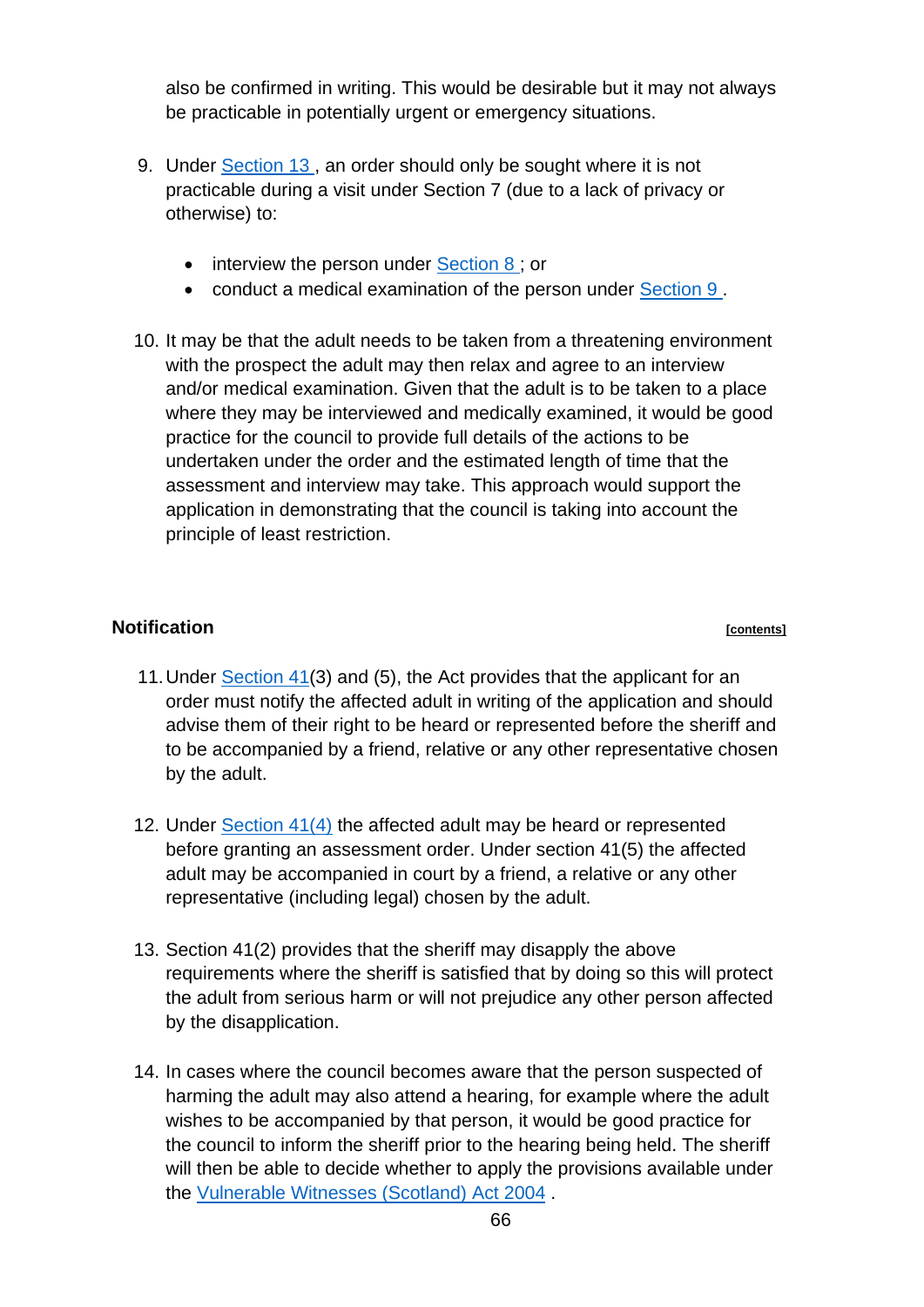also be confirmed in writing. This would be desirable but it may not always be practicable in potentially urgent or emergency situations.

9. Under Section 13 , an order should only be sought where it is not practicable during a visit under Section 7 (due to a lack of privacy or otherwise) to:

   - interview the person under Section 8 ; or
   - conduct a medical examination of the person under Section 9 .

10. It may be that the adult needs to be taken from a threatening environment with the prospect the adult may then relax and agree to an interview and/or medical examination. Given that the adult is to be taken to a place where they may be interviewed and medically examined, it would be good practice for the council to provide full details of the actions to be undertaken under the order and the estimated length of time that the assessment and interview may take. This approach would support the application in demonstrating that the council is taking into account the principle of least restriction.

### Notification

[contents]

11. Under Section 41(3) and (5), the Act provides that the applicant for an order must notify the affected adult in writing of the application and should advise them of their right to be heard or represented before the sheriff and to be accompanied by a friend, relative or any other representative chosen by the adult.

12. Under Section 41(4) the affected adult may be heard or represented before granting an assessment order. Under section 41(5) the affected adult may be accompanied in court by a friend, a relative or any other representative (including legal) chosen by the adult.

13. Section 41(2) provides that the sheriff may disapply the above requirements where the sheriff is satisfied that by doing so this will protect the adult from serious harm or will not prejudice any other person affected by the disapplication.

14. In cases where the council becomes aware that the person suspected of harming the adult may also attend a hearing, for example where the adult wishes to be accompanied by that person, it would be good practice for the council to inform the sheriff prior to the hearing being held. The sheriff will then be able to decide whether to apply the provisions available under the Vulnerable Witnesses (Scotland) Act 2004 .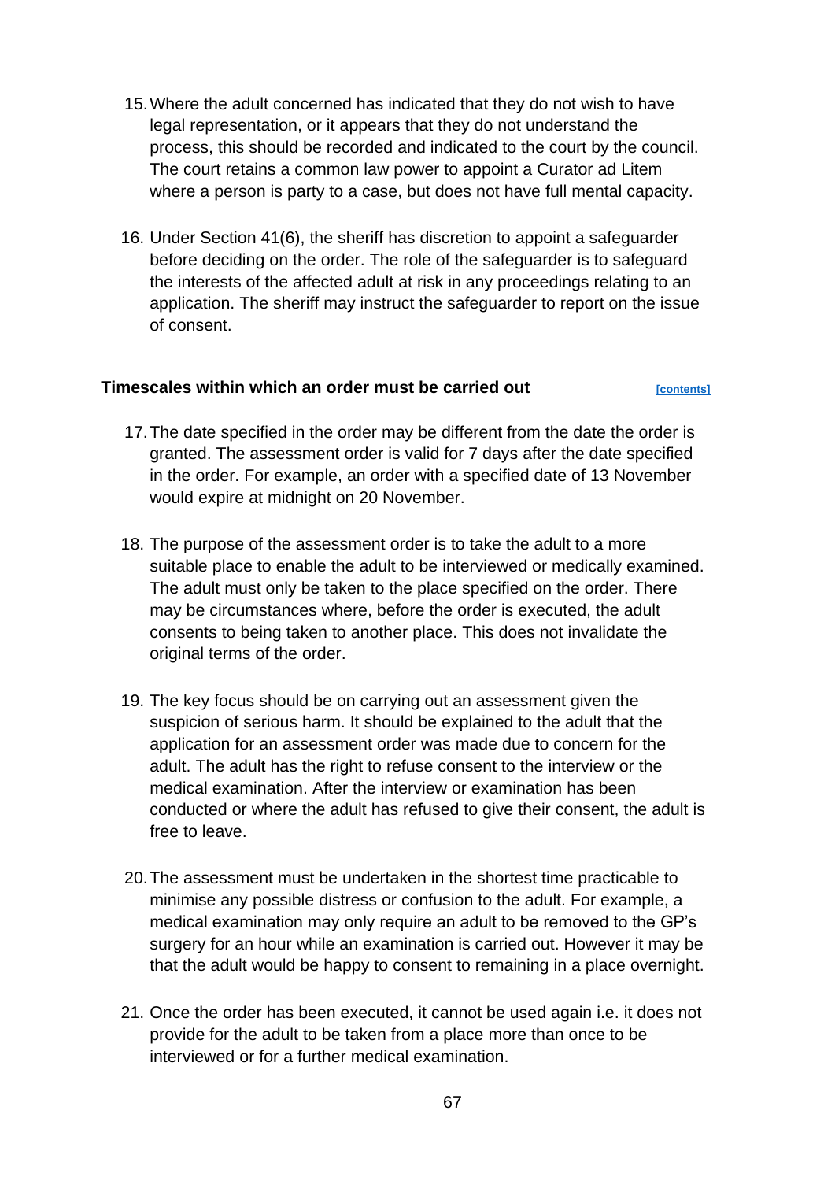15. Where the adult concerned has indicated that they do not wish to have legal representation, or it appears that they do not understand the process, this should be recorded and indicated to the court by the council. The court retains a common law power to appoint a Curator ad Litem where a person is party to a case, but does not have full mental capacity.

16. Under Section 41(6), the sheriff has discretion to appoint a safeguarder before deciding on the order. The role of the safeguarder is to safeguard the interests of the affected adult at risk in any proceedings relating to an application. The sheriff may instruct the safeguarder to report on the issue of consent.

### Timescales within which an order must be carried out

[contents]

17. The date specified in the order may be different from the date the order is granted. The assessment order is valid for 7 days after the date specified in the order. For example, an order with a specified date of 13 November would expire at midnight on 20 November.

18. The purpose of the assessment order is to take the adult to a more suitable place to enable the adult to be interviewed or medically examined. The adult must only be taken to the place specified on the order. There may be circumstances where, before the order is executed, the adult consents to being taken to another place. This does not invalidate the original terms of the order.

19. The key focus should be on carrying out an assessment given the suspicion of serious harm. It should be explained to the adult that the application for an assessment order was made due to concern for the adult. The adult has the right to refuse consent to the interview or the medical examination. After the interview or examination has been conducted or where the adult has refused to give their consent, the adult is free to leave.

20. The assessment must be undertaken in the shortest time practicable to minimise any possible distress or confusion to the adult. For example, a medical examination may only require an adult to be removed to the GP's surgery for an hour while an examination is carried out. However it may be that the adult would be happy to consent to remaining in a place overnight.

21. Once the order has been executed, it cannot be used again i.e. it does not provide for the adult to be taken from a place more than once to be interviewed or for a further medical examination.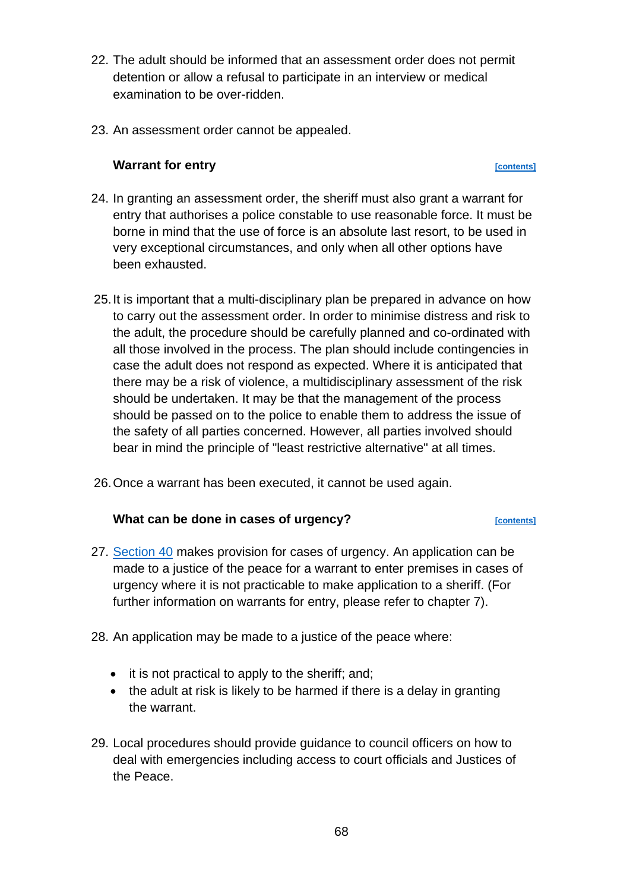22. The adult should be informed that an assessment order does not permit detention or allow a refusal to participate in an interview or medical examination to be over-ridden.

23. An assessment order cannot be appealed.

### Warrant for entry

[contents]

24. In granting an assessment order, the sheriff must also grant a warrant for entry that authorises a police constable to use reasonable force. It must be borne in mind that the use of force is an absolute last resort, to be used in very exceptional circumstances, and only when all other options have been exhausted.

25. It is important that a multi-disciplinary plan be prepared in advance on how to carry out the assessment order. In order to minimise distress and risk to the adult, the procedure should be carefully planned and co-ordinated with all those involved in the process. The plan should include contingencies in case the adult does not respond as expected. Where it is anticipated that there may be a risk of violence, a multidisciplinary assessment of the risk should be undertaken. It may be that the management of the process should be passed on to the police to enable them to address the issue of the safety of all parties concerned. However, all parties involved should bear in mind the principle of "least restrictive alternative" at all times.

26. Once a warrant has been executed, it cannot be used again.

### What can be done in cases of urgency?

[contents]

27. Section 40 makes provision for cases of urgency. An application can be made to a justice of the peace for a warrant to enter premises in cases of urgency where it is not practicable to make application to a sheriff. (For further information on warrants for entry, please refer to chapter 7).

28. An application may be made to a justice of the peace where:

    - it is not practical to apply to the sheriff; and;
    - the adult at risk is likely to be harmed if there is a delay in granting the warrant.

29. Local procedures should provide guidance to council officers on how to deal with emergencies including access to court officials and Justices of the Peace.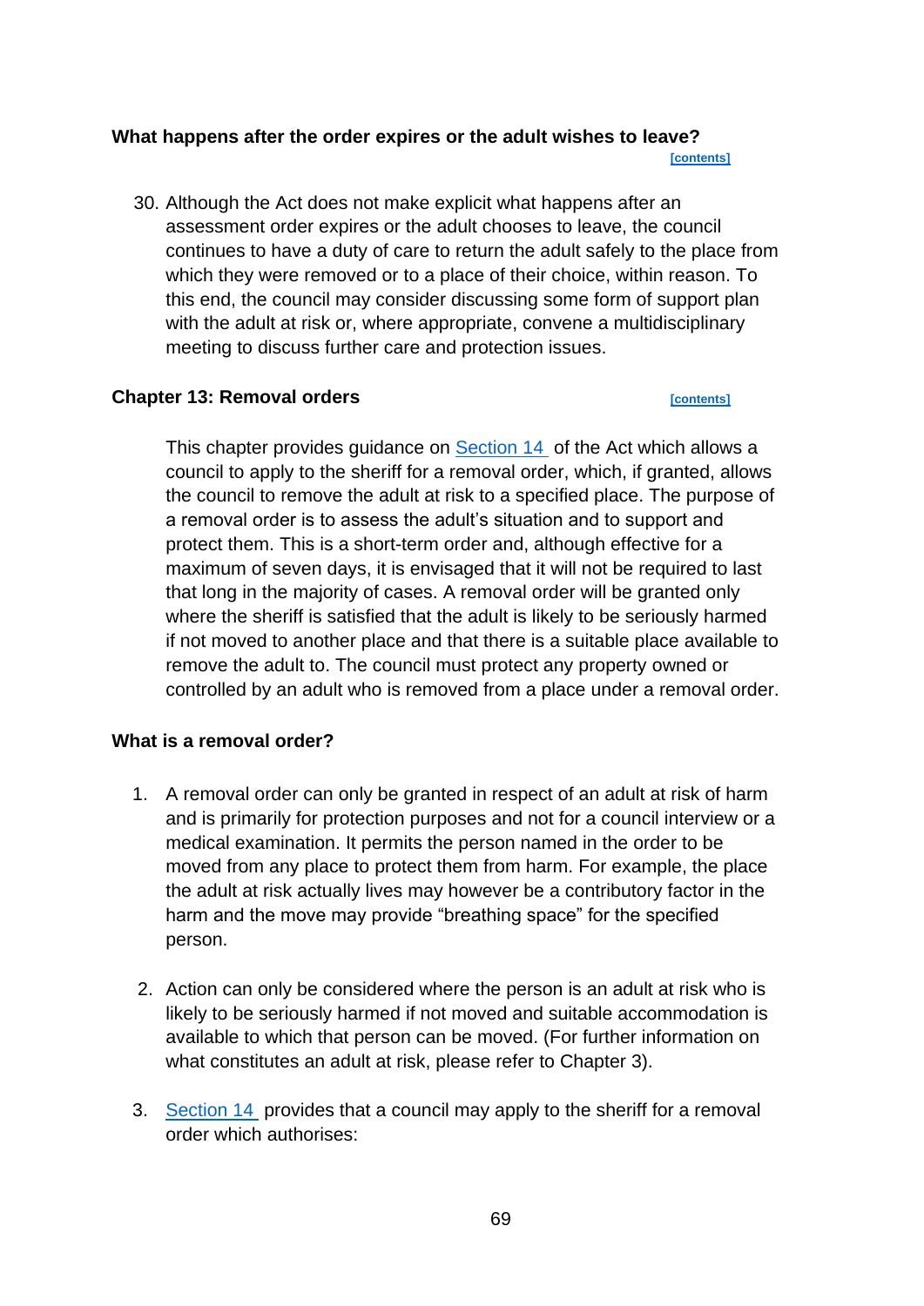### What happens after the order expires or the adult wishes to leave?

[contents]

30. Although the Act does not make explicit what happens after an assessment order expires or the adult chooses to leave, the council continues to have a duty of care to return the adult safely to the place from which they were removed or to a place of their choice, within reason. To this end, the council may consider discussing some form of support plan with the adult at risk or, where appropriate, convene a multidisciplinary meeting to discuss further care and protection issues.

## Chapter 13: Removal orders

[contents]

This chapter provides guidance on Section 14 of the Act which allows a council to apply to the sheriff for a removal order, which, if granted, allows the council to remove the adult at risk to a specified place. The purpose of a removal order is to assess the adult's situation and to support and protect them. This is a short-term order and, although effective for a maximum of seven days, it is envisaged that it will not be required to last that long in the majority of cases. A removal order will be granted only where the sheriff is satisfied that the adult is likely to be seriously harmed if not moved to another place and that there is a suitable place available to remove the adult to. The council must protect any property owned or controlled by an adult who is removed from a place under a removal order.

### What is a removal order?

1. A removal order can only be granted in respect of an adult at risk of harm and is primarily for protection purposes and not for a council interview or a medical examination. It permits the person named in the order to be moved from any place to protect them from harm. For example, the place the adult at risk actually lives may however be a contributory factor in the harm and the move may provide "breathing space" for the specified person.

2. Action can only be considered where the person is an adult at risk who is likely to be seriously harmed if not moved and suitable accommodation is available to which that person can be moved. (For further information on what constitutes an adult at risk, please refer to Chapter 3).

3. Section 14 provides that a council may apply to the sheriff for a removal order which authorises: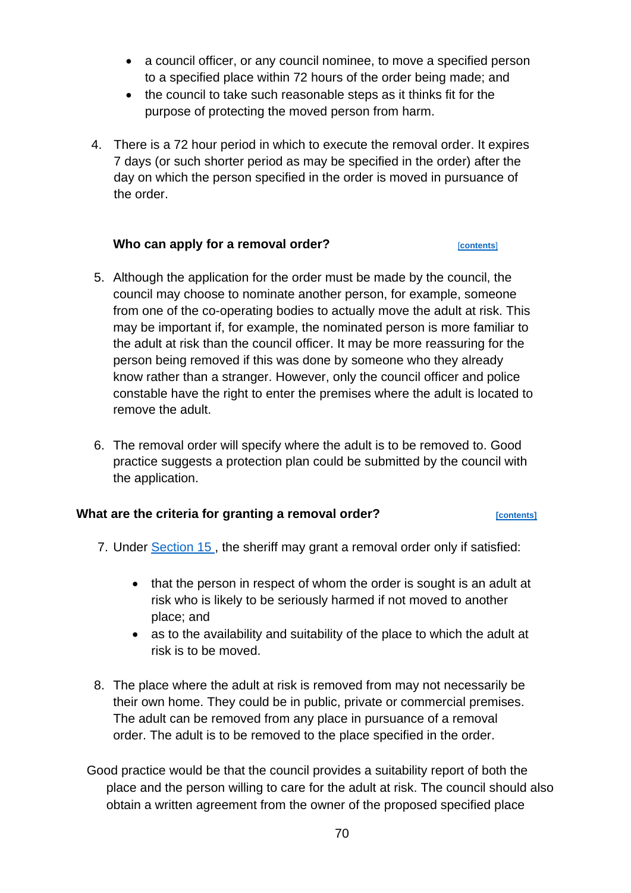- a council officer, or any council nominee, to move a specified person to a specified place within 72 hours of the order being made; and
- the council to take such reasonable steps as it thinks fit for the purpose of protecting the moved person from harm.

4. There is a 72 hour period in which to execute the removal order. It expires 7 days (or such shorter period as may be specified in the order) after the day on which the person specified in the order is moved in pursuance of the order.

### Who can apply for a removal order? [contents]

5. Although the application for the order must be made by the council, the council may choose to nominate another person, for example, someone from one of the co-operating bodies to actually move the adult at risk. This may be important if, for example, the nominated person is more familiar to the adult at risk than the council officer. It may be more reassuring for the person being removed if this was done by someone who they already know rather than a stranger. However, only the council officer and police constable have the right to enter the premises where the adult is located to remove the adult.

6. The removal order will specify where the adult is to be removed to. Good practice suggests a protection plan could be submitted by the council with the application.

### What are the criteria for granting a removal order? [contents]

7. Under Section 15 , the sheriff may grant a removal order only if satisfied:

   - that the person in respect of whom the order is sought is an adult at risk who is likely to be seriously harmed if not moved to another place; and
   - as to the availability and suitability of the place to which the adult at risk is to be moved.

8. The place where the adult at risk is removed from may not necessarily be their own home. They could be in public, private or commercial premises. The adult can be removed from any place in pursuance of a removal order. The adult is to be removed to the place specified in the order.

Good practice would be that the council provides a suitability report of both the place and the person willing to care for the adult at risk. The council should also obtain a written agreement from the owner of the proposed specified place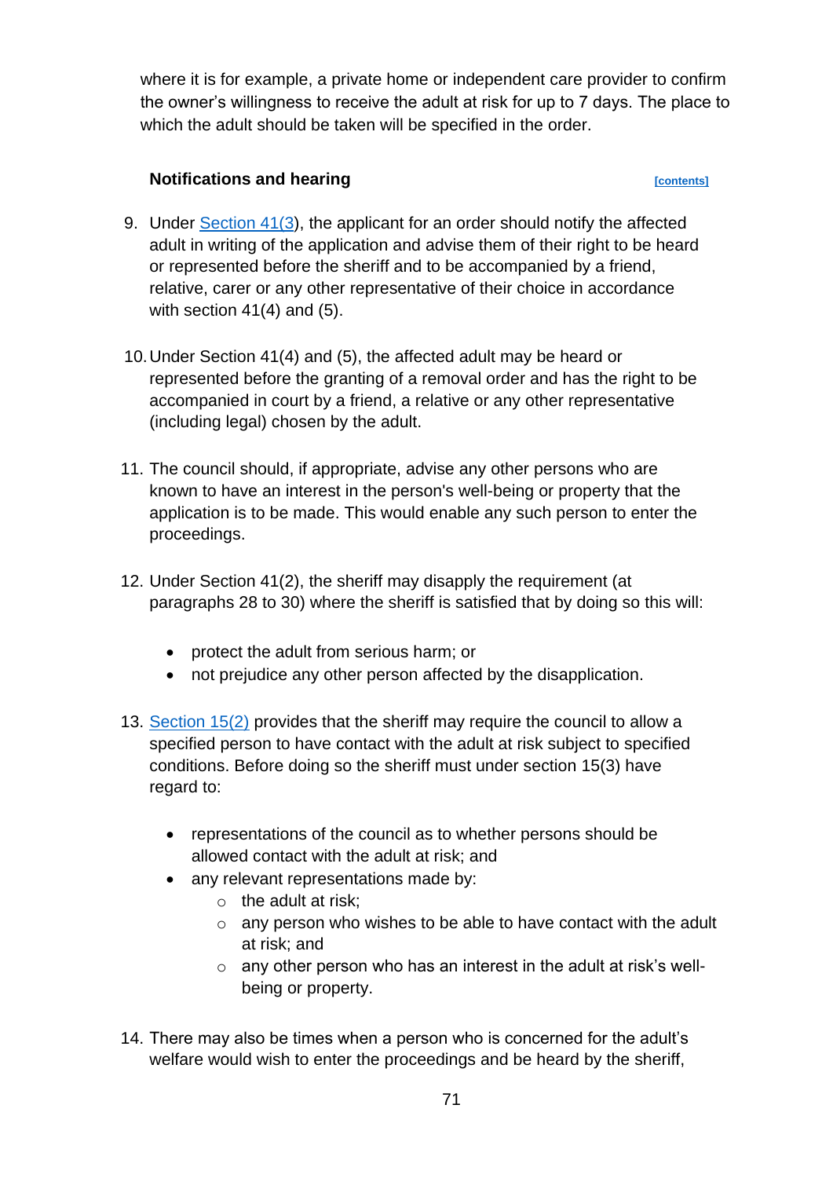where it is for example, a private home or independent care provider to confirm the owner's willingness to receive the adult at risk for up to 7 days. The place to which the adult should be taken will be specified in the order.

### Notifications and hearing

[contents]

9. Under Section 41(3), the applicant for an order should notify the affected adult in writing of the application and advise them of their right to be heard or represented before the sheriff and to be accompanied by a friend, relative, carer or any other representative of their choice in accordance with section 41(4) and (5).

10. Under Section 41(4) and (5), the affected adult may be heard or represented before the granting of a removal order and has the right to be accompanied in court by a friend, a relative or any other representative (including legal) chosen by the adult.

11. The council should, if appropriate, advise any other persons who are known to have an interest in the person's well-being or property that the application is to be made. This would enable any such person to enter the proceedings.

12. Under Section 41(2), the sheriff may disapply the requirement (at paragraphs 28 to 30) where the sheriff is satisfied that by doing so this will:

    - protect the adult from serious harm; or
    - not prejudice any other person affected by the disapplication.

13. Section 15(2) provides that the sheriff may require the council to allow a specified person to have contact with the adult at risk subject to specified conditions. Before doing so the sheriff must under section 15(3) have regard to:

    - representations of the council as to whether persons should be allowed contact with the adult at risk; and
    - any relevant representations made by:
        - the adult at risk;
        - any person who wishes to be able to have contact with the adult at risk; and
        - any other person who has an interest in the adult at risk's well-being or property.

14. There may also be times when a person who is concerned for the adult's welfare would wish to enter the proceedings and be heard by the sheriff,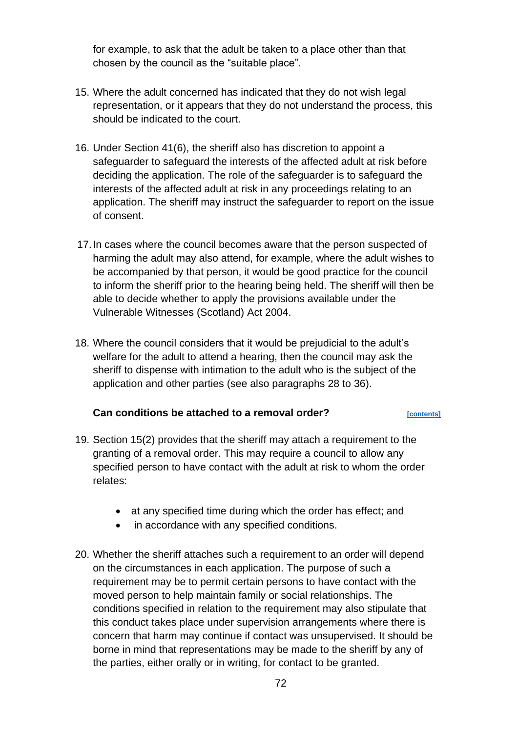for example, to ask that the adult be taken to a place other than that chosen by the council as the "suitable place".

15. Where the adult concerned has indicated that they do not wish legal representation, or it appears that they do not understand the process, this should be indicated to the court.

16. Under Section 41(6), the sheriff also has discretion to appoint a safeguarder to safeguard the interests of the affected adult at risk before deciding the application. The role of the safeguarder is to safeguard the interests of the affected adult at risk in any proceedings relating to an application. The sheriff may instruct the safeguarder to report on the issue of consent.

17. In cases where the council becomes aware that the person suspected of harming the adult may also attend, for example, where the adult wishes to be accompanied by that person, it would be good practice for the council to inform the sheriff prior to the hearing being held. The sheriff will then be able to decide whether to apply the provisions available under the Vulnerable Witnesses (Scotland) Act 2004.

18. Where the council considers that it would be prejudicial to the adult's welfare for the adult to attend a hearing, then the council may ask the sheriff to dispense with intimation to the adult who is the subject of the application and other parties (see also paragraphs 28 to 36).

### Can conditions be attached to a removal order? [contents]

19. Section 15(2) provides that the sheriff may attach a requirement to the granting of a removal order. This may require a council to allow any specified person to have contact with the adult at risk to whom the order relates:

    - at any specified time during which the order has effect; and
    - in accordance with any specified conditions.

20. Whether the sheriff attaches such a requirement to an order will depend on the circumstances in each application. The purpose of such a requirement may be to permit certain persons to have contact with the moved person to help maintain family or social relationships. The conditions specified in relation to the requirement may also stipulate that this conduct takes place under supervision arrangements where there is concern that harm may continue if contact was unsupervised. It should be borne in mind that representations may be made to the sheriff by any of the parties, either orally or in writing, for contact to be granted.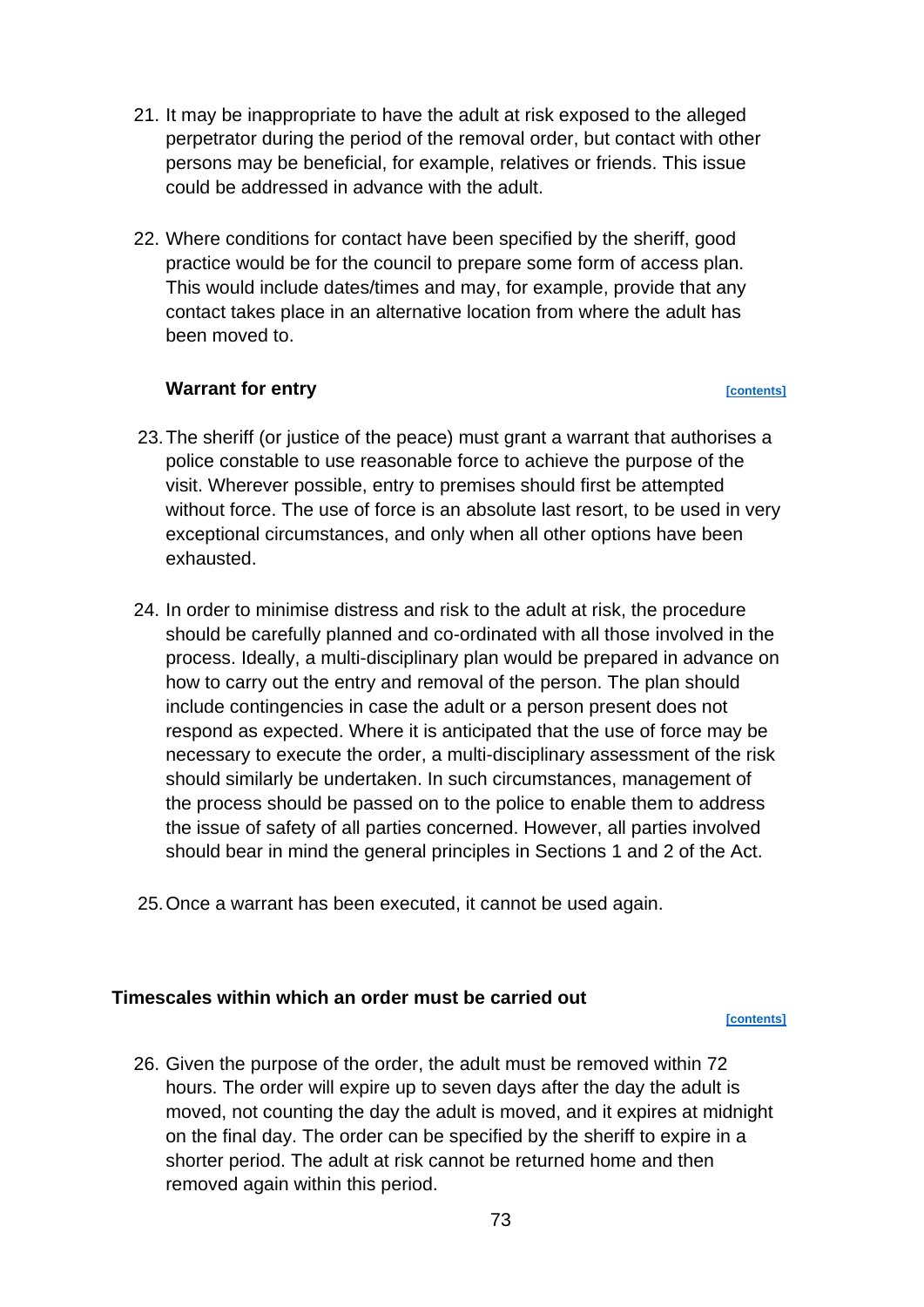21. It may be inappropriate to have the adult at risk exposed to the alleged perpetrator during the period of the removal order, but contact with other persons may be beneficial, for example, relatives or friends. This issue could be addressed in advance with the adult.

22. Where conditions for contact have been specified by the sheriff, good practice would be for the council to prepare some form of access plan. This would include dates/times and may, for example, provide that any contact takes place in an alternative location from where the adult has been moved to.

### Warrant for entry

[contents]

23. The sheriff (or justice of the peace) must grant a warrant that authorises a police constable to use reasonable force to achieve the purpose of the visit. Wherever possible, entry to premises should first be attempted without force. The use of force is an absolute last resort, to be used in very exceptional circumstances, and only when all other options have been exhausted.

24. In order to minimise distress and risk to the adult at risk, the procedure should be carefully planned and co-ordinated with all those involved in the process. Ideally, a multi-disciplinary plan would be prepared in advance on how to carry out the entry and removal of the person. The plan should include contingencies in case the adult or a person present does not respond as expected. Where it is anticipated that the use of force may be necessary to execute the order, a multi-disciplinary assessment of the risk should similarly be undertaken. In such circumstances, management of the process should be passed on to the police to enable them to address the issue of safety of all parties concerned. However, all parties involved should bear in mind the general principles in Sections 1 and 2 of the Act.

25. Once a warrant has been executed, it cannot be used again.

## Timescales within which an order must be carried out

[contents]

26. Given the purpose of the order, the adult must be removed within 72 hours. The order will expire up to seven days after the day the adult is moved, not counting the day the adult is moved, and it expires at midnight on the final day. The order can be specified by the sheriff to expire in a shorter period. The adult at risk cannot be returned home and then removed again within this period.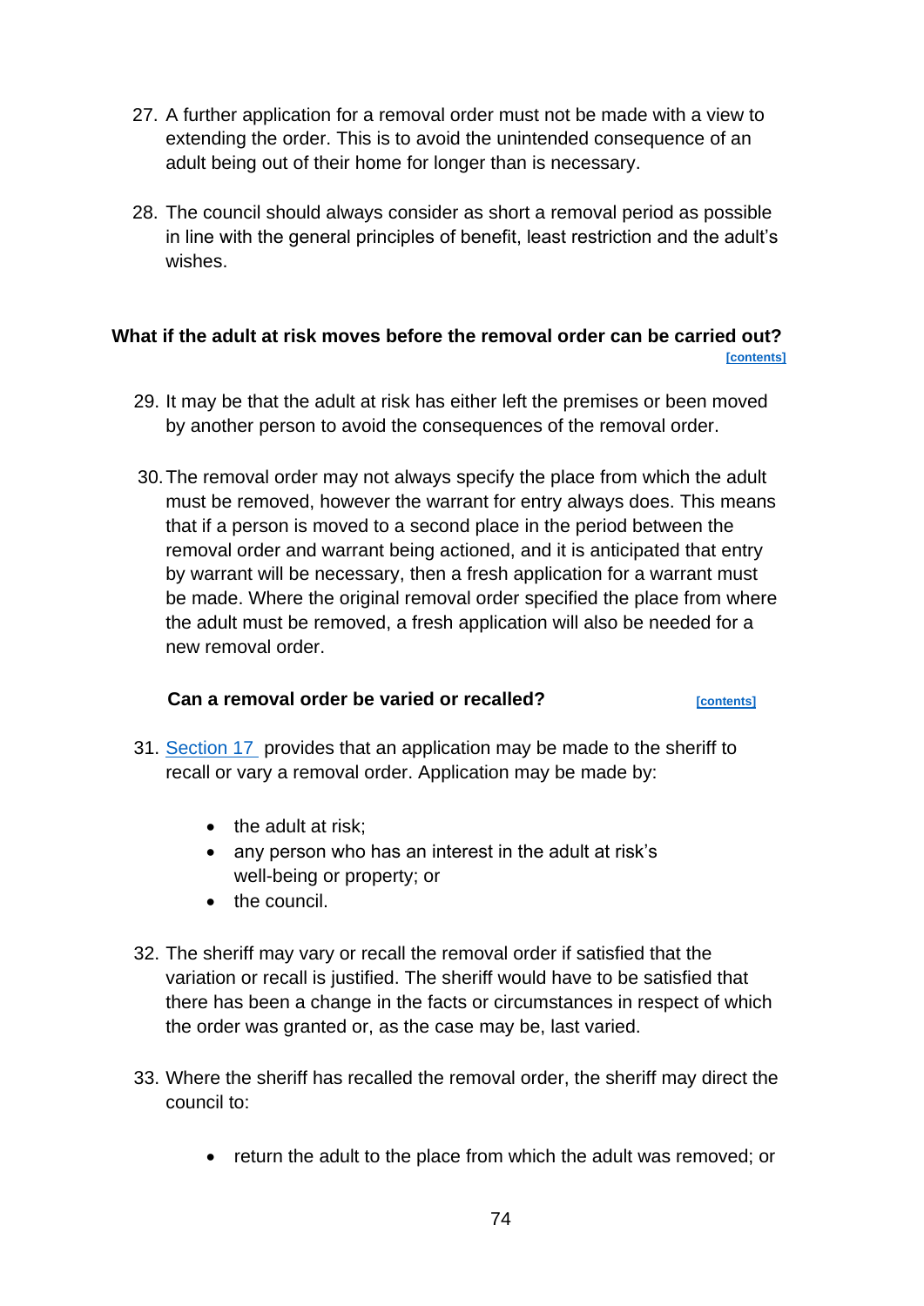27. A further application for a removal order must not be made with a view to extending the order. This is to avoid the unintended consequence of an adult being out of their home for longer than is necessary.

28. The council should always consider as short a removal period as possible in line with the general principles of benefit, least restriction and the adult's wishes.

### What if the adult at risk moves before the removal order can be carried out?

[contents]

29. It may be that the adult at risk has either left the premises or been moved by another person to avoid the consequences of the removal order.

30. The removal order may not always specify the place from which the adult must be removed, however the warrant for entry always does. This means that if a person is moved to a second place in the period between the removal order and warrant being actioned, and it is anticipated that entry by warrant will be necessary, then a fresh application for a warrant must be made. Where the original removal order specified the place from where the adult must be removed, a fresh application will also be needed for a new removal order.

### Can a removal order be varied or recalled?

[contents]

31. Section 17 provides that an application may be made to the sheriff to recall or vary a removal order. Application may be made by:

    - the adult at risk;
    - any person who has an interest in the adult at risk's well-being or property; or
    - the council.

32. The sheriff may vary or recall the removal order if satisfied that the variation or recall is justified. The sheriff would have to be satisfied that there has been a change in the facts or circumstances in respect of which the order was granted or, as the case may be, last varied.

33. Where the sheriff has recalled the removal order, the sheriff may direct the council to:

    - return the adult to the place from which the adult was removed; or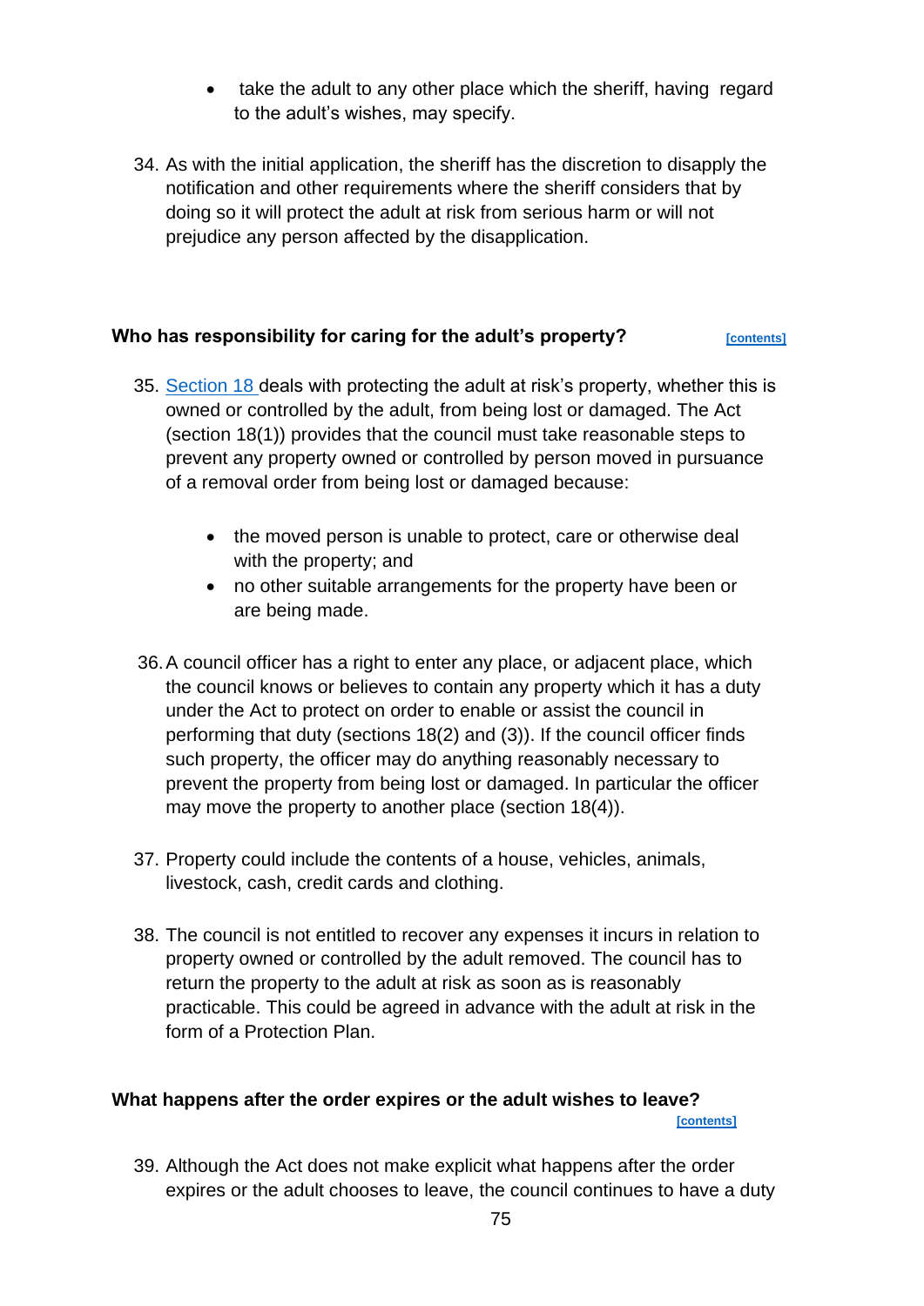- take the adult to any other place which the sheriff, having regard to the adult's wishes, may specify.

34. As with the initial application, the sheriff has the discretion to disapply the notification and other requirements where the sheriff considers that by doing so it will protect the adult at risk from serious harm or will not prejudice any person affected by the disapplication.

### Who has responsibility for caring for the adult's property? [contents]

35. Section 18 deals with protecting the adult at risk's property, whether this is owned or controlled by the adult, from being lost or damaged. The Act (section 18(1)) provides that the council must take reasonable steps to prevent any property owned or controlled by person moved in pursuance of a removal order from being lost or damaged because:

    - the moved person is unable to protect, care or otherwise deal with the property; and
    - no other suitable arrangements for the property have been or are being made.

36. A council officer has a right to enter any place, or adjacent place, which the council knows or believes to contain any property which it has a duty under the Act to protect on order to enable or assist the council in performing that duty (sections 18(2) and (3)). If the council officer finds such property, the officer may do anything reasonably necessary to prevent the property from being lost or damaged. In particular the officer may move the property to another place (section 18(4)).

37. Property could include the contents of a house, vehicles, animals, livestock, cash, credit cards and clothing.

38. The council is not entitled to recover any expenses it incurs in relation to property owned or controlled by the adult removed. The council has to return the property to the adult at risk as soon as is reasonably practicable. This could be agreed in advance with the adult at risk in the form of a Protection Plan.

### What happens after the order expires or the adult wishes to leave? [contents]

39. Although the Act does not make explicit what happens after the order expires or the adult chooses to leave, the council continues to have a duty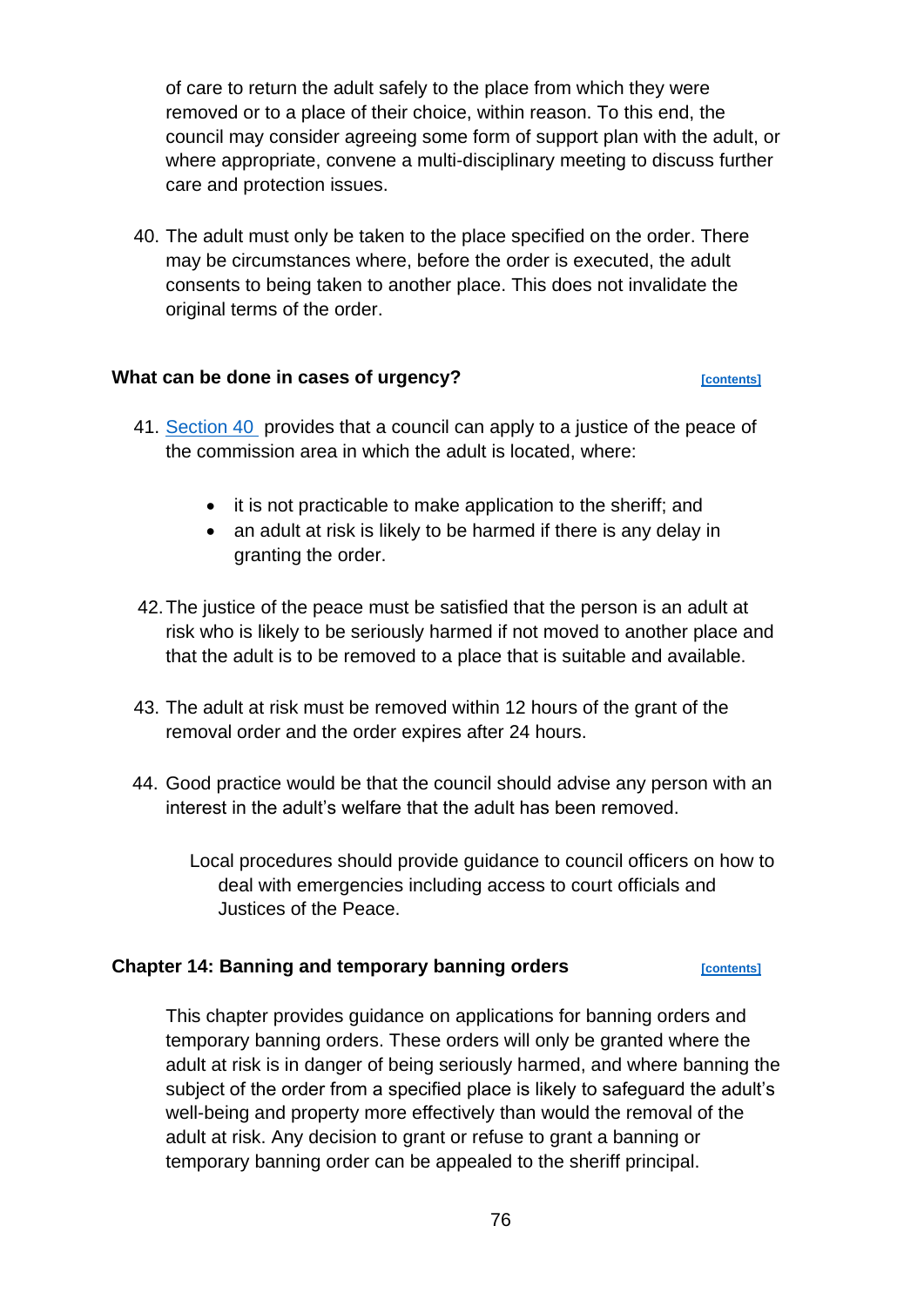of care to return the adult safely to the place from which they were removed or to a place of their choice, within reason. To this end, the council may consider agreeing some form of support plan with the adult, or where appropriate, convene a multi-disciplinary meeting to discuss further care and protection issues.

40. The adult must only be taken to the place specified on the order. There may be circumstances where, before the order is executed, the adult consents to being taken to another place. This does not invalidate the original terms of the order.

### What can be done in cases of urgency? [contents]

41. Section 40 provides that a council can apply to a justice of the peace of the commission area in which the adult is located, where:

    - it is not practicable to make application to the sheriff; and
    - an adult at risk is likely to be harmed if there is any delay in granting the order.

42. The justice of the peace must be satisfied that the person is an adult at risk who is likely to be seriously harmed if not moved to another place and that the adult is to be removed to a place that is suitable and available.

43. The adult at risk must be removed within 12 hours of the grant of the removal order and the order expires after 24 hours.

44. Good practice would be that the council should advise any person with an interest in the adult's welfare that the adult has been removed.

> Local procedures should provide guidance to council officers on how to deal with emergencies including access to court officials and Justices of the Peace.

## Chapter 14: Banning and temporary banning orders [contents]

This chapter provides guidance on applications for banning orders and temporary banning orders. These orders will only be granted where the adult at risk is in danger of being seriously harmed, and where banning the subject of the order from a specified place is likely to safeguard the adult's well-being and property more effectively than would the removal of the adult at risk. Any decision to grant or refuse to grant a banning or temporary banning order can be appealed to the sheriff principal.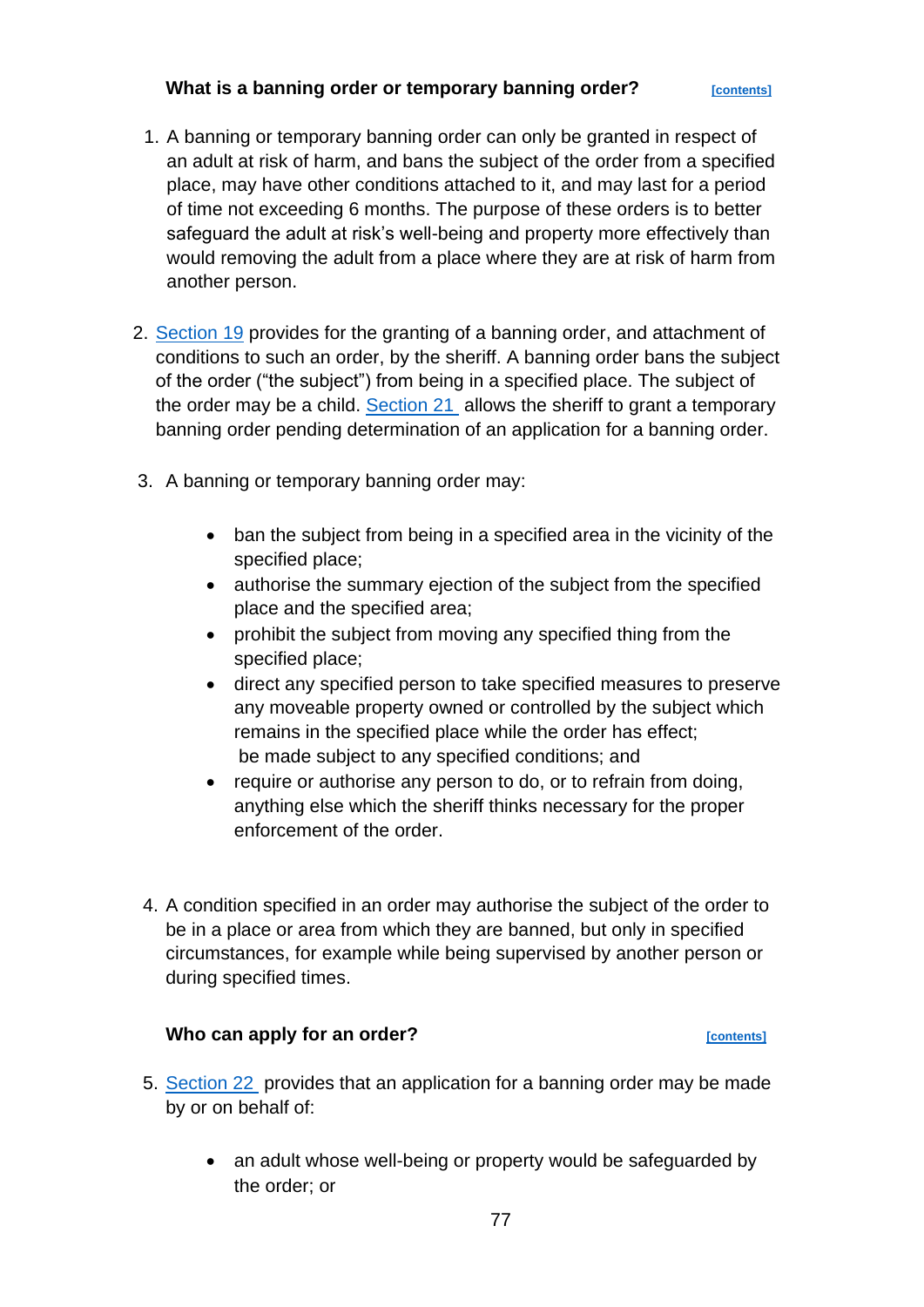### What is a banning order or temporary banning order? [contents]

1. A banning or temporary banning order can only be granted in respect of an adult at risk of harm, and bans the subject of the order from a specified place, may have other conditions attached to it, and may last for a period of time not exceeding 6 months. The purpose of these orders is to better safeguard the adult at risk's well-being and property more effectively than would removing the adult from a place where they are at risk of harm from another person.

2. Section 19 provides for the granting of a banning order, and attachment of conditions to such an order, by the sheriff. A banning order bans the subject of the order ("the subject") from being in a specified place. The subject of the order may be a child. Section 21 allows the sheriff to grant a temporary banning order pending determination of an application for a banning order.

3. A banning or temporary banning order may:

    - ban the subject from being in a specified area in the vicinity of the specified place;
    - authorise the summary ejection of the subject from the specified place and the specified area;
    - prohibit the subject from moving any specified thing from the specified place;
    - direct any specified person to take specified measures to preserve any moveable property owned or controlled by the subject which remains in the specified place while the order has effect; be made subject to any specified conditions; and
    - require or authorise any person to do, or to refrain from doing, anything else which the sheriff thinks necessary for the proper enforcement of the order.

4. A condition specified in an order may authorise the subject of the order to be in a place or area from which they are banned, but only in specified circumstances, for example while being supervised by another person or during specified times.

### Who can apply for an order? [contents]

5. Section 22 provides that an application for a banning order may be made by or on behalf of:

    - an adult whose well-being or property would be safeguarded by the order; or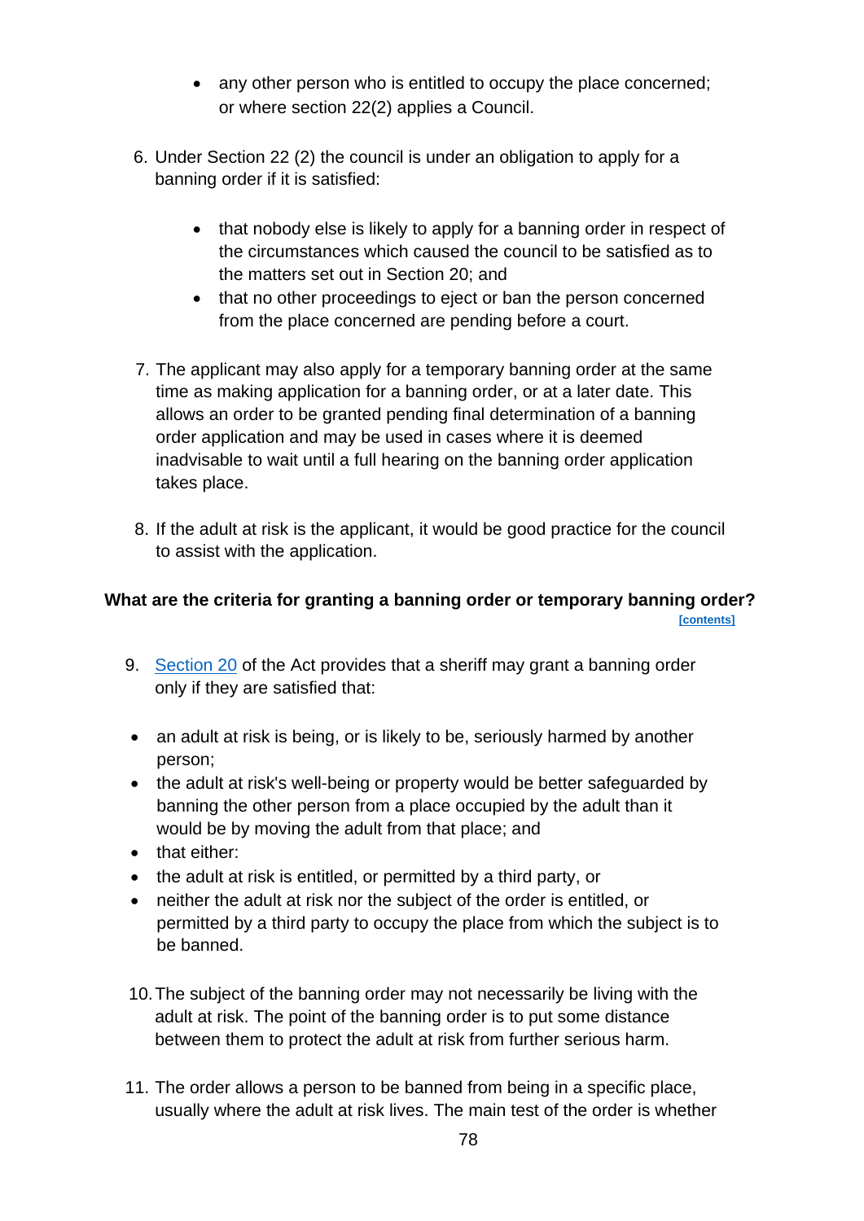- any other person who is entitled to occupy the place concerned; or where section 22(2) applies a Council.

6. Under Section 22 (2) the council is under an obligation to apply for a banning order if it is satisfied:

    - that nobody else is likely to apply for a banning order in respect of the circumstances which caused the council to be satisfied as to the matters set out in Section 20; and
    - that no other proceedings to eject or ban the person concerned from the place concerned are pending before a court.

7. The applicant may also apply for a temporary banning order at the same time as making application for a banning order, or at a later date. This allows an order to be granted pending final determination of a banning order application and may be used in cases where it is deemed inadvisable to wait until a full hearing on the banning order application takes place.

8. If the adult at risk is the applicant, it would be good practice for the council to assist with the application.

### What are the criteria for granting a banning order or temporary banning order?

[contents]

9. Section 20 of the Act provides that a sheriff may grant a banning order only if they are satisfied that:

- an adult at risk is being, or is likely to be, seriously harmed by another person;
- the adult at risk's well-being or property would be better safeguarded by banning the other person from a place occupied by the adult than it would be by moving the adult from that place; and
- that either:
- the adult at risk is entitled, or permitted by a third party, or
- neither the adult at risk nor the subject of the order is entitled, or permitted by a third party to occupy the place from which the subject is to be banned.

10. The subject of the banning order may not necessarily be living with the adult at risk. The point of the banning order is to put some distance between them to protect the adult at risk from further serious harm.

11. The order allows a person to be banned from being in a specific place, usually where the adult at risk lives. The main test of the order is whether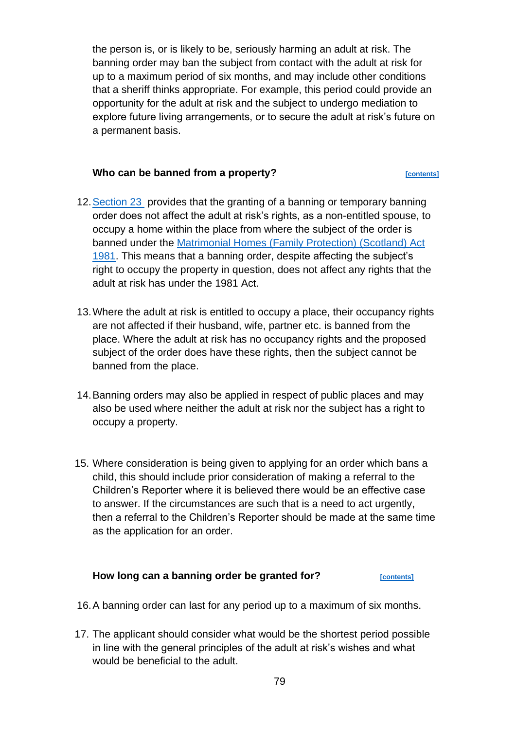the person is, or is likely to be, seriously harming an adult at risk. The banning order may ban the subject from contact with the adult at risk for up to a maximum period of six months, and may include other conditions that a sheriff thinks appropriate. For example, this period could provide an opportunity for the adult at risk and the subject to undergo mediation to explore future living arrangements, or to secure the adult at risk's future on a permanent basis.

### Who can be banned from a property? [contents]

12. Section 23 provides that the granting of a banning or temporary banning order does not affect the adult at risk's rights, as a non-entitled spouse, to occupy a home within the place from where the subject of the order is banned under the Matrimonial Homes (Family Protection) (Scotland) Act 1981. This means that a banning order, despite affecting the subject's right to occupy the property in question, does not affect any rights that the adult at risk has under the 1981 Act.

13. Where the adult at risk is entitled to occupy a place, their occupancy rights are not affected if their husband, wife, partner etc. is banned from the place. Where the adult at risk has no occupancy rights and the proposed subject of the order does have these rights, then the subject cannot be banned from the place.

14. Banning orders may also be applied in respect of public places and may also be used where neither the adult at risk nor the subject has a right to occupy a property.

15. Where consideration is being given to applying for an order which bans a child, this should include prior consideration of making a referral to the Children's Reporter where it is believed there would be an effective case to answer. If the circumstances are such that is a need to act urgently, then a referral to the Children's Reporter should be made at the same time as the application for an order.

### How long can a banning order be granted for? [contents]

16. A banning order can last for any period up to a maximum of six months.

17. The applicant should consider what would be the shortest period possible in line with the general principles of the adult at risk's wishes and what would be beneficial to the adult.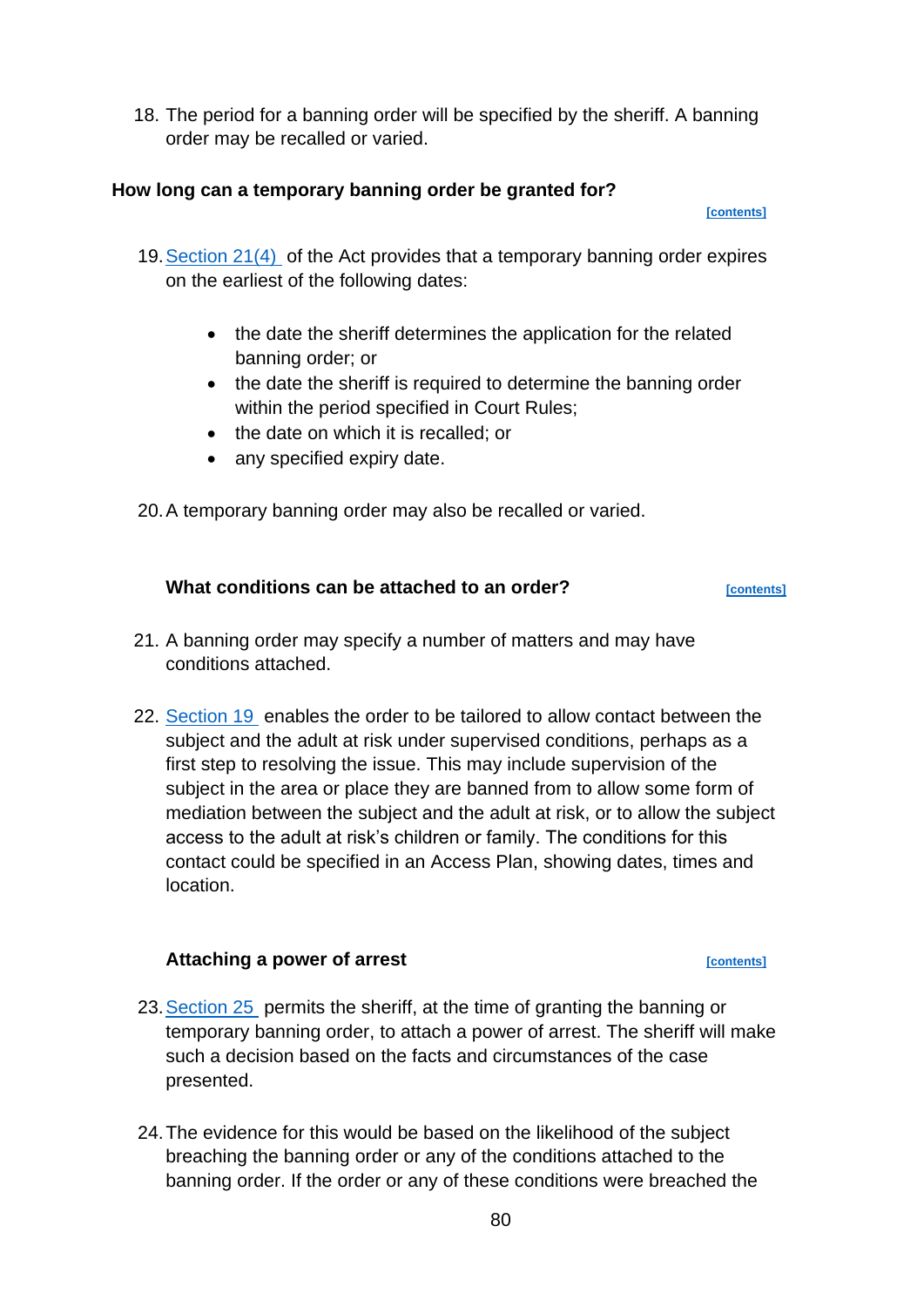18. The period for a banning order will be specified by the sheriff. A banning order may be recalled or varied.

### How long can a temporary banning order be granted for?

[contents]

19. Section 21(4) of the Act provides that a temporary banning order expires on the earliest of the following dates:

    - the date the sheriff determines the application for the related banning order; or
    - the date the sheriff is required to determine the banning order within the period specified in Court Rules;
    - the date on which it is recalled; or
    - any specified expiry date.

20. A temporary banning order may also be recalled or varied.

### What conditions can be attached to an order?

[contents]

21. A banning order may specify a number of matters and may have conditions attached.

22. Section 19 enables the order to be tailored to allow contact between the subject and the adult at risk under supervised conditions, perhaps as a first step to resolving the issue. This may include supervision of the subject in the area or place they are banned from to allow some form of mediation between the subject and the adult at risk, or to allow the subject access to the adult at risk's children or family. The conditions for this contact could be specified in an Access Plan, showing dates, times and location.

### Attaching a power of arrest

[contents]

23. Section 25 permits the sheriff, at the time of granting the banning or temporary banning order, to attach a power of arrest. The sheriff will make such a decision based on the facts and circumstances of the case presented.

24. The evidence for this would be based on the likelihood of the subject breaching the banning order or any of the conditions attached to the banning order. If the order or any of these conditions were breached the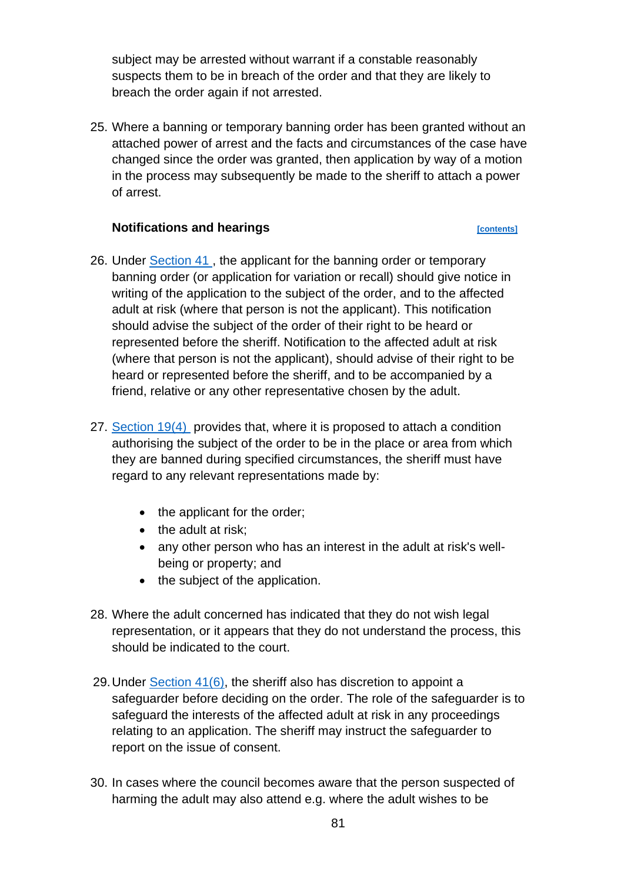subject may be arrested without warrant if a constable reasonably suspects them to be in breach of the order and that they are likely to breach the order again if not arrested.

25. Where a banning or temporary banning order has been granted without an attached power of arrest and the facts and circumstances of the case have changed since the order was granted, then application by way of a motion in the process may subsequently be made to the sheriff to attach a power of arrest.

### Notifications and hearings

[contents]

26. Under Section 41 , the applicant for the banning order or temporary banning order (or application for variation or recall) should give notice in writing of the application to the subject of the order, and to the affected adult at risk (where that person is not the applicant). This notification should advise the subject of the order of their right to be heard or represented before the sheriff. Notification to the affected adult at risk (where that person is not the applicant), should advise of their right to be heard or represented before the sheriff, and to be accompanied by a friend, relative or any other representative chosen by the adult.

27. Section 19(4) provides that, where it is proposed to attach a condition authorising the subject of the order to be in the place or area from which they are banned during specified circumstances, the sheriff must have regard to any relevant representations made by:

    - the applicant for the order;
    - the adult at risk;
    - any other person who has an interest in the adult at risk's well-being or property; and
    - the subject of the application.

28. Where the adult concerned has indicated that they do not wish legal representation, or it appears that they do not understand the process, this should be indicated to the court.

29. Under Section 41(6), the sheriff also has discretion to appoint a safeguarder before deciding on the order. The role of the safeguarder is to safeguard the interests of the affected adult at risk in any proceedings relating to an application. The sheriff may instruct the safeguarder to report on the issue of consent.

30. In cases where the council becomes aware that the person suspected of harming the adult may also attend e.g. where the adult wishes to be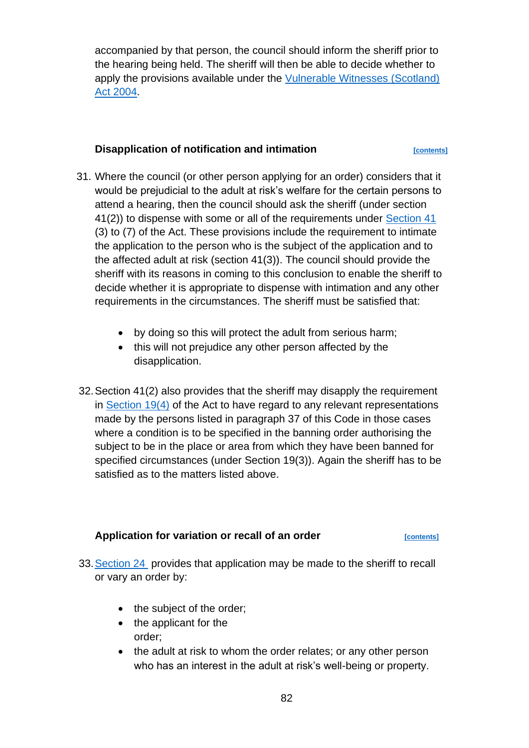accompanied by that person, the council should inform the sheriff prior to the hearing being held. The sheriff will then be able to decide whether to apply the provisions available under the Vulnerable Witnesses (Scotland) Act 2004.

### Disapplication of notification and intimation [contents]

31. Where the council (or other person applying for an order) considers that it would be prejudicial to the adult at risk's welfare for the certain persons to attend a hearing, then the council should ask the sheriff (under section 41(2)) to dispense with some or all of the requirements under Section 41 (3) to (7) of the Act. These provisions include the requirement to intimate the application to the person who is the subject of the application and to the affected adult at risk (section 41(3)). The council should provide the sheriff with its reasons in coming to this conclusion to enable the sheriff to decide whether it is appropriate to dispense with intimation and any other requirements in the circumstances. The sheriff must be satisfied that:

   - by doing so this will protect the adult from serious harm;
   - this will not prejudice any other person affected by the disapplication.

32. Section 41(2) also provides that the sheriff may disapply the requirement in Section 19(4) of the Act to have regard to any relevant representations made by the persons listed in paragraph 37 of this Code in those cases where a condition is to be specified in the banning order authorising the subject to be in the place or area from which they have been banned for specified circumstances (under Section 19(3)). Again the sheriff has to be satisfied as to the matters listed above.

### Application for variation or recall of an order [contents]

33. Section 24 provides that application may be made to the sheriff to recall or vary an order by:

   - the subject of the order;
   - the applicant for the order;
   - the adult at risk to whom the order relates; or any other person who has an interest in the adult at risk's well-being or property.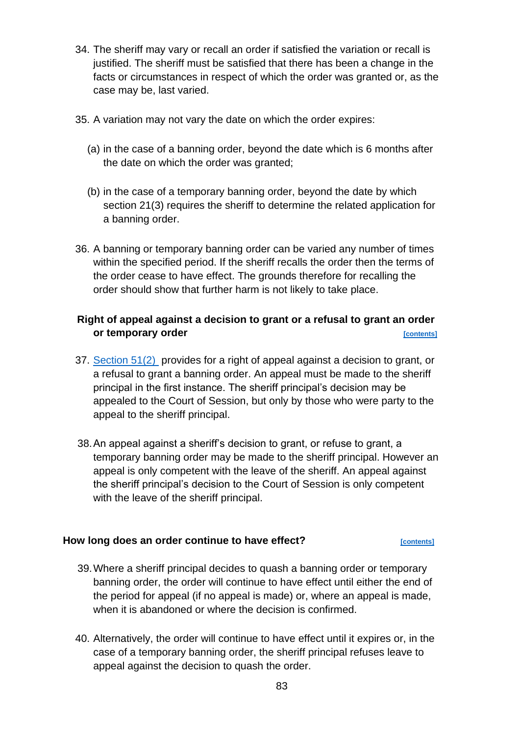34. The sheriff may vary or recall an order if satisfied the variation or recall is justified. The sheriff must be satisfied that there has been a change in the facts or circumstances in respect of which the order was granted or, as the case may be, last varied.

35. A variation may not vary the date on which the order expires:

    (a) in the case of a banning order, beyond the date which is 6 months after the date on which the order was granted;

    (b) in the case of a temporary banning order, beyond the date by which section 21(3) requires the sheriff to determine the related application for a banning order.

36. A banning or temporary banning order can be varied any number of times within the specified period. If the sheriff recalls the order then the terms of the order cease to have effect. The grounds therefore for recalling the order should show that further harm is not likely to take place.

### Right of appeal against a decision to grant or a refusal to grant an order or temporary order [contents]

37. Section 51(2) provides for a right of appeal against a decision to grant, or a refusal to grant a banning order. An appeal must be made to the sheriff principal in the first instance. The sheriff principal's decision may be appealed to the Court of Session, but only by those who were party to the appeal to the sheriff principal.

38. An appeal against a sheriff's decision to grant, or refuse to grant, a temporary banning order may be made to the sheriff principal. However an appeal is only competent with the leave of the sheriff. An appeal against the sheriff principal's decision to the Court of Session is only competent with the leave of the sheriff principal.

### How long does an order continue to have effect? [contents]

39. Where a sheriff principal decides to quash a banning order or temporary banning order, the order will continue to have effect until either the end of the period for appeal (if no appeal is made) or, where an appeal is made, when it is abandoned or where the decision is confirmed.

40. Alternatively, the order will continue to have effect until it expires or, in the case of a temporary banning order, the sheriff principal refuses leave to appeal against the decision to quash the order.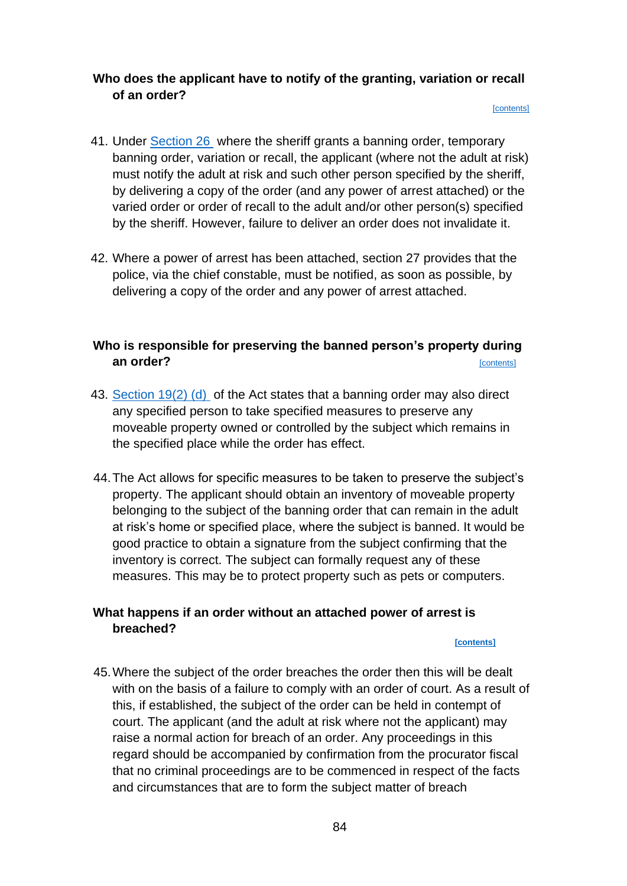### Who does the applicant have to notify of the granting, variation or recall of an order?

[contents]

41. Under Section 26 where the sheriff grants a banning order, temporary banning order, variation or recall, the applicant (where not the adult at risk) must notify the adult at risk and such other person specified by the sheriff, by delivering a copy of the order (and any power of arrest attached) or the varied order or order of recall to the adult and/or other person(s) specified by the sheriff. However, failure to deliver an order does not invalidate it.

42. Where a power of arrest has been attached, section 27 provides that the police, via the chief constable, must be notified, as soon as possible, by delivering a copy of the order and any power of arrest attached.

### Who is responsible for preserving the banned person's property during an order?

[contents]

43. Section 19(2) (d) of the Act states that a banning order may also direct any specified person to take specified measures to preserve any moveable property owned or controlled by the subject which remains in the specified place while the order has effect.

44. The Act allows for specific measures to be taken to preserve the subject's property. The applicant should obtain an inventory of moveable property belonging to the subject of the banning order that can remain in the adult at risk's home or specified place, where the subject is banned. It would be good practice to obtain a signature from the subject confirming that the inventory is correct. The subject can formally request any of these measures. This may be to protect property such as pets or computers.

### What happens if an order without an attached power of arrest is breached?

[contents]

45. Where the subject of the order breaches the order then this will be dealt with on the basis of a failure to comply with an order of court. As a result of this, if established, the subject of the order can be held in contempt of court. The applicant (and the adult at risk where not the applicant) may raise a normal action for breach of an order. Any proceedings in this regard should be accompanied by confirmation from the procurator fiscal that no criminal proceedings are to be commenced in respect of the facts and circumstances that are to form the subject matter of breach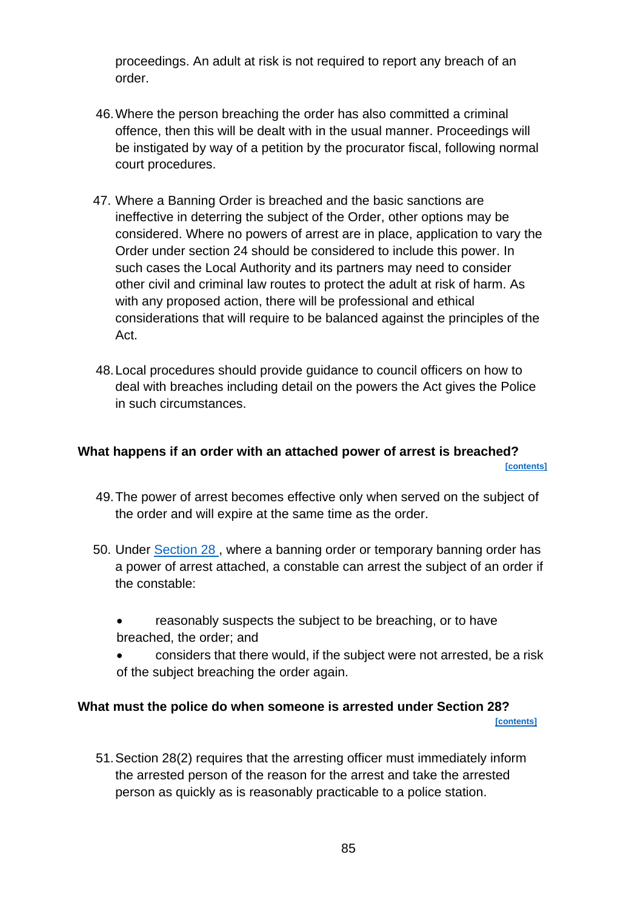proceedings. An adult at risk is not required to report any breach of an order.

46. Where the person breaching the order has also committed a criminal offence, then this will be dealt with in the usual manner. Proceedings will be instigated by way of a petition by the procurator fiscal, following normal court procedures.

47. Where a Banning Order is breached and the basic sanctions are ineffective in deterring the subject of the Order, other options may be considered. Where no powers of arrest are in place, application to vary the Order under section 24 should be considered to include this power. In such cases the Local Authority and its partners may need to consider other civil and criminal law routes to protect the adult at risk of harm. As with any proposed action, there will be professional and ethical considerations that will require to be balanced against the principles of the Act.

48. Local procedures should provide guidance to council officers on how to deal with breaches including detail on the powers the Act gives the Police in such circumstances.

### What happens if an order with an attached power of arrest is breached?

[contents]

49. The power of arrest becomes effective only when served on the subject of the order and will expire at the same time as the order.

50. Under Section 28 , where a banning order or temporary banning order has a power of arrest attached, a constable can arrest the subject of an order if the constable:

- reasonably suspects the subject to be breaching, or to have breached, the order; and
- considers that there would, if the subject were not arrested, be a risk of the subject breaching the order again.

### What must the police do when someone is arrested under Section 28?

[contents]

51. Section 28(2) requires that the arresting officer must immediately inform the arrested person of the reason for the arrest and take the arrested person as quickly as is reasonably practicable to a police station.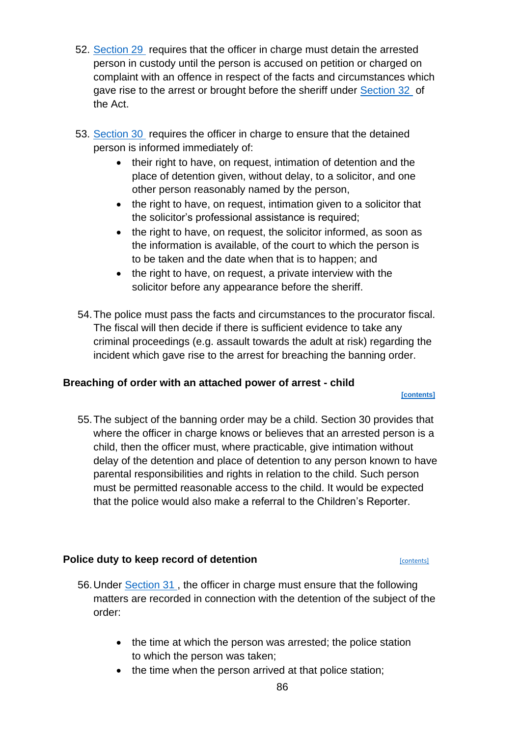52. Section 29 requires that the officer in charge must detain the arrested person in custody until the person is accused on petition or charged on complaint with an offence in respect of the facts and circumstances which gave rise to the arrest or brought before the sheriff under Section 32 of the Act.

53. Section 30 requires the officer in charge to ensure that the detained person is informed immediately of:
    - their right to have, on request, intimation of detention and the place of detention given, without delay, to a solicitor, and one other person reasonably named by the person,
    - the right to have, on request, intimation given to a solicitor that the solicitor's professional assistance is required;
    - the right to have, on request, the solicitor informed, as soon as the information is available, of the court to which the person is to be taken and the date when that is to happen; and
    - the right to have, on request, a private interview with the solicitor before any appearance before the sheriff.

54. The police must pass the facts and circumstances to the procurator fiscal. The fiscal will then decide if there is sufficient evidence to take any criminal proceedings (e.g. assault towards the adult at risk) regarding the incident which gave rise to the arrest for breaching the banning order.

### Breaching of order with an attached power of arrest - child

[contents]

55. The subject of the banning order may be a child. Section 30 provides that where the officer in charge knows or believes that an arrested person is a child, then the officer must, where practicable, give intimation without delay of the detention and place of detention to any person known to have parental responsibilities and rights in relation to the child. Such person must be permitted reasonable access to the child. It would be expected that the police would also make a referral to the Children's Reporter.

### Police duty to keep record of detention

[contents]

56. Under Section 31 , the officer in charge must ensure that the following matters are recorded in connection with the detention of the subject of the order:
    - the time at which the person was arrested; the police station to which the person was taken;
    - the time when the person arrived at that police station;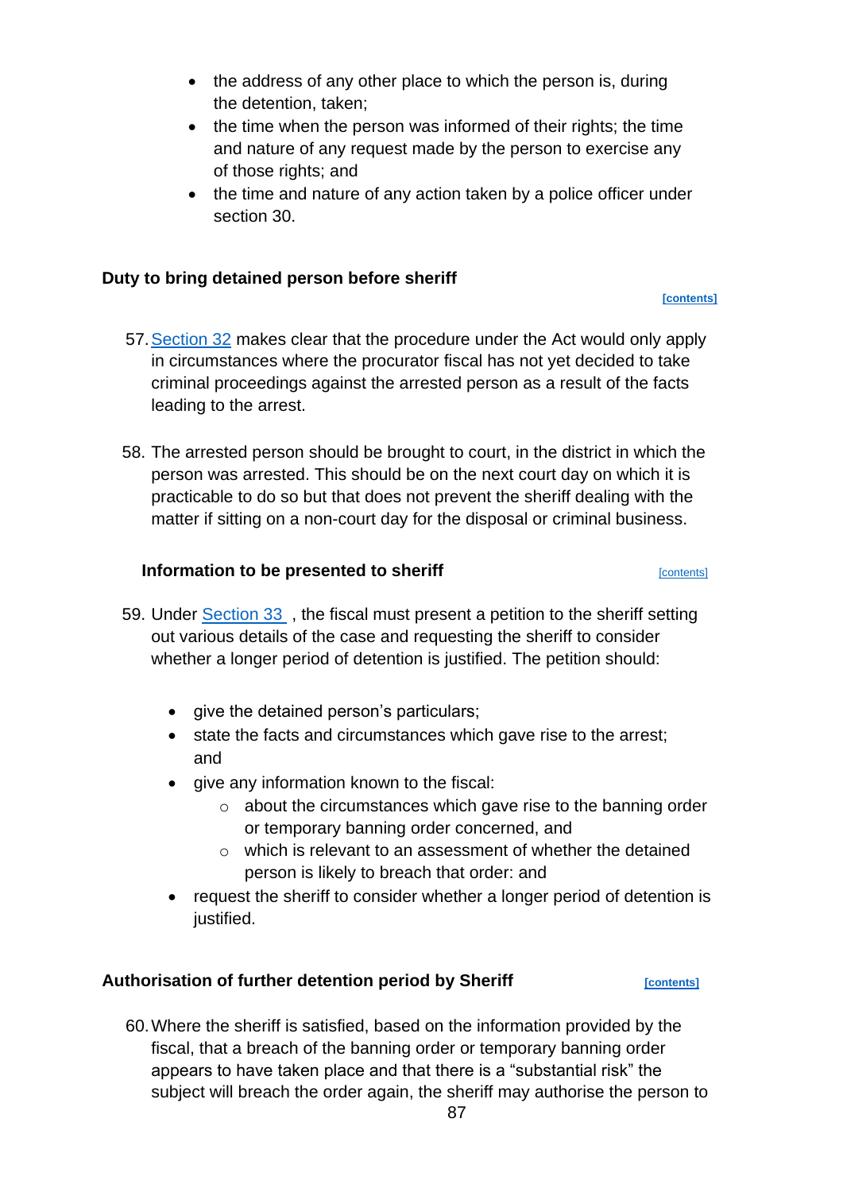- the address of any other place to which the person is, during the detention, taken;
- the time when the person was informed of their rights; the time and nature of any request made by the person to exercise any of those rights; and
- the time and nature of any action taken by a police officer under section 30.

### Duty to bring detained person before sheriff

[contents]

57. Section 32 makes clear that the procedure under the Act would only apply in circumstances where the procurator fiscal has not yet decided to take criminal proceedings against the arrested person as a result of the facts leading to the arrest.

58. The arrested person should be brought to court, in the district in which the person was arrested. This should be on the next court day on which it is practicable to do so but that does not prevent the sheriff dealing with the matter if sitting on a non-court day for the disposal or criminal business.

### Information to be presented to sheriff

[contents]

59. Under Section 33 , the fiscal must present a petition to the sheriff setting out various details of the case and requesting the sheriff to consider whether a longer period of detention is justified. The petition should:

- give the detained person's particulars;
- state the facts and circumstances which gave rise to the arrest; and
- give any information known to the fiscal:
  - about the circumstances which gave rise to the banning order or temporary banning order concerned, and
  - which is relevant to an assessment of whether the detained person is likely to breach that order: and
- request the sheriff to consider whether a longer period of detention is justified.

### Authorisation of further detention period by Sheriff

[contents]

60. Where the sheriff is satisfied, based on the information provided by the fiscal, that a breach of the banning order or temporary banning order appears to have taken place and that there is a "substantial risk" the subject will breach the order again, the sheriff may authorise the person to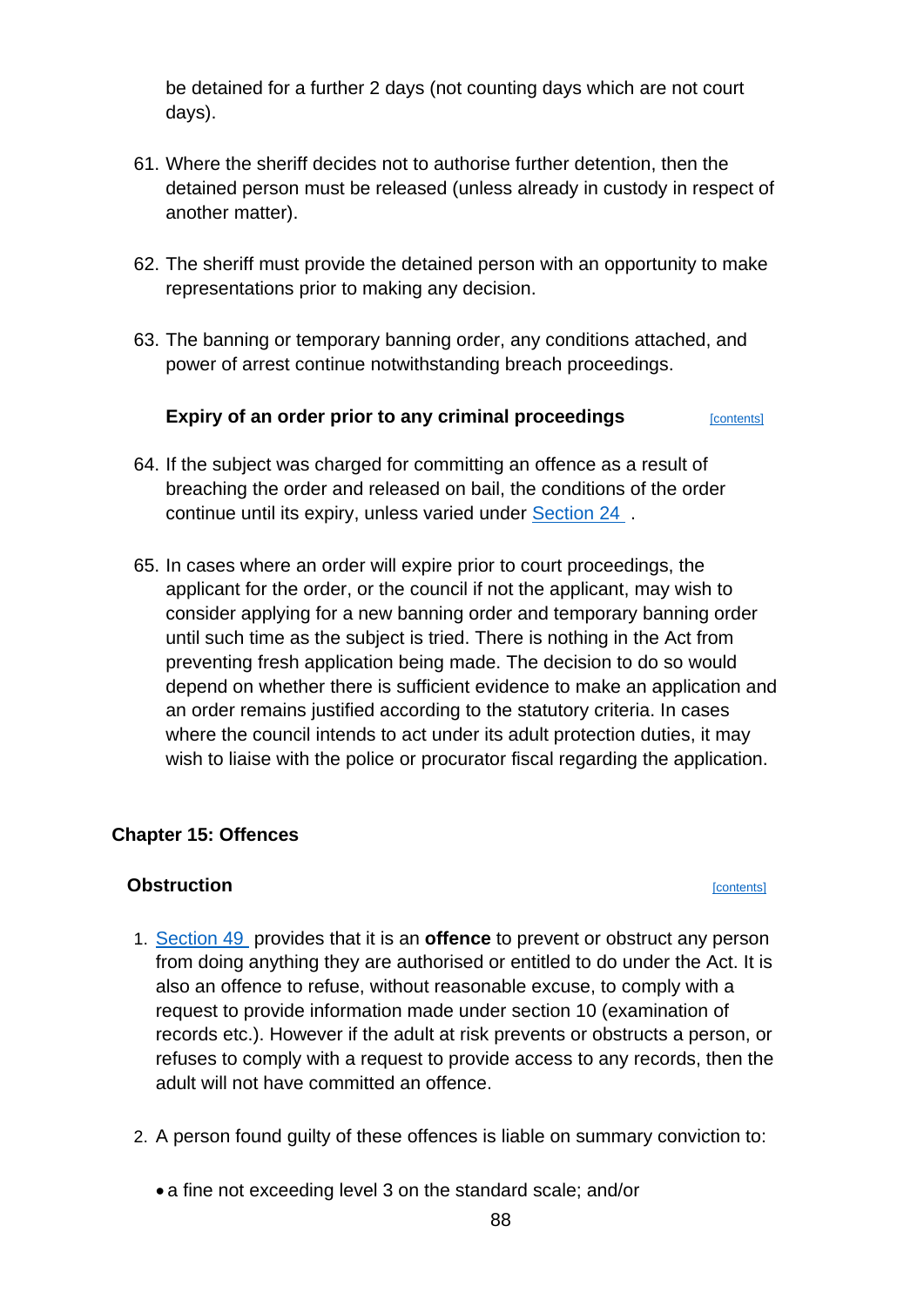be detained for a further 2 days (not counting days which are not court days).

61. Where the sheriff decides not to authorise further detention, then the detained person must be released (unless already in custody in respect of another matter).

62. The sheriff must provide the detained person with an opportunity to make representations prior to making any decision.

63. The banning or temporary banning order, any conditions attached, and power of arrest continue notwithstanding breach proceedings.

### Expiry of an order prior to any criminal proceedings

[contents]

64. If the subject was charged for committing an offence as a result of breaching the order and released on bail, the conditions of the order continue until its expiry, unless varied under Section 24 .

65. In cases where an order will expire prior to court proceedings, the applicant for the order, or the council if not the applicant, may wish to consider applying for a new banning order and temporary banning order until such time as the subject is tried. There is nothing in the Act from preventing fresh application being made. The decision to do so would depend on whether there is sufficient evidence to make an application and an order remains justified according to the statutory criteria. In cases where the council intends to act under its adult protection duties, it may wish to liaise with the police or procurator fiscal regarding the application.

## Chapter 15: Offences

### Obstruction

[contents]

1. Section 49 provides that it is an **offence** to prevent or obstruct any person from doing anything they are authorised or entitled to do under the Act. It is also an offence to refuse, without reasonable excuse, to comply with a request to provide information made under section 10 (examination of records etc.). However if the adult at risk prevents or obstructs a person, or refuses to comply with a request to provide access to any records, then the adult will not have committed an offence.

2. A person found guilty of these offences is liable on summary conviction to:

   - a fine not exceeding level 3 on the standard scale; and/or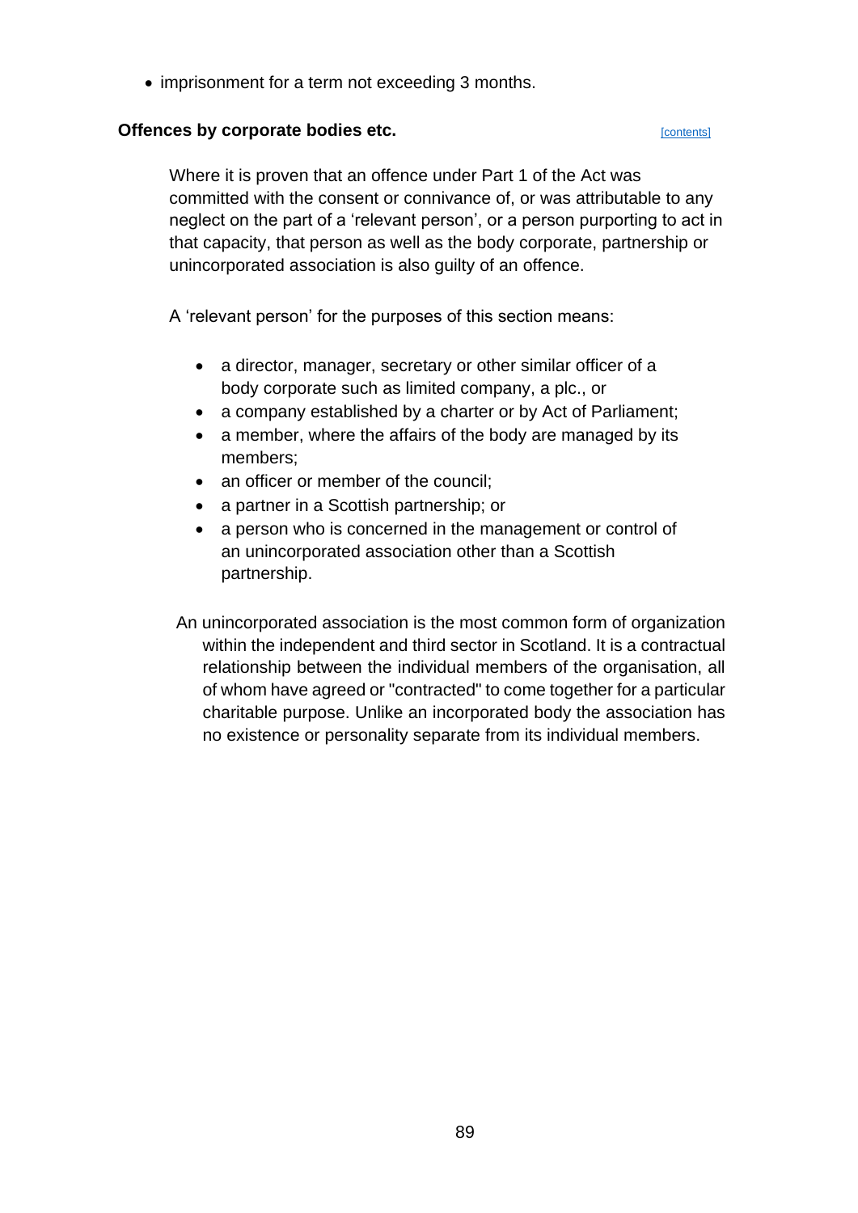- imprisonment for a term not exceeding 3 months.

### Offences by corporate bodies etc.

[contents]

Where it is proven that an offence under Part 1 of the Act was committed with the consent or connivance of, or was attributable to any neglect on the part of a 'relevant person', or a person purporting to act in that capacity, that person as well as the body corporate, partnership or unincorporated association is also guilty of an offence.

A 'relevant person' for the purposes of this section means:

- a director, manager, secretary or other similar officer of a body corporate such as limited company, a plc., or
- a company established by a charter or by Act of Parliament;
- a member, where the affairs of the body are managed by its members;
- an officer or member of the council;
- a partner in a Scottish partnership; or
- a person who is concerned in the management or control of an unincorporated association other than a Scottish partnership.

An unincorporated association is the most common form of organization within the independent and third sector in Scotland. It is a contractual relationship between the individual members of the organisation, all of whom have agreed or "contracted" to come together for a particular charitable purpose. Unlike an incorporated body the association has no existence or personality separate from its individual members.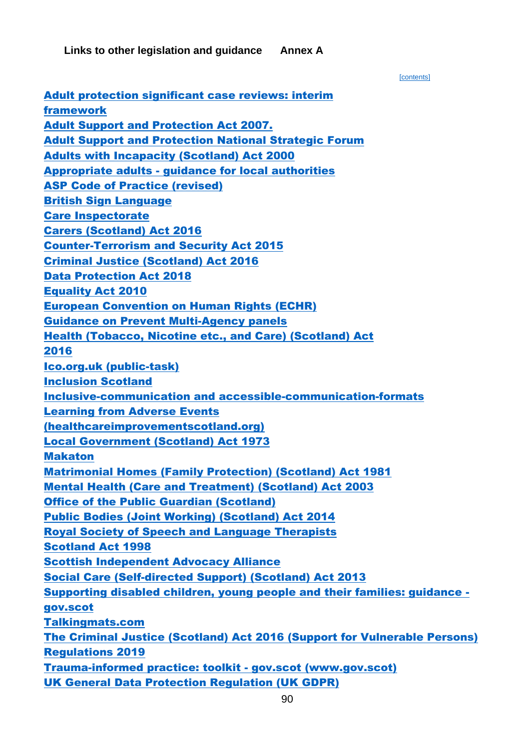## Links to other legislation and guidance Annex A

[contents]

**Adult protection significant case reviews: interim framework**
**Adult Support and Protection Act 2007.**
**Adult Support and Protection National Strategic Forum**
**Adults with Incapacity (Scotland) Act 2000**
**Appropriate adults - guidance for local authorities**
**ASP Code of Practice (revised)**
**British Sign Language**
**Care Inspectorate**
**Carers (Scotland) Act 2016**
**Counter-Terrorism and Security Act 2015**
**Criminal Justice (Scotland) Act 2016**
**Data Protection Act 2018**
**Equality Act 2010**
**European Convention on Human Rights (ECHR)**
**Guidance on Prevent Multi-Agency panels**
**Health (Tobacco, Nicotine etc., and Care) (Scotland) Act 2016**
**Ico.org.uk (public-task)**
**Inclusion Scotland**
**Inclusive-communication and accessible-communication-formats**
**Learning from Adverse Events (healthcareimprovementscotland.org)**
**Local Government (Scotland) Act 1973**
**Makaton**
**Matrimonial Homes (Family Protection) (Scotland) Act 1981**
**Mental Health (Care and Treatment) (Scotland) Act 2003**
**Office of the Public Guardian (Scotland)**
**Public Bodies (Joint Working) (Scotland) Act 2014**
**Royal Society of Speech and Language Therapists**
**Scotland Act 1998**
**Scottish Independent Advocacy Alliance**
**Social Care (Self-directed Support) (Scotland) Act 2013**
**Supporting disabled children, young people and their families: guidance - gov.scot**
**Talkingmats.com**
**The Criminal Justice (Scotland) Act 2016 (Support for Vulnerable Persons) Regulations 2019**
**Trauma-informed practice: toolkit - gov.scot (www.gov.scot)**
**UK General Data Protection Regulation (UK GDPR)**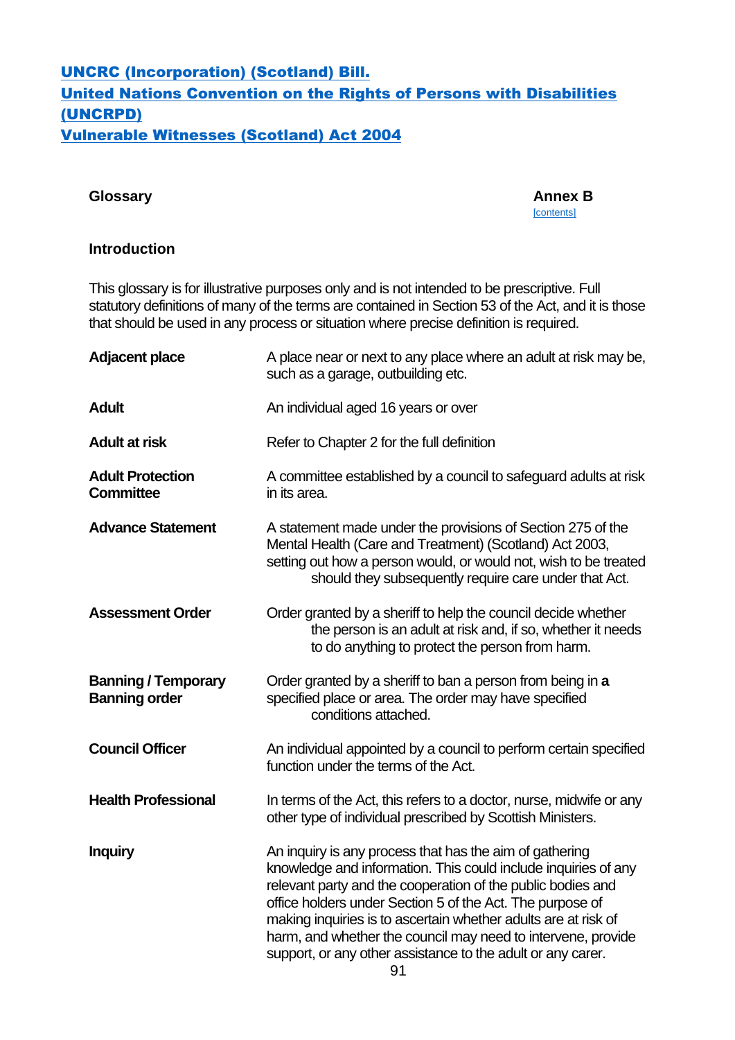[UNCRC (Incorporation) (Scotland) Bill.](#)
[United Nations Convention on the Rights of Persons with Disabilities (UNCRPD)](#)
[Vulnerable Witnesses (Scotland) Act 2004](#)

## Glossary

**Annex B**
[contents]

### Introduction

This glossary is for illustrative purposes only and is not intended to be prescriptive. Full statutory definitions of many of the terms are contained in Section 53 of the Act, and it is those that should be used in any process or situation where precise definition is required.

| | |
|---|---|
| **Adjacent place** | A place near or next to any place where an adult at risk may be, such as a garage, outbuilding etc. |
| **Adult** | An individual aged 16 years or over |
| **Adult at risk** | Refer to Chapter 2 for the full definition |
| **Adult Protection Committee** | A committee established by a council to safeguard adults at risk in its area. |
| **Advance Statement** | A statement made under the provisions of Section 275 of the Mental Health (Care and Treatment) (Scotland) Act 2003, setting out how a person would, or would not, wish to be treated should they subsequently require care under that Act. |
| **Assessment Order** | Order granted by a sheriff to help the council decide whether the person is an adult at risk and, if so, whether it needs to do anything to protect the person from harm. |
| **Banning / Temporary Banning order** | Order granted by a sheriff to ban a person from being in **a** specified place or area. The order may have specified conditions attached. |
| **Council Officer** | An individual appointed by a council to perform certain specified function under the terms of the Act. |
| **Health Professional** | In terms of the Act, this refers to a doctor, nurse, midwife or any other type of individual prescribed by Scottish Ministers. |
| **Inquiry** | An inquiry is any process that has the aim of gathering knowledge and information. This could include inquiries of any relevant party and the cooperation of the public bodies and office holders under Section 5 of the Act. The purpose of making inquiries is to ascertain whether adults are at risk of harm, and whether the council may need to intervene, provide support, or any other assistance to the adult or any carer. |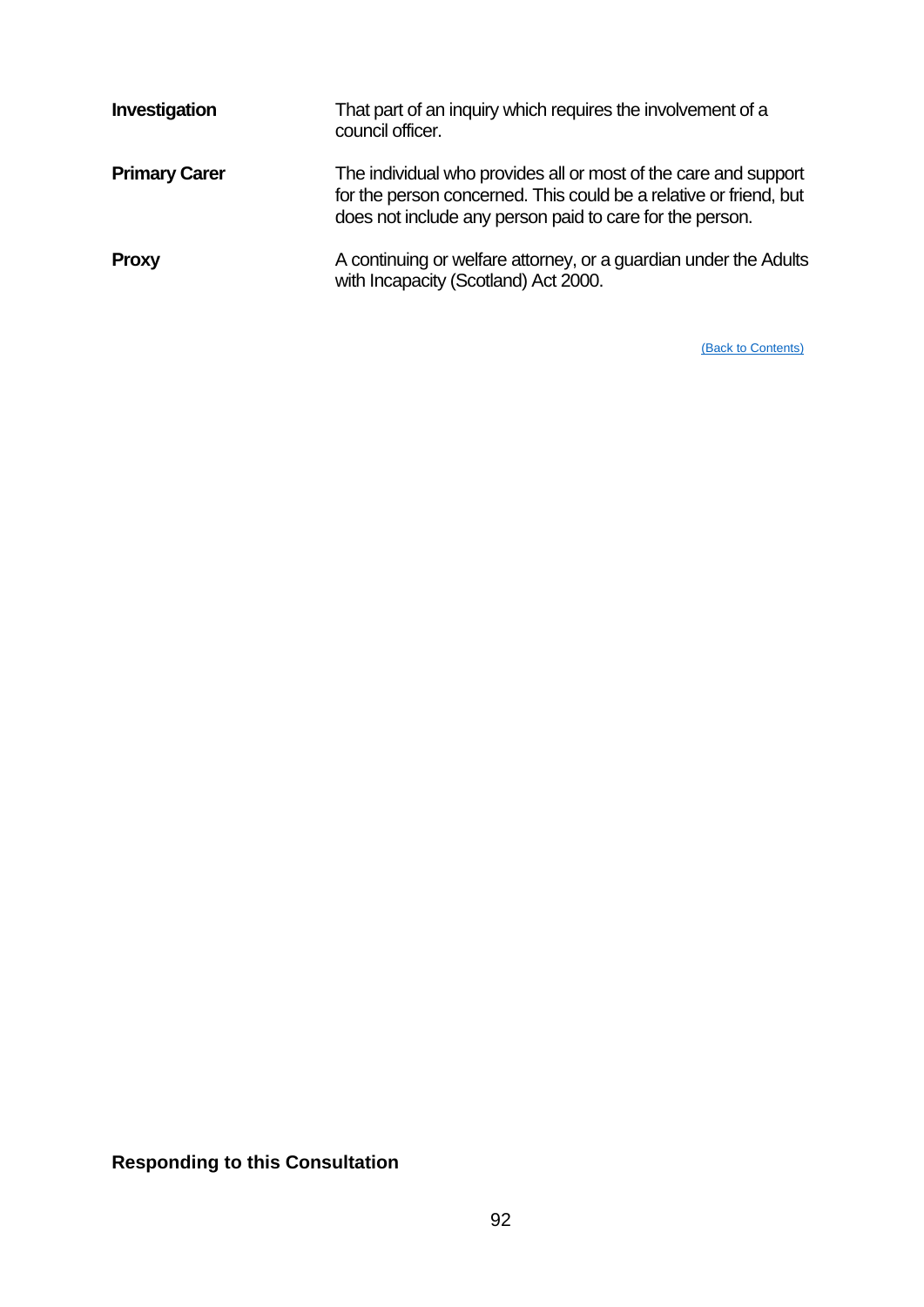| | |
|---|---|
| **Investigation** | That part of an inquiry which requires the involvement of a council officer. |
| **Primary Carer** | The individual who provides all or most of the care and support for the person concerned. This could be a relative or friend, but does not include any person paid to care for the person. |
| **Proxy** | A continuing or welfare attorney, or a guardian under the Adults with Incapacity (Scotland) Act 2000. |

(Back to Contents)

## Responding to this Consultation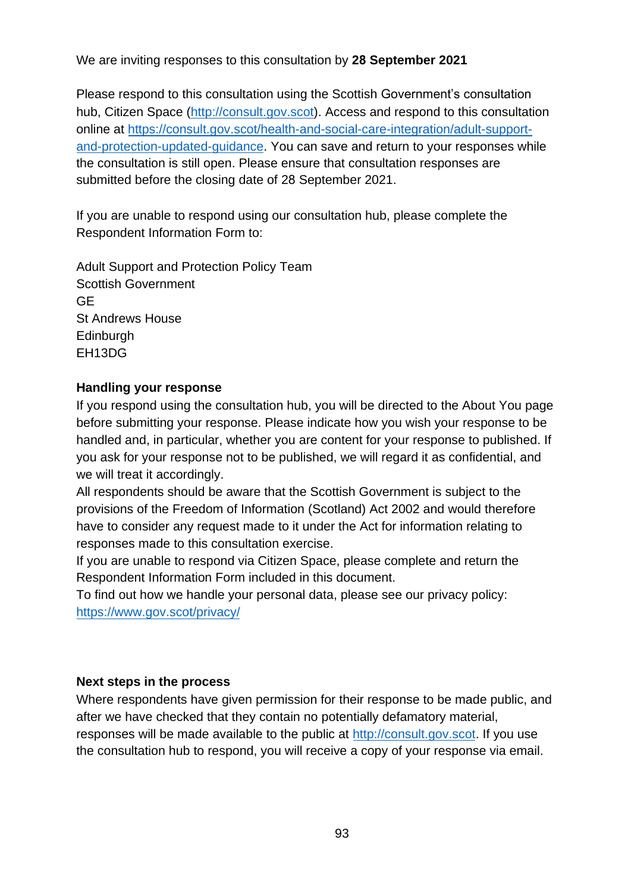We are inviting responses to this consultation by **28 September 2021**

Please respond to this consultation using the Scottish Government's consultation hub, Citizen Space (http://consult.gov.scot). Access and respond to this consultation online at https://consult.gov.scot/health-and-social-care-integration/adult-support-and-protection-updated-guidance. You can save and return to your responses while the consultation is still open. Please ensure that consultation responses are submitted before the closing date of 28 September 2021.

If you are unable to respond using our consultation hub, please complete the Respondent Information Form to:

Adult Support and Protection Policy Team
Scottish Government
GE
St Andrews House
Edinburgh
EH13DG

**Handling your response**

If you respond using the consultation hub, you will be directed to the About You page before submitting your response. Please indicate how you wish your response to be handled and, in particular, whether you are content for your response to published. If you ask for your response not to be published, we will regard it as confidential, and we will treat it accordingly.

All respondents should be aware that the Scottish Government is subject to the provisions of the Freedom of Information (Scotland) Act 2002 and would therefore have to consider any request made to it under the Act for information relating to responses made to this consultation exercise.

If you are unable to respond via Citizen Space, please complete and return the Respondent Information Form included in this document.

To find out how we handle your personal data, please see our privacy policy: https://www.gov.scot/privacy/

**Next steps in the process**

Where respondents have given permission for their response to be made public, and after we have checked that they contain no potentially defamatory material, responses will be made available to the public at http://consult.gov.scot. If you use the consultation hub to respond, you will receive a copy of your response via email.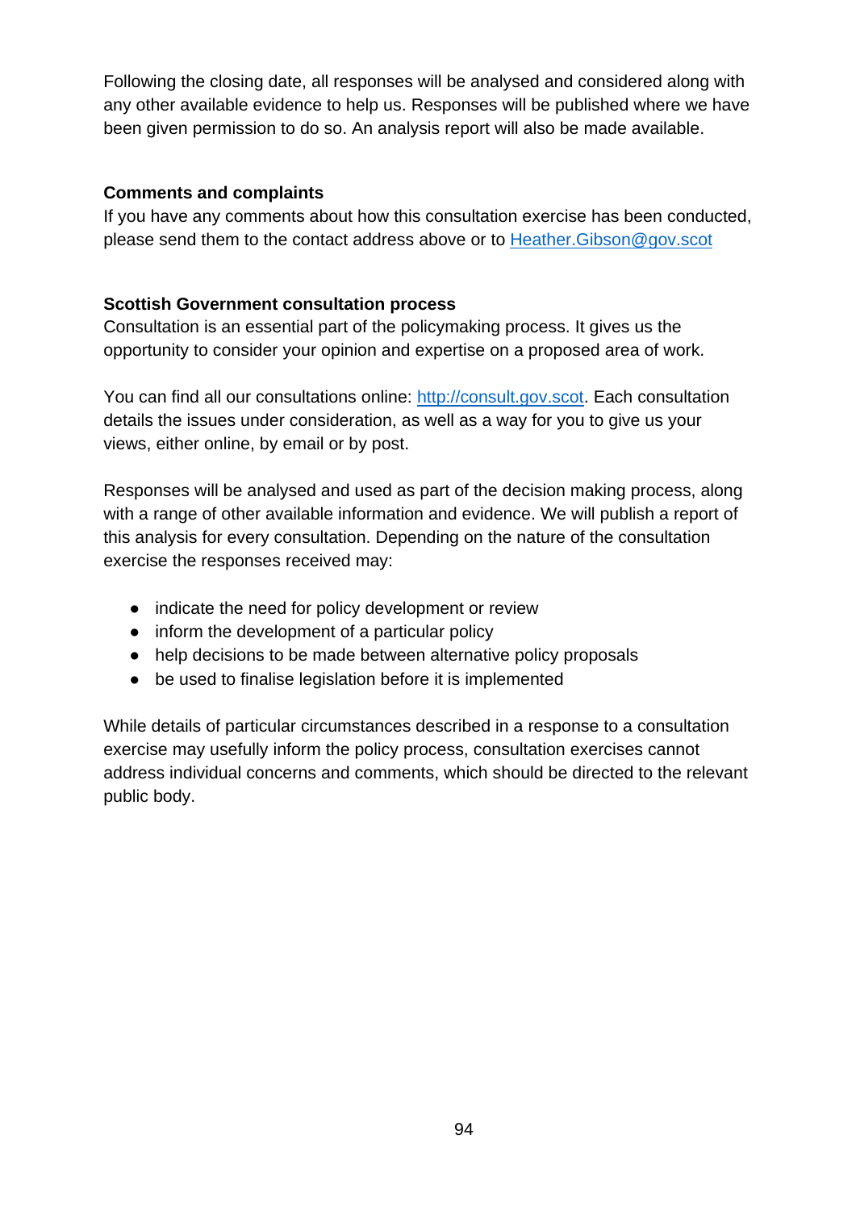Following the closing date, all responses will be analysed and considered along with any other available evidence to help us. Responses will be published where we have been given permission to do so. An analysis report will also be made available.

**Comments and complaints**

If you have any comments about how this consultation exercise has been conducted, please send them to the contact address above or to [Heather.Gibson@gov.scot](mailto:Heather.Gibson@gov.scot)

**Scottish Government consultation process**

Consultation is an essential part of the policymaking process. It gives us the opportunity to consider your opinion and expertise on a proposed area of work.

You can find all our consultations online: [http://consult.gov.scot](http://consult.gov.scot). Each consultation details the issues under consideration, as well as a way for you to give us your views, either online, by email or by post.

Responses will be analysed and used as part of the decision making process, along with a range of other available information and evidence. We will publish a report of this analysis for every consultation. Depending on the nature of the consultation exercise the responses received may:

- indicate the need for policy development or review
- inform the development of a particular policy
- help decisions to be made between alternative policy proposals
- be used to finalise legislation before it is implemented

While details of particular circumstances described in a response to a consultation exercise may usefully inform the policy process, consultation exercises cannot address individual concerns and comments, which should be directed to the relevant public body.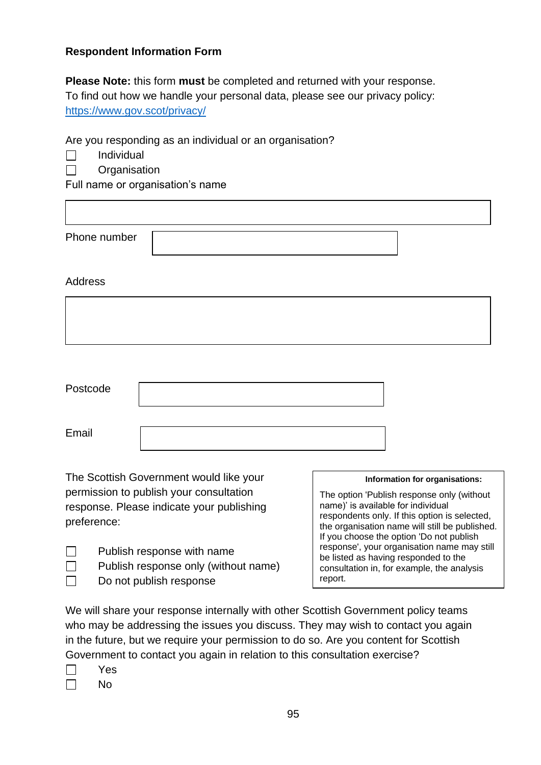**Respondent Information Form**

**Please Note:** this form **must** be completed and returned with your response.
To find out how we handle your personal data, please see our privacy policy: [https://www.gov.scot/privacy/](https://www.gov.scot/privacy/)

Are you responding as an individual or an organisation?

☐ Individual

☐ Organisation

Full name or organisation's name

| |
|---|
| |

Phone number

| |
|---|
| |

Address

| |
|---|
| |

Postcode

| |
|---|
| |

Email

| |
|---|
| |

The Scottish Government would like your permission to publish your consultation response. Please indicate your publishing preference:

☐ Publish response with name

☐ Publish response only (without name)

☐ Do not publish response

> **Information for organisations:**
>
> The option 'Publish response only (without name)' is available for individual respondents only. If this option is selected, the organisation name will still be published.
> If you choose the option 'Do not publish response', your organisation name may still be listed as having responded to the consultation in, for example, the analysis report.

We will share your response internally with other Scottish Government policy teams who may be addressing the issues you discuss. They may wish to contact you again in the future, but we require your permission to do so. Are you content for Scottish Government to contact you again in relation to this consultation exercise?

☐ Yes

☐ No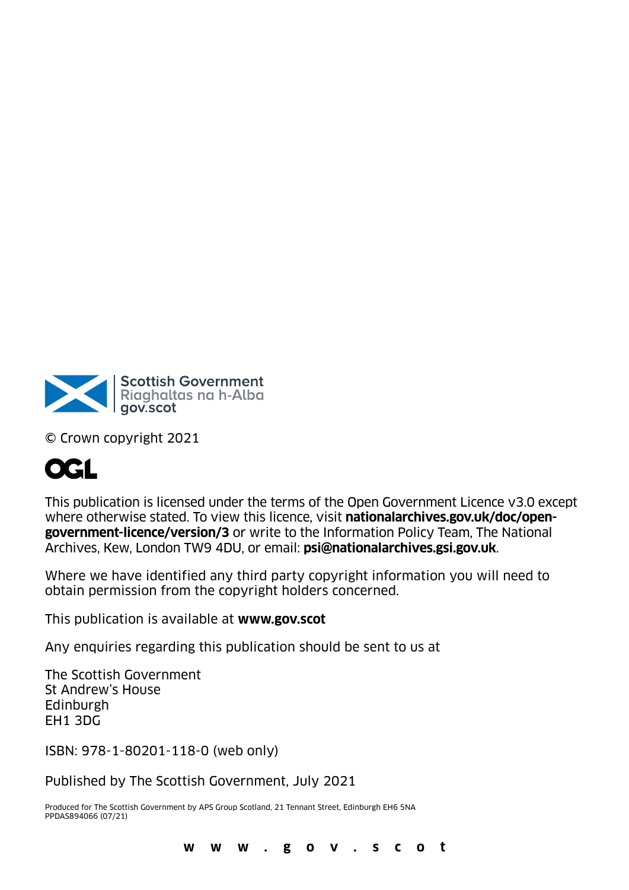Scottish Government
Riaghaltas na h-Alba
gov.scot

© Crown copyright 2021

OGL

This publication is licensed under the terms of the Open Government Licence v3.0 except where otherwise stated. To view this licence, visit **nationalarchives.gov.uk/doc/open-government-licence/version/3** or write to the Information Policy Team, The National Archives, Kew, London TW9 4DU, or email: **psi@nationalarchives.gsi.gov.uk**.

Where we have identified any third party copyright information you will need to obtain permission from the copyright holders concerned.

This publication is available at **www.gov.scot**

Any enquiries regarding this publication should be sent to us at

The Scottish Government
St Andrew's House
Edinburgh
EH1 3DG

ISBN: 978-1-80201-118-0 (web only)

Published by The Scottish Government, July 2021

Produced for The Scottish Government by APS Group Scotland, 21 Tennant Street, Edinburgh EH6 5NA
PPDAS894066 (07/21)

**w w w . g o v . s c o t**